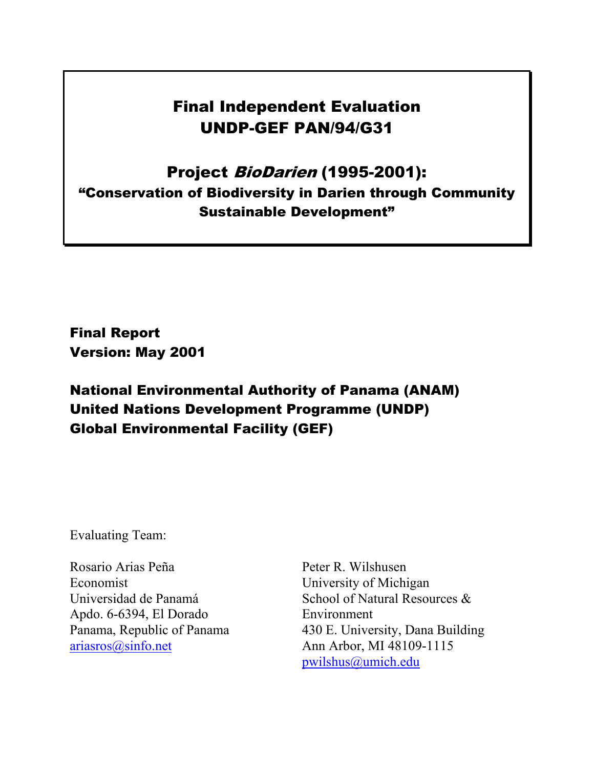# Final Independent Evaluation
# UNDP-GEF PAN/94/G31

## Project *BioDarien* (1995-2001):
### "Conservation of Biodiversity in Darien through Community Sustainable Development"

**Final Report**
**Version: May 2001**

**National Environmental Authority of Panama (ANAM)**
**United Nations Development Programme (UNDP)**
**Global Environmental Facility (GEF)**

Evaluating Team:

Rosario Arias Peña
Economist
Universidad de Panamá
Apdo. 6-6394, El Dorado
Panama, Republic of Panama
ariasros@sinfo.net

Peter R. Wilshusen
University of Michigan
School of Natural Resources & Environment
430 E. University, Dana Building
Ann Arbor, MI 48109-1115
pwilshus@umich.edu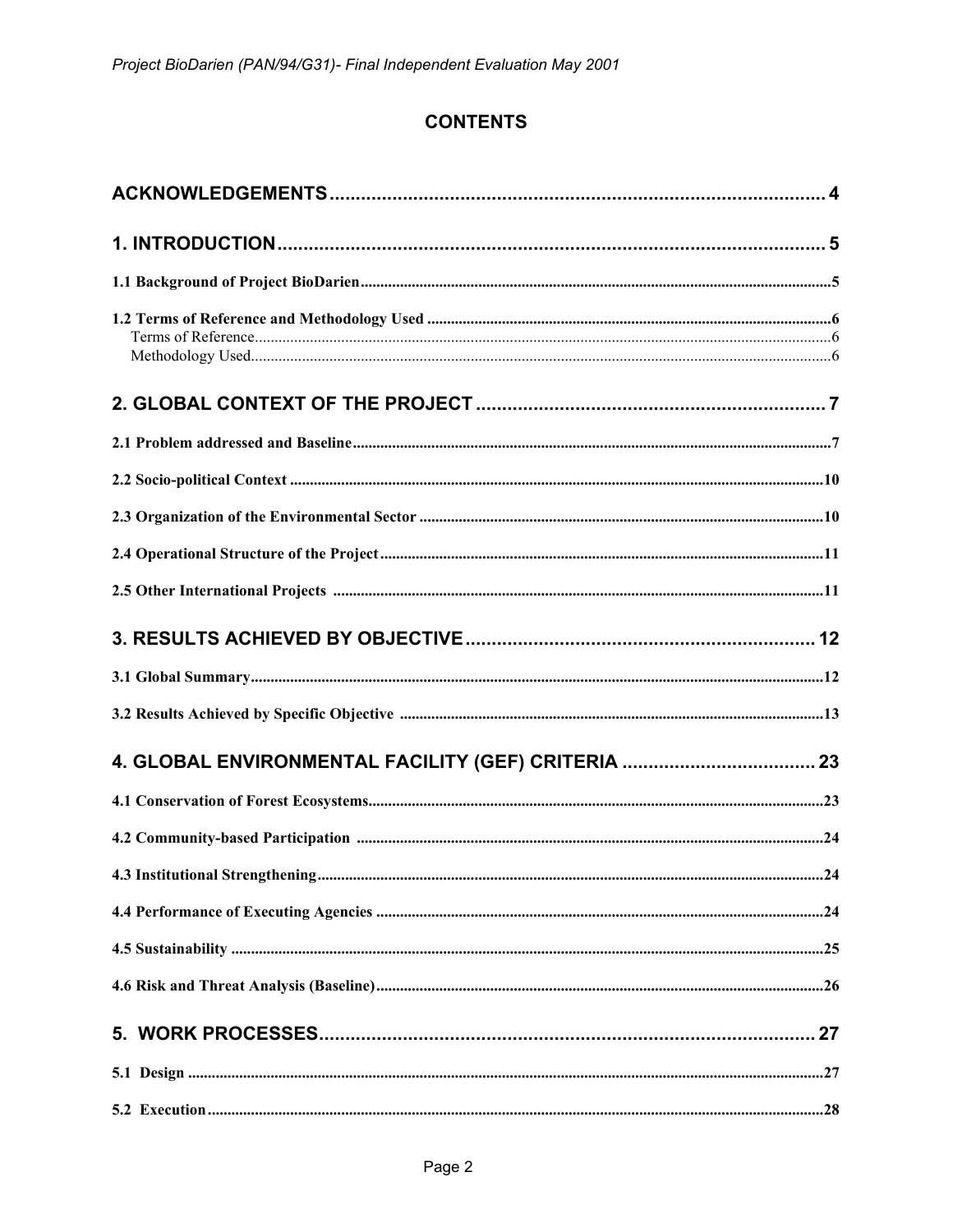# CONTENTS

**ACKNOWLEDGEMENTS** .......... 4

**1. INTRODUCTION** .......... 5

**1.1 Background of Project BioDarien** .......... 5

**1.2 Terms of Reference and Methodology Used** .......... 6
- Terms of Reference .......... 6
- Methodology Used .......... 6

**2. GLOBAL CONTEXT OF THE PROJECT** .......... 7

**2.1 Problem addressed and Baseline** .......... 7

**2.2 Socio-political Context** .......... 10

**2.3 Organization of the Environmental Sector** .......... 10

**2.4 Operational Structure of the Project** .......... 11

**2.5 Other International Projects** .......... 11

**3. RESULTS ACHIEVED BY OBJECTIVE** .......... 12

**3.1 Global Summary** .......... 12

**3.2 Results Achieved by Specific Objective** .......... 13

**4. GLOBAL ENVIRONMENTAL FACILITY (GEF) CRITERIA** .......... 23

**4.1 Conservation of Forest Ecosystems** .......... 23

**4.2 Community-based Participation** .......... 24

**4.3 Institutional Strengthening** .......... 24

**4.4 Performance of Executing Agencies** .......... 24

**4.5 Sustainability** .......... 25

**4.6 Risk and Threat Analysis (Baseline)** .......... 26

**5. WORK PROCESSES** .......... 27

**5.1 Design** .......... 27

**5.2 Execution** .......... 28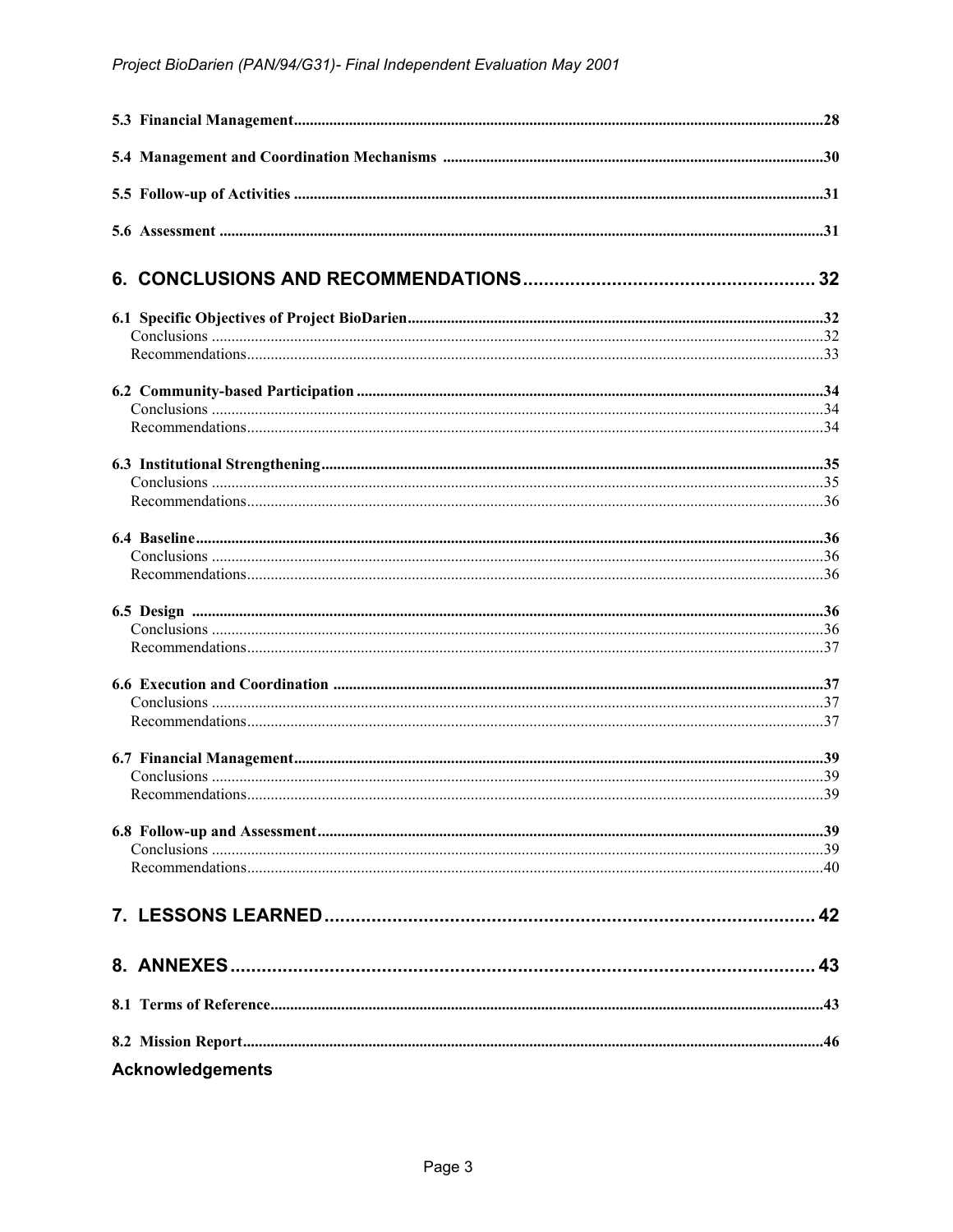5.3 Financial Management .....28

5.4 Management and Coordination Mechanisms .....30

5.5 Follow-up of Activities .....31

5.6 Assessment .....31

**6. CONCLUSIONS AND RECOMMENDATIONS .....32**

6.1 Specific Objectives of Project BioDarien .....32
- Conclusions .....32
- Recommendations .....33

6.2 Community-based Participation .....34
- Conclusions .....34
- Recommendations .....34

6.3 Institutional Strengthening .....35
- Conclusions .....35
- Recommendations .....36

6.4 Baseline .....36
- Conclusions .....36
- Recommendations .....36

6.5 Design .....36
- Conclusions .....36
- Recommendations .....37

6.6 Execution and Coordination .....37
- Conclusions .....37
- Recommendations .....37

6.7 Financial Management .....39
- Conclusions .....39
- Recommendations .....39

6.8 Follow-up and Assessment .....39
- Conclusions .....39
- Recommendations .....40

**7. LESSONS LEARNED .....42**

**8. ANNEXES .....43**

8.1 Terms of Reference .....43

8.2 Mission Report .....46

**Acknowledgements**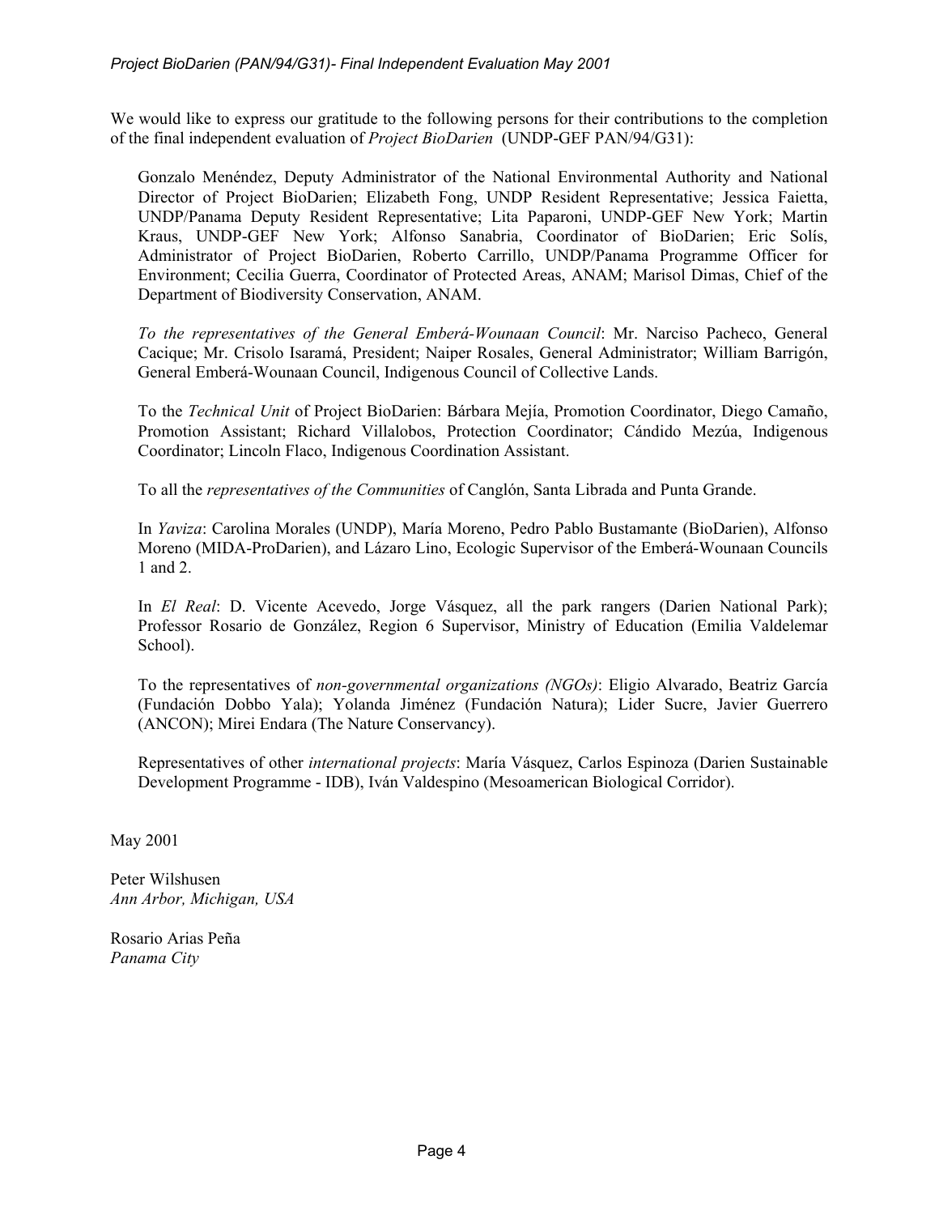We would like to express our gratitude to the following persons for their contributions to the completion of the final independent evaluation of *Project BioDarien* (UNDP-GEF PAN/94/G31):

Gonzalo Menéndez, Deputy Administrator of the National Environmental Authority and National Director of Project BioDarien; Elizabeth Fong, UNDP Resident Representative; Jessica Faietta, UNDP/Panama Deputy Resident Representative; Lita Paparoni, UNDP-GEF New York; Martin Kraus, UNDP-GEF New York; Alfonso Sanabria, Coordinator of BioDarien; Eric Solís, Administrator of Project BioDarien, Roberto Carrillo, UNDP/Panama Programme Officer for Environment; Cecilia Guerra, Coordinator of Protected Areas, ANAM; Marisol Dimas, Chief of the Department of Biodiversity Conservation, ANAM.

*To the representatives of the General Emberá-Wounaan Council*: Mr. Narciso Pacheco, General Cacique; Mr. Crisolo Isaramá, President; Naiper Rosales, General Administrator; William Barrigón, General Emberá-Wounaan Council, Indigenous Council of Collective Lands.

To the *Technical Unit* of Project BioDarien: Bárbara Mejía, Promotion Coordinator, Diego Camaño, Promotion Assistant; Richard Villalobos, Protection Coordinator; Cándido Mezúa, Indigenous Coordinator; Lincoln Flaco, Indigenous Coordination Assistant.

To all the *representatives of the Communities* of Canglón, Santa Librada and Punta Grande.

In *Yaviza*: Carolina Morales (UNDP), María Moreno, Pedro Pablo Bustamante (BioDarien), Alfonso Moreno (MIDA-ProDarien), and Lázaro Lino, Ecologic Supervisor of the Emberá-Wounaan Councils 1 and 2.

In *El Real*: D. Vicente Acevedo, Jorge Vásquez, all the park rangers (Darien National Park); Professor Rosario de González, Region 6 Supervisor, Ministry of Education (Emilia Valdelemar School).

To the representatives of *non-governmental organizations (NGOs)*: Eligio Alvarado, Beatriz García (Fundación Dobbo Yala); Yolanda Jiménez (Fundación Natura); Lider Sucre, Javier Guerrero (ANCON); Mirei Endara (The Nature Conservancy).

Representatives of other *international projects*: María Vásquez, Carlos Espinoza (Darien Sustainable Development Programme - IDB), Iván Valdespino (Mesoamerican Biological Corridor).

May 2001

Peter Wilshusen
*Ann Arbor, Michigan, USA*

Rosario Arias Peña
*Panama City*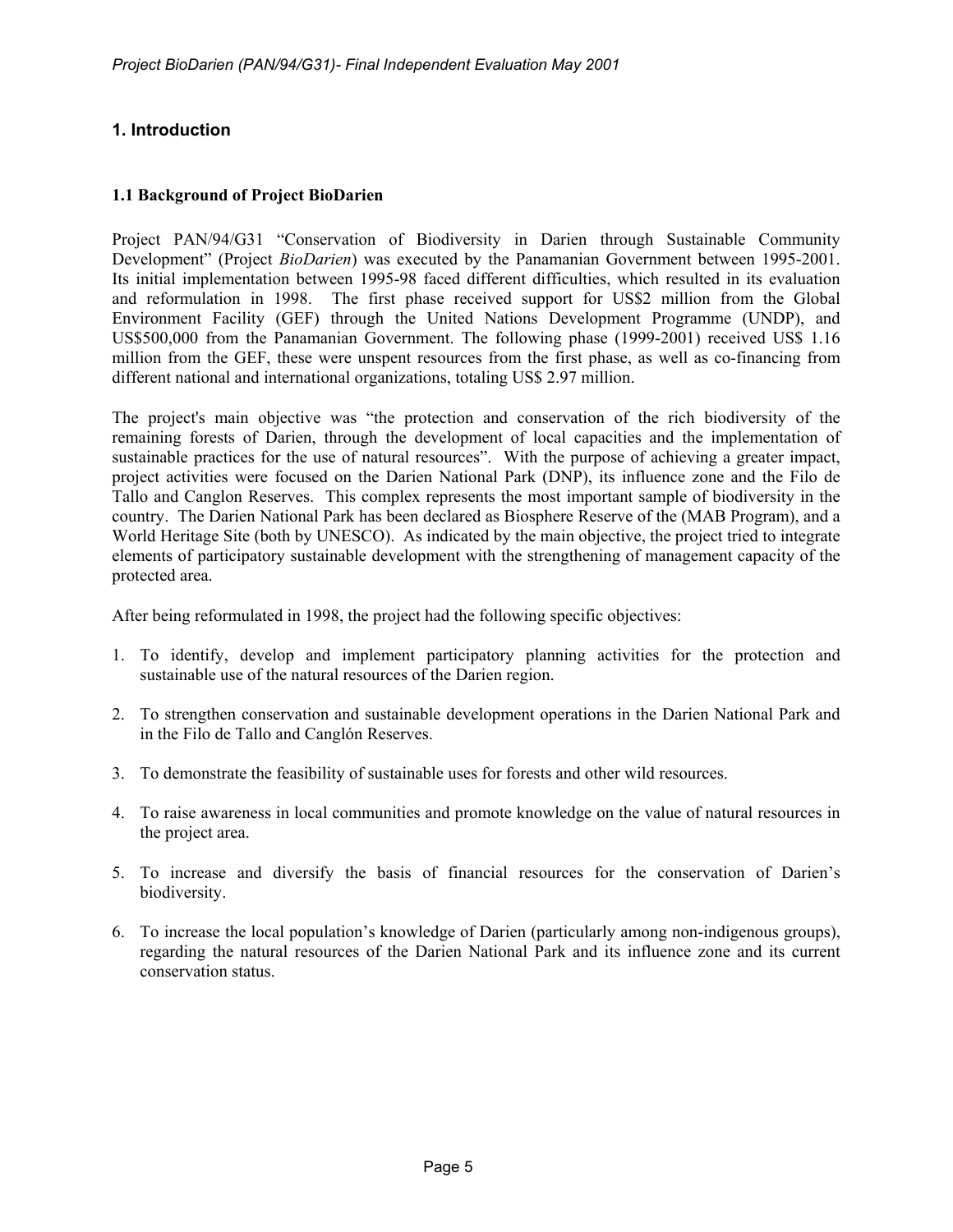## 1. Introduction

### 1.1 Background of Project BioDarien

Project PAN/94/G31 "Conservation of Biodiversity in Darien through Sustainable Community Development" (Project *BioDarien*) was executed by the Panamanian Government between 1995-2001. Its initial implementation between 1995-98 faced different difficulties, which resulted in its evaluation and reformulation in 1998. The first phase received support for US$2 million from the Global Environment Facility (GEF) through the United Nations Development Programme (UNDP), and US$500,000 from the Panamanian Government. The following phase (1999-2001) received US$ 1.16 million from the GEF, these were unspent resources from the first phase, as well as co-financing from different national and international organizations, totaling US$ 2.97 million.

The project's main objective was "the protection and conservation of the rich biodiversity of the remaining forests of Darien, through the development of local capacities and the implementation of sustainable practices for the use of natural resources". With the purpose of achieving a greater impact, project activities were focused on the Darien National Park (DNP), its influence zone and the Filo de Tallo and Canglon Reserves. This complex represents the most important sample of biodiversity in the country. The Darien National Park has been declared as Biosphere Reserve of the (MAB Program), and a World Heritage Site (both by UNESCO). As indicated by the main objective, the project tried to integrate elements of participatory sustainable development with the strengthening of management capacity of the protected area.

After being reformulated in 1998, the project had the following specific objectives:

1. To identify, develop and implement participatory planning activities for the protection and sustainable use of the natural resources of the Darien region.

2. To strengthen conservation and sustainable development operations in the Darien National Park and in the Filo de Tallo and Canglón Reserves.

3. To demonstrate the feasibility of sustainable uses for forests and other wild resources.

4. To raise awareness in local communities and promote knowledge on the value of natural resources in the project area.

5. To increase and diversify the basis of financial resources for the conservation of Darien's biodiversity.

6. To increase the local population's knowledge of Darien (particularly among non-indigenous groups), regarding the natural resources of the Darien National Park and its influence zone and its current conservation status.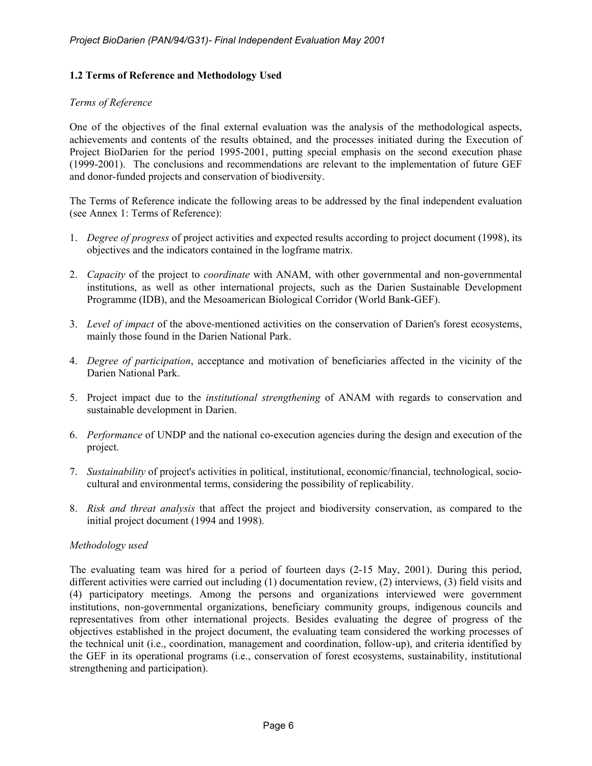## 1.2 Terms of Reference and Methodology Used

*Terms of Reference*

One of the objectives of the final external evaluation was the analysis of the methodological aspects, achievements and contents of the results obtained, and the processes initiated during the Execution of Project BioDarien for the period 1995-2001, putting special emphasis on the second execution phase (1999-2001). The conclusions and recommendations are relevant to the implementation of future GEF and donor-funded projects and conservation of biodiversity.

The Terms of Reference indicate the following areas to be addressed by the final independent evaluation (see Annex 1: Terms of Reference):

1. *Degree of progress* of project activities and expected results according to project document (1998), its objectives and the indicators contained in the logframe matrix.
2. *Capacity* of the project to *coordinate* with ANAM, with other governmental and non-governmental institutions, as well as other international projects, such as the Darien Sustainable Development Programme (IDB), and the Mesoamerican Biological Corridor (World Bank-GEF).
3. *Level of impact* of the above-mentioned activities on the conservation of Darien's forest ecosystems, mainly those found in the Darien National Park.
4. *Degree of participation*, acceptance and motivation of beneficiaries affected in the vicinity of the Darien National Park.
5. Project impact due to the *institutional strengthening* of ANAM with regards to conservation and sustainable development in Darien.
6. *Performance* of UNDP and the national co-execution agencies during the design and execution of the project.
7. *Sustainability* of project's activities in political, institutional, economic/financial, technological, socio-cultural and environmental terms, considering the possibility of replicability.
8. *Risk and threat analysis* that affect the project and biodiversity conservation, as compared to the initial project document (1994 and 1998).

*Methodology used*

The evaluating team was hired for a period of fourteen days (2-15 May, 2001). During this period, different activities were carried out including (1) documentation review, (2) interviews, (3) field visits and (4) participatory meetings. Among the persons and organizations interviewed were government institutions, non-governmental organizations, beneficiary community groups, indigenous councils and representatives from other international projects. Besides evaluating the degree of progress of the objectives established in the project document, the evaluating team considered the working processes of the technical unit (i.e., coordination, management and coordination, follow-up), and criteria identified by the GEF in its operational programs (i.e., conservation of forest ecosystems, sustainability, institutional strengthening and participation).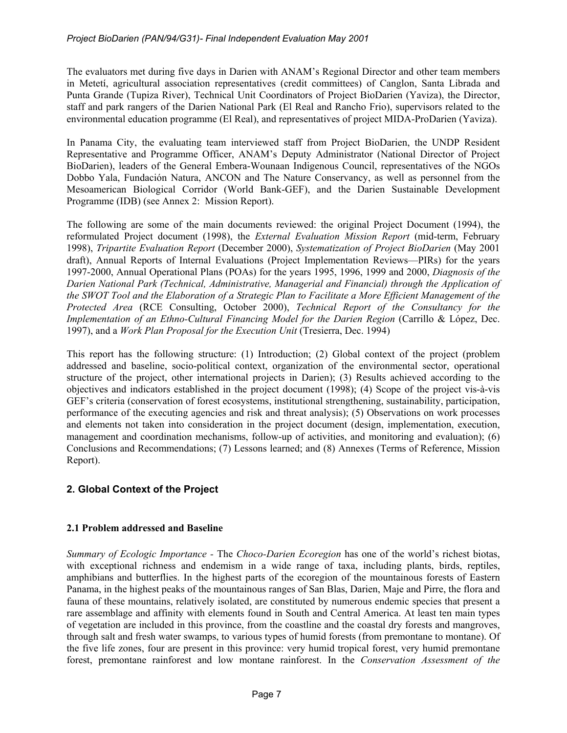The evaluators met during five days in Darien with ANAM's Regional Director and other team members in Metetí, agricultural association representatives (credit committees) of Canglon, Santa Librada and Punta Grande (Tupiza River), Technical Unit Coordinators of Project BioDarien (Yaviza), the Director, staff and park rangers of the Darien National Park (El Real and Rancho Frio), supervisors related to the environmental education programme (El Real), and representatives of project MIDA-ProDarien (Yaviza).

In Panama City, the evaluating team interviewed staff from Project BioDarien, the UNDP Resident Representative and Programme Officer, ANAM's Deputy Administrator (National Director of Project BioDarien), leaders of the General Embera-Wounaan Indigenous Council, representatives of the NGOs Dobbo Yala, Fundación Natura, ANCON and The Nature Conservancy, as well as personnel from the Mesoamerican Biological Corridor (World Bank-GEF), and the Darien Sustainable Development Programme (IDB) (see Annex 2: Mission Report).

The following are some of the main documents reviewed: the original Project Document (1994), the reformulated Project document (1998), the *External Evaluation Mission Report* (mid-term, February 1998), *Tripartite Evaluation Report* (December 2000), *Systematization of Project BioDarien* (May 2001 draft), Annual Reports of Internal Evaluations (Project Implementation Reviews—PIRs) for the years 1997-2000, Annual Operational Plans (POAs) for the years 1995, 1996, 1999 and 2000, *Diagnosis of the Darien National Park (Technical, Administrative, Managerial and Financial) through the Application of the SWOT Tool and the Elaboration of a Strategic Plan to Facilitate a More Efficient Management of the Protected Area* (RCE Consulting, October 2000), *Technical Report of the Consultancy for the Implementation of an Ethno-Cultural Financing Model for the Darien Region* (Carrillo & López, Dec. 1997), and a *Work Plan Proposal for the Execution Unit* (Tresierra, Dec. 1994)

This report has the following structure: (1) Introduction; (2) Global context of the project (problem addressed and baseline, socio-political context, organization of the environmental sector, operational structure of the project, other international projects in Darien); (3) Results achieved according to the objectives and indicators established in the project document (1998); (4) Scope of the project vis-à-vis GEF's criteria (conservation of forest ecosystems, institutional strengthening, sustainability, participation, performance of the executing agencies and risk and threat analysis); (5) Observations on work processes and elements not taken into consideration in the project document (design, implementation, execution, management and coordination mechanisms, follow-up of activities, and monitoring and evaluation); (6) Conclusions and Recommendations; (7) Lessons learned; and (8) Annexes (Terms of Reference, Mission Report).

## 2. Global Context of the Project

### 2.1 Problem addressed and Baseline

*Summary of Ecologic Importance* - The *Choco-Darien Ecoregion* has one of the world's richest biotas, with exceptional richness and endemism in a wide range of taxa, including plants, birds, reptiles, amphibians and butterflies. In the highest parts of the ecoregion of the mountainous forests of Eastern Panama, in the highest peaks of the mountainous ranges of San Blas, Darien, Maje and Pirre, the flora and fauna of these mountains, relatively isolated, are constituted by numerous endemic species that present a rare assemblage and affinity with elements found in South and Central America. At least ten main types of vegetation are included in this province, from the coastline and the coastal dry forests and mangroves, through salt and fresh water swamps, to various types of humid forests (from premontane to montane). Of the five life zones, four are present in this province: very humid tropical forest, very humid premontane forest, premontane rainforest and low montane rainforest. In the *Conservation Assessment of the*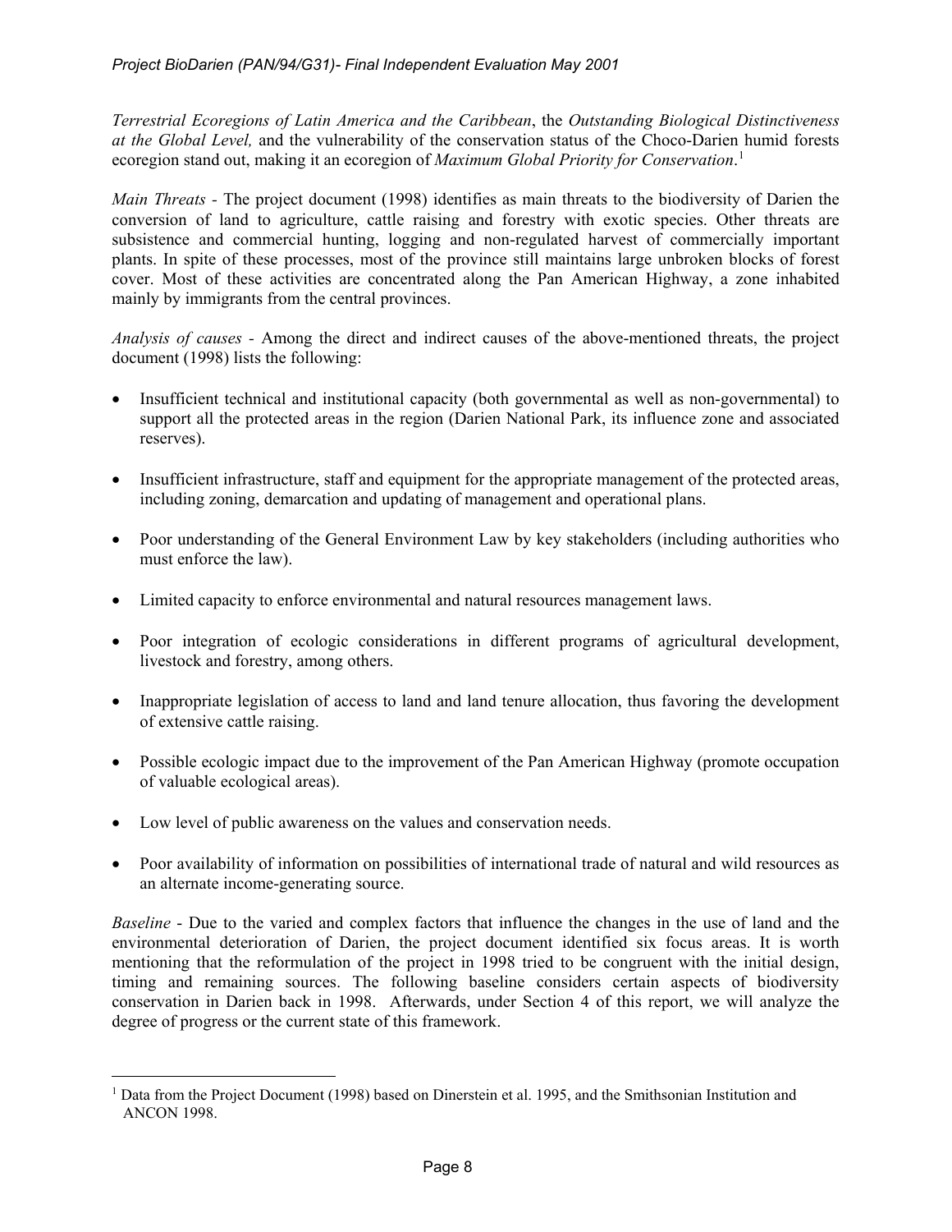*Terrestrial Ecoregions of Latin America and the Caribbean*, the *Outstanding Biological Distinctiveness at the Global Level,* and the vulnerability of the conservation status of the Choco-Darien humid forests ecoregion stand out, making it an ecoregion of *Maximum Global Priority for Conservation*.[1]

*Main Threats* - The project document (1998) identifies as main threats to the biodiversity of Darien the conversion of land to agriculture, cattle raising and forestry with exotic species. Other threats are subsistence and commercial hunting, logging and non-regulated harvest of commercially important plants. In spite of these processes, most of the province still maintains large unbroken blocks of forest cover. Most of these activities are concentrated along the Pan American Highway, a zone inhabited mainly by immigrants from the central provinces.

*Analysis of causes* - Among the direct and indirect causes of the above-mentioned threats, the project document (1998) lists the following:

- Insufficient technical and institutional capacity (both governmental as well as non-governmental) to support all the protected areas in the region (Darien National Park, its influence zone and associated reserves).
- Insufficient infrastructure, staff and equipment for the appropriate management of the protected areas, including zoning, demarcation and updating of management and operational plans.
- Poor understanding of the General Environment Law by key stakeholders (including authorities who must enforce the law).
- Limited capacity to enforce environmental and natural resources management laws.
- Poor integration of ecologic considerations in different programs of agricultural development, livestock and forestry, among others.
- Inappropriate legislation of access to land and land tenure allocation, thus favoring the development of extensive cattle raising.
- Possible ecologic impact due to the improvement of the Pan American Highway (promote occupation of valuable ecological areas).
- Low level of public awareness on the values and conservation needs.
- Poor availability of information on possibilities of international trade of natural and wild resources as an alternate income-generating source.

*Baseline* - Due to the varied and complex factors that influence the changes in the use of land and the environmental deterioration of Darien, the project document identified six focus areas. It is worth mentioning that the reformulation of the project in 1998 tried to be congruent with the initial design, timing and remaining sources. The following baseline considers certain aspects of biodiversity conservation in Darien back in 1998. Afterwards, under Section 4 of this report, we will analyze the degree of progress or the current state of this framework.

---

[1] Data from the Project Document (1998) based on Dinerstein et al. 1995, and the Smithsonian Institution and ANCON 1998.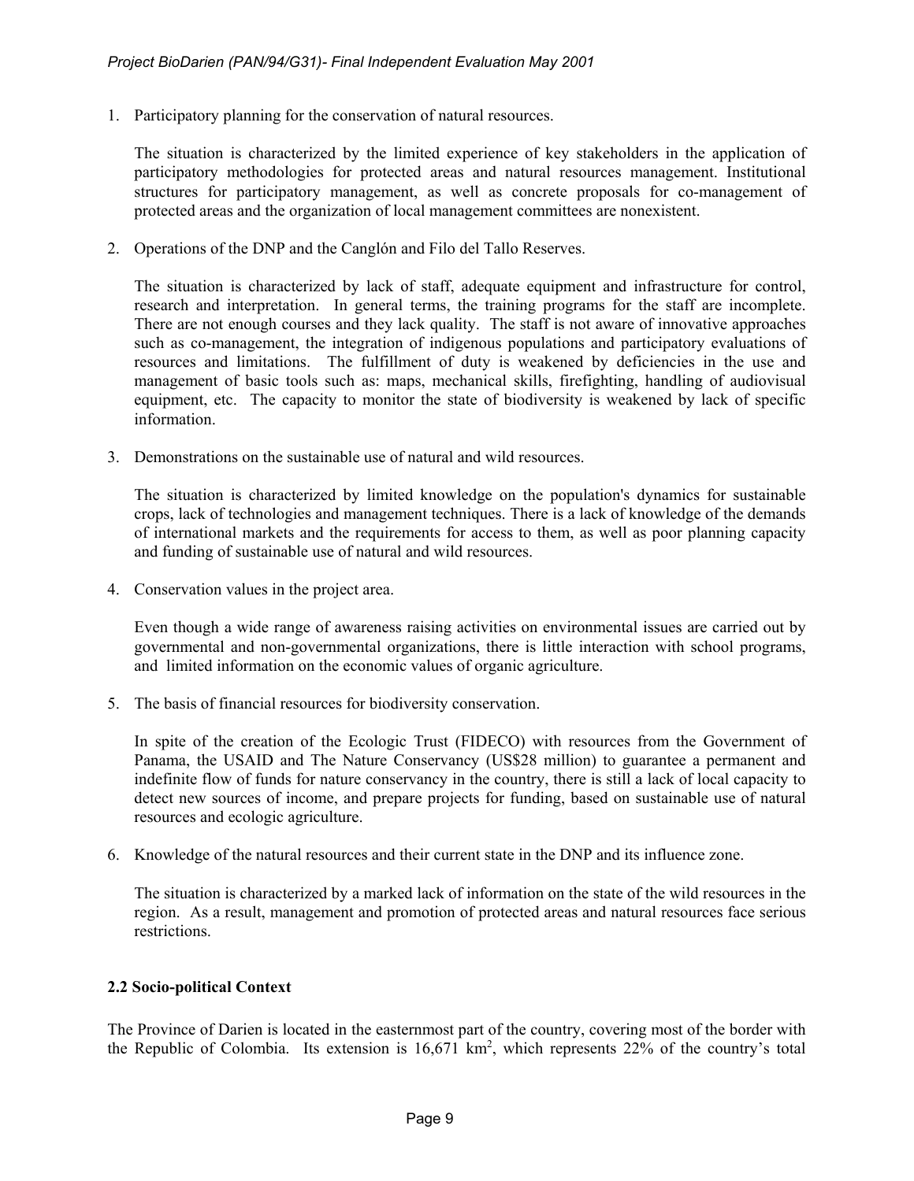1. Participatory planning for the conservation of natural resources.

   The situation is characterized by the limited experience of key stakeholders in the application of participatory methodologies for protected areas and natural resources management. Institutional structures for participatory management, as well as concrete proposals for co-management of protected areas and the organization of local management committees are nonexistent.

2. Operations of the DNP and the Canglón and Filo del Tallo Reserves.

   The situation is characterized by lack of staff, adequate equipment and infrastructure for control, research and interpretation. In general terms, the training programs for the staff are incomplete. There are not enough courses and they lack quality. The staff is not aware of innovative approaches such as co-management, the integration of indigenous populations and participatory evaluations of resources and limitations. The fulfillment of duty is weakened by deficiencies in the use and management of basic tools such as: maps, mechanical skills, firefighting, handling of audiovisual equipment, etc. The capacity to monitor the state of biodiversity is weakened by lack of specific information.

3. Demonstrations on the sustainable use of natural and wild resources.

   The situation is characterized by limited knowledge on the population's dynamics for sustainable crops, lack of technologies and management techniques. There is a lack of knowledge of the demands of international markets and the requirements for access to them, as well as poor planning capacity and funding of sustainable use of natural and wild resources.

4. Conservation values in the project area.

   Even though a wide range of awareness raising activities on environmental issues are carried out by governmental and non-governmental organizations, there is little interaction with school programs, and limited information on the economic values of organic agriculture.

5. The basis of financial resources for biodiversity conservation.

   In spite of the creation of the Ecologic Trust (FIDECO) with resources from the Government of Panama, the USAID and The Nature Conservancy (US$28 million) to guarantee a permanent and indefinite flow of funds for nature conservancy in the country, there is still a lack of local capacity to detect new sources of income, and prepare projects for funding, based on sustainable use of natural resources and ecologic agriculture.

6. Knowledge of the natural resources and their current state in the DNP and its influence zone.

   The situation is characterized by a marked lack of information on the state of the wild resources in the region. As a result, management and promotion of protected areas and natural resources face serious restrictions.

### 2.2 Socio-political Context

The Province of Darien is located in the easternmost part of the country, covering most of the border with the Republic of Colombia. Its extension is 16,671 $km^2$, which represents 22% of the country's total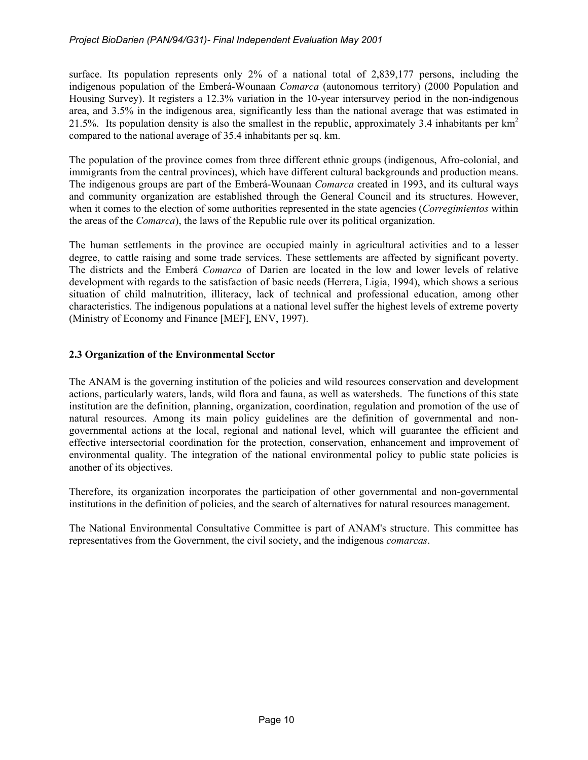surface. Its population represents only 2% of a national total of 2,839,177 persons, including the indigenous population of the Emberá-Wounaan *Comarca* (autonomous territory) (2000 Population and Housing Survey). It registers a 12.3% variation in the 10-year intersurvey period in the non-indigenous area, and 3.5% in the indigenous area, significantly less than the national average that was estimated in 21.5%. Its population density is also the smallest in the republic, approximately 3.4 inhabitants per $km^2$ compared to the national average of 35.4 inhabitants per sq. km.

The population of the province comes from three different ethnic groups (indigenous, Afro-colonial, and immigrants from the central provinces), which have different cultural backgrounds and production means. The indigenous groups are part of the Emberá-Wounaan *Comarca* created in 1993, and its cultural ways and community organization are established through the General Council and its structures. However, when it comes to the election of some authorities represented in the state agencies (*Corregimientos* within the areas of the *Comarca*), the laws of the Republic rule over its political organization.

The human settlements in the province are occupied mainly in agricultural activities and to a lesser degree, to cattle raising and some trade services. These settlements are affected by significant poverty. The districts and the Emberá *Comarca* of Darien are located in the low and lower levels of relative development with regards to the satisfaction of basic needs (Herrera, Ligia, 1994), which shows a serious situation of child malnutrition, illiteracy, lack of technical and professional education, among other characteristics. The indigenous populations at a national level suffer the highest levels of extreme poverty (Ministry of Economy and Finance [MEF], ENV, 1997).

## 2.3 Organization of the Environmental Sector

The ANAM is the governing institution of the policies and wild resources conservation and development actions, particularly waters, lands, wild flora and fauna, as well as watersheds. The functions of this state institution are the definition, planning, organization, coordination, regulation and promotion of the use of natural resources. Among its main policy guidelines are the definition of governmental and non-governmental actions at the local, regional and national level, which will guarantee the efficient and effective intersectorial coordination for the protection, conservation, enhancement and improvement of environmental quality. The integration of the national environmental policy to public state policies is another of its objectives.

Therefore, its organization incorporates the participation of other governmental and non-governmental institutions in the definition of policies, and the search of alternatives for natural resources management.

The National Environmental Consultative Committee is part of ANAM's structure. This committee has representatives from the Government, the civil society, and the indigenous *comarcas*.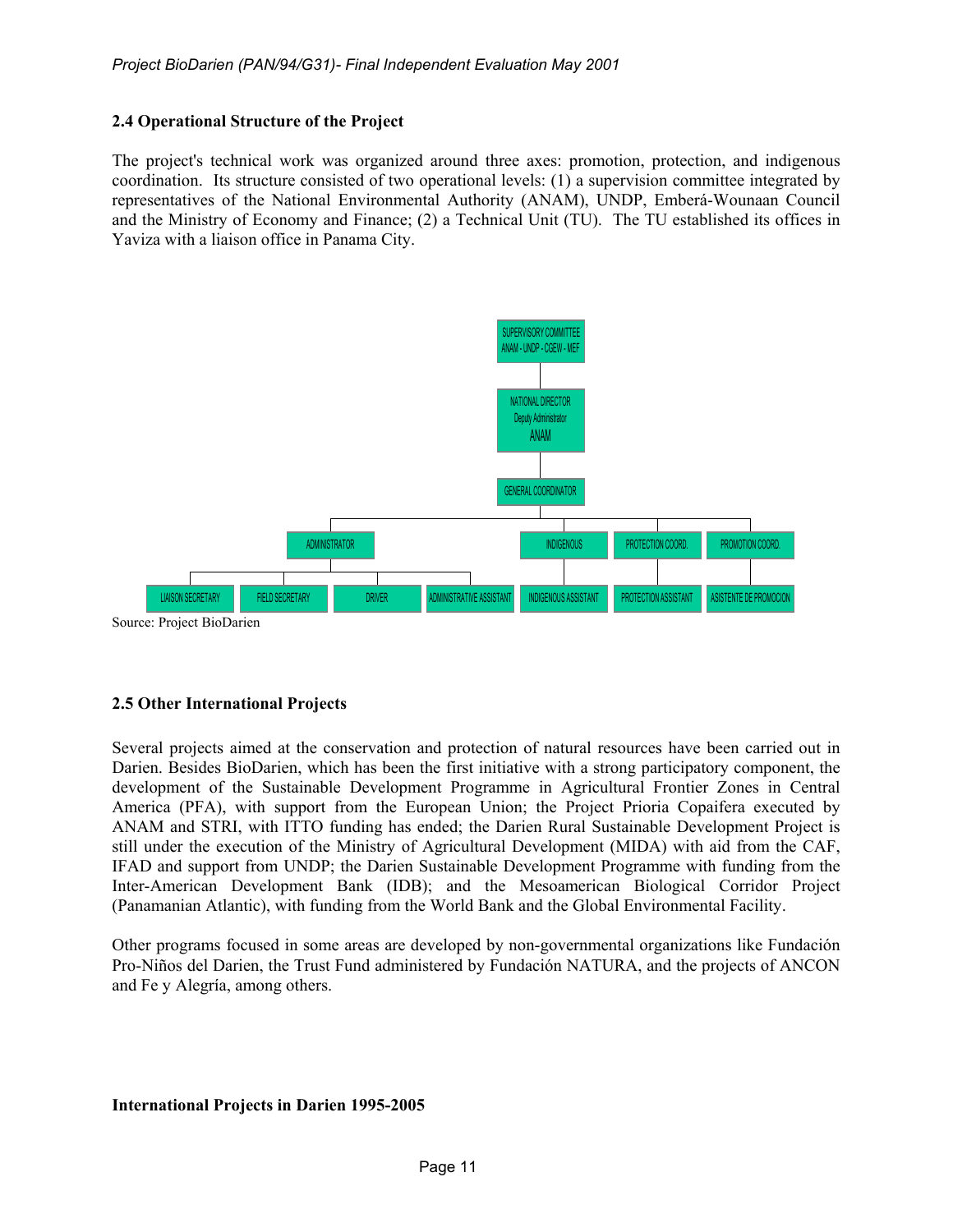## 2.4 Operational Structure of the Project

The project's technical work was organized around three axes: promotion, protection, and indigenous coordination. Its structure consisted of two operational levels: (1) a supervision committee integrated by representatives of the National Environmental Authority (ANAM), UNDP, Emberá-Wounaan Council and the Ministry of Economy and Finance; (2) a Technical Unit (TU). The TU established its offices in Yaviza with a liaison office in Panama City.

- SUPERVISORY COMMITTEE ANAM - UNDP - CGEW - MEF
  - NATIONAL DIRECTOR Deputy Administrator ANAM
    - GENERAL COORDINATOR
      - ADMINISTRATOR
        - LIAISON SECRETARY
        - FIELD SECRETARY
        - DRIVER
        - ADMINISTRATIVE ASSISTANT
      - INDIGENOUS
        - INDIGENOUS ASSISTANT
      - PROTECTION COORD.
        - PROTECTION ASSISTANT
      - PROMOTION COORD.
        - ASISTENTE DE PROMOCION

Source: Project BioDarien

## 2.5 Other International Projects

Several projects aimed at the conservation and protection of natural resources have been carried out in Darien. Besides BioDarien, which has been the first initiative with a strong participatory component, the development of the Sustainable Development Programme in Agricultural Frontier Zones in Central America (PFA), with support from the European Union; the Project Prioria Copaifera executed by ANAM and STRI, with ITTO funding has ended; the Darien Rural Sustainable Development Project is still under the execution of the Ministry of Agricultural Development (MIDA) with aid from the CAF, IFAD and support from UNDP; the Darien Sustainable Development Programme with funding from the Inter-American Development Bank (IDB); and the Mesoamerican Biological Corridor Project (Panamanian Atlantic), with funding from the World Bank and the Global Environmental Facility.

Other programs focused in some areas are developed by non-governmental organizations like Fundación Pro-Niños del Darien, the Trust Fund administered by Fundación NATURA, and the projects of ANCON and Fe y Alegría, among others.

**International Projects in Darien 1995-2005**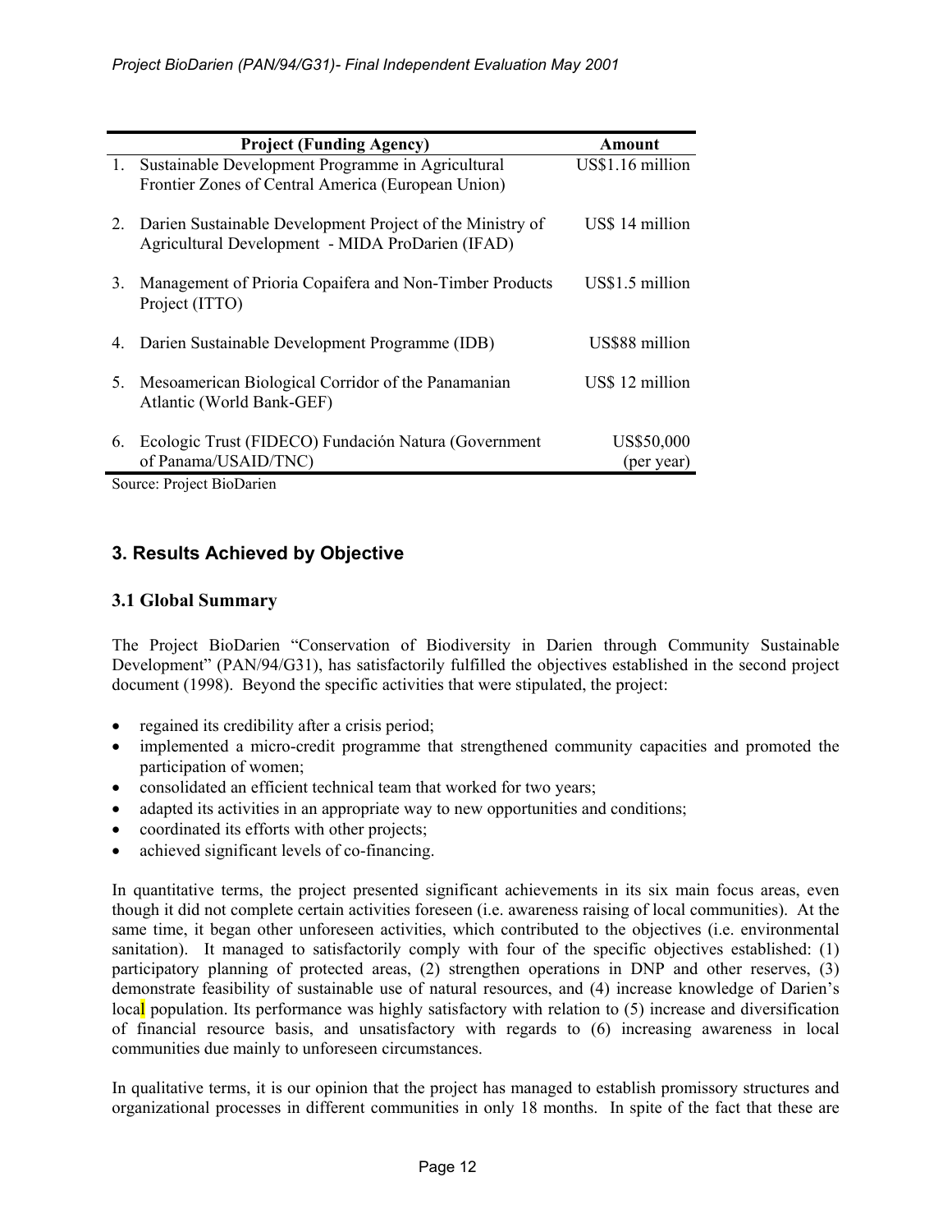| | Project (Funding Agency) | Amount |
|---|---|---|
| 1. | Sustainable Development Programme in Agricultural Frontier Zones of Central America (European Union) | US$1.16 million |
| 2. | Darien Sustainable Development Project of the Ministry of Agricultural Development - MIDA ProDarien (IFAD) | US$ 14 million |
| 3. | Management of Prioria Copaifera and Non-Timber Products Project (ITTO) | US$1.5 million |
| 4. | Darien Sustainable Development Programme (IDB) | US$88 million |
| 5. | Mesoamerican Biological Corridor of the Panamanian Atlantic (World Bank-GEF) | US$ 12 million |
| 6. | Ecologic Trust (FIDECO) Fundación Natura (Government of Panama/USAID/TNC) | US$50,000 (per year) |

Source: Project BioDarien

## 3. Results Achieved by Objective

### 3.1 Global Summary

The Project BioDarien "Conservation of Biodiversity in Darien through Community Sustainable Development" (PAN/94/G31), has satisfactorily fulfilled the objectives established in the second project document (1998). Beyond the specific activities that were stipulated, the project:

- regained its credibility after a crisis period;
- implemented a micro-credit programme that strengthened community capacities and promoted the participation of women;
- consolidated an efficient technical team that worked for two years;
- adapted its activities in an appropriate way to new opportunities and conditions;
- coordinated its efforts with other projects;
- achieved significant levels of co-financing.

In quantitative terms, the project presented significant achievements in its six main focus areas, even though it did not complete certain activities foreseen (i.e. awareness raising of local communities). At the same time, it began other unforeseen activities, which contributed to the objectives (i.e. environmental sanitation). It managed to satisfactorily comply with four of the specific objectives established: (1) participatory planning of protected areas, (2) strengthen operations in DNP and other reserves, (3) demonstrate feasibility of sustainable use of natural resources, and (4) increase knowledge of Darien's local population. Its performance was highly satisfactory with relation to (5) increase and diversification of financial resource basis, and unsatisfactory with regards to (6) increasing awareness in local communities due mainly to unforeseen circumstances.

In qualitative terms, it is our opinion that the project has managed to establish promissory structures and organizational processes in different communities in only 18 months. In spite of the fact that these are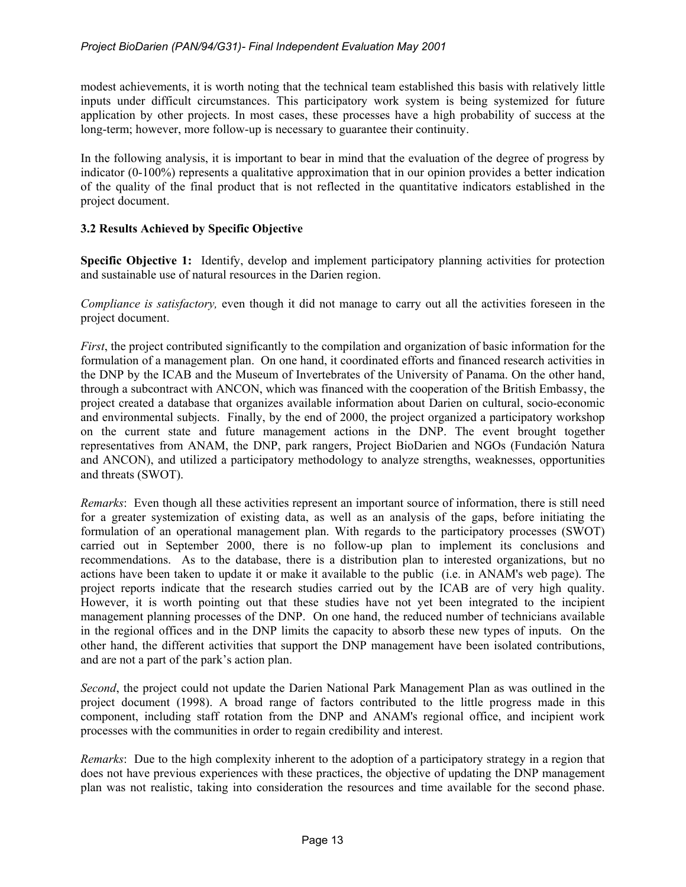modest achievements, it is worth noting that the technical team established this basis with relatively little inputs under difficult circumstances. This participatory work system is being systemized for future application by other projects. In most cases, these processes have a high probability of success at the long-term; however, more follow-up is necessary to guarantee their continuity.

In the following analysis, it is important to bear in mind that the evaluation of the degree of progress by indicator (0-100%) represents a qualitative approximation that in our opinion provides a better indication of the quality of the final product that is not reflected in the quantitative indicators established in the project document.

### 3.2 Results Achieved by Specific Objective

**Specific Objective 1:** Identify, develop and implement participatory planning activities for protection and sustainable use of natural resources in the Darien region.

*Compliance is satisfactory,* even though it did not manage to carry out all the activities foreseen in the project document.

*First*, the project contributed significantly to the compilation and organization of basic information for the formulation of a management plan. On one hand, it coordinated efforts and financed research activities in the DNP by the ICAB and the Museum of Invertebrates of the University of Panama. On the other hand, through a subcontract with ANCON, which was financed with the cooperation of the British Embassy, the project created a database that organizes available information about Darien on cultural, socio-economic and environmental subjects. Finally, by the end of 2000, the project organized a participatory workshop on the current state and future management actions in the DNP. The event brought together representatives from ANAM, the DNP, park rangers, Project BioDarien and NGOs (Fundación Natura and ANCON), and utilized a participatory methodology to analyze strengths, weaknesses, opportunities and threats (SWOT).

*Remarks*: Even though all these activities represent an important source of information, there is still need for a greater systemization of existing data, as well as an analysis of the gaps, before initiating the formulation of an operational management plan. With regards to the participatory processes (SWOT) carried out in September 2000, there is no follow-up plan to implement its conclusions and recommendations. As to the database, there is a distribution plan to interested organizations, but no actions have been taken to update it or make it available to the public (i.e. in ANAM's web page). The project reports indicate that the research studies carried out by the ICAB are of very high quality. However, it is worth pointing out that these studies have not yet been integrated to the incipient management planning processes of the DNP. On one hand, the reduced number of technicians available in the regional offices and in the DNP limits the capacity to absorb these new types of inputs. On the other hand, the different activities that support the DNP management have been isolated contributions, and are not a part of the park's action plan.

*Second*, the project could not update the Darien National Park Management Plan as was outlined in the project document (1998). A broad range of factors contributed to the little progress made in this component, including staff rotation from the DNP and ANAM's regional office, and incipient work processes with the communities in order to regain credibility and interest.

*Remarks*: Due to the high complexity inherent to the adoption of a participatory strategy in a region that does not have previous experiences with these practices, the objective of updating the DNP management plan was not realistic, taking into consideration the resources and time available for the second phase.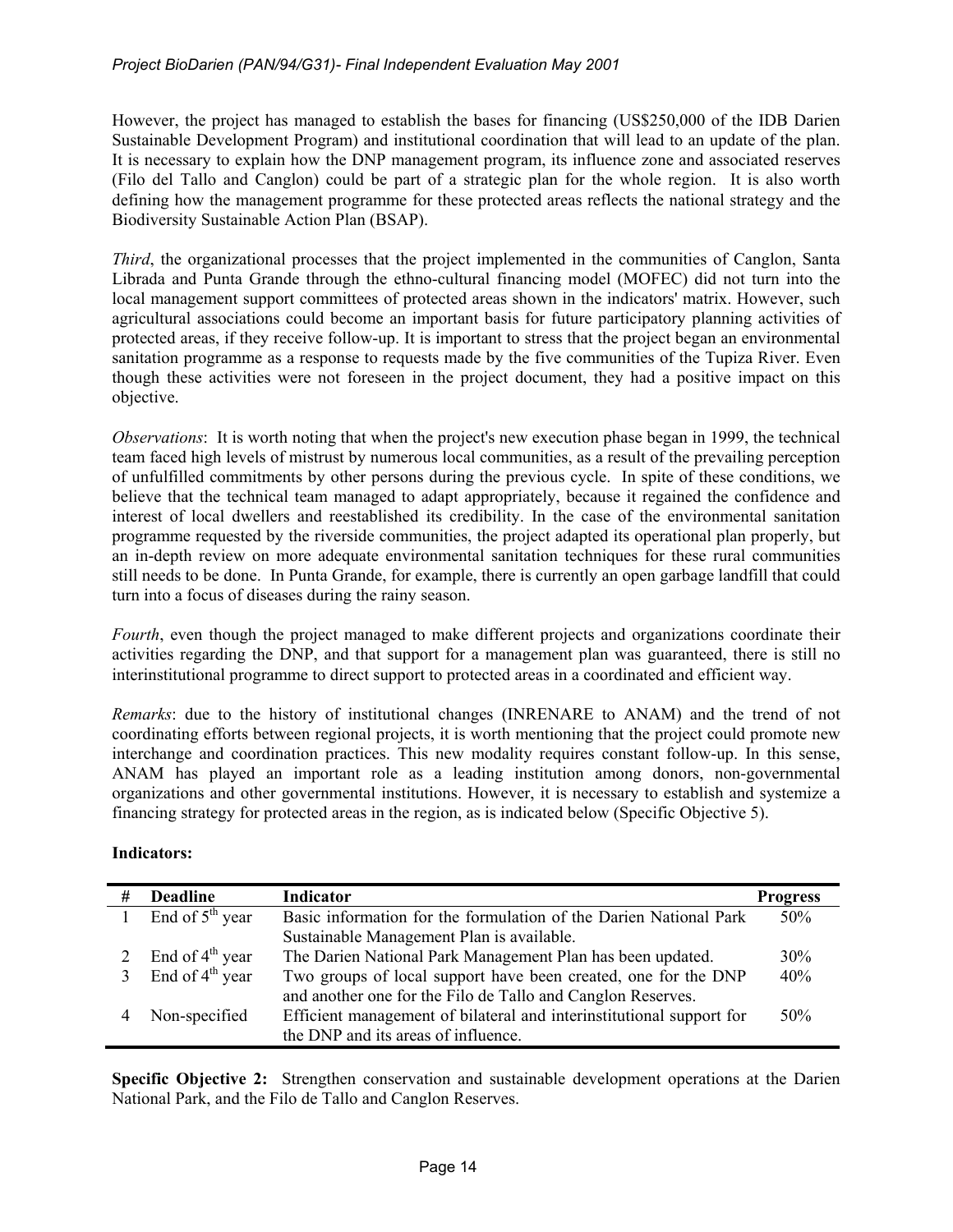However, the project has managed to establish the bases for financing (US$250,000 of the IDB Darien Sustainable Development Program) and institutional coordination that will lead to an update of the plan. It is necessary to explain how the DNP management program, its influence zone and associated reserves (Filo del Tallo and Canglon) could be part of a strategic plan for the whole region. It is also worth defining how the management programme for these protected areas reflects the national strategy and the Biodiversity Sustainable Action Plan (BSAP).

*Third*, the organizational processes that the project implemented in the communities of Canglon, Santa Librada and Punta Grande through the ethno-cultural financing model (MOFEC) did not turn into the local management support committees of protected areas shown in the indicators' matrix. However, such agricultural associations could become an important basis for future participatory planning activities of protected areas, if they receive follow-up. It is important to stress that the project began an environmental sanitation programme as a response to requests made by the five communities of the Tupiza River. Even though these activities were not foreseen in the project document, they had a positive impact on this objective.

*Observations*: It is worth noting that when the project's new execution phase began in 1999, the technical team faced high levels of mistrust by numerous local communities, as a result of the prevailing perception of unfulfilled commitments by other persons during the previous cycle. In spite of these conditions, we believe that the technical team managed to adapt appropriately, because it regained the confidence and interest of local dwellers and reestablished its credibility. In the case of the environmental sanitation programme requested by the riverside communities, the project adapted its operational plan properly, but an in-depth review on more adequate environmental sanitation techniques for these rural communities still needs to be done. In Punta Grande, for example, there is currently an open garbage landfill that could turn into a focus of diseases during the rainy season.

*Fourth*, even though the project managed to make different projects and organizations coordinate their activities regarding the DNP, and that support for a management plan was guaranteed, there is still no interinstitutional programme to direct support to protected areas in a coordinated and efficient way.

*Remarks*: due to the history of institutional changes (INRENARE to ANAM) and the trend of not coordinating efforts between regional projects, it is worth mentioning that the project could promote new interchange and coordination practices. This new modality requires constant follow-up. In this sense, ANAM has played an important role as a leading institution among donors, non-governmental organizations and other governmental institutions. However, it is necessary to establish and systemize a financing strategy for protected areas in the region, as is indicated below (Specific Objective 5).

**Indicators:**

| # | Deadline | Indicator | Progress |
|---|---|---|---|
| 1 | End of 5th year | Basic information for the formulation of the Darien National Park Sustainable Management Plan is available. | 50% |
| 2 | End of 4th year | The Darien National Park Management Plan has been updated. | 30% |
| 3 | End of 4th year | Two groups of local support have been created, one for the DNP and another one for the Filo de Tallo and Canglon Reserves. | 40% |
| 4 | Non-specified | Efficient management of bilateral and interinstitutional support for the DNP and its areas of influence. | 50% |

**Specific Objective 2:** Strengthen conservation and sustainable development operations at the Darien National Park, and the Filo de Tallo and Canglon Reserves.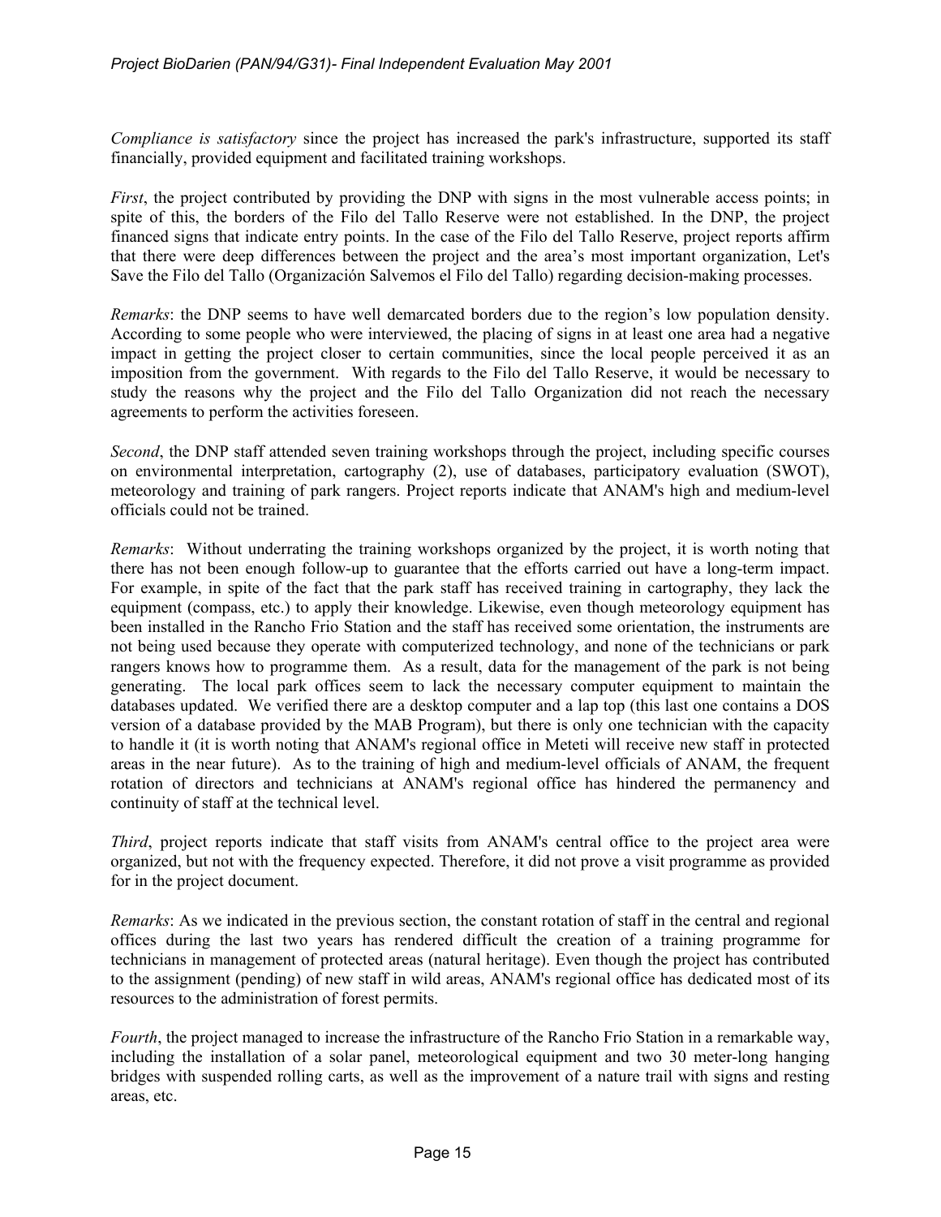*Compliance is satisfactory* since the project has increased the park's infrastructure, supported its staff financially, provided equipment and facilitated training workshops.

*First*, the project contributed by providing the DNP with signs in the most vulnerable access points; in spite of this, the borders of the Filo del Tallo Reserve were not established. In the DNP, the project financed signs that indicate entry points. In the case of the Filo del Tallo Reserve, project reports affirm that there were deep differences between the project and the area's most important organization, Let's Save the Filo del Tallo (Organización Salvemos el Filo del Tallo) regarding decision-making processes.

*Remarks*: the DNP seems to have well demarcated borders due to the region's low population density. According to some people who were interviewed, the placing of signs in at least one area had a negative impact in getting the project closer to certain communities, since the local people perceived it as an imposition from the government. With regards to the Filo del Tallo Reserve, it would be necessary to study the reasons why the project and the Filo del Tallo Organization did not reach the necessary agreements to perform the activities foreseen.

*Second*, the DNP staff attended seven training workshops through the project, including specific courses on environmental interpretation, cartography (2), use of databases, participatory evaluation (SWOT), meteorology and training of park rangers. Project reports indicate that ANAM's high and medium-level officials could not be trained.

*Remarks*: Without underrating the training workshops organized by the project, it is worth noting that there has not been enough follow-up to guarantee that the efforts carried out have a long-term impact. For example, in spite of the fact that the park staff has received training in cartography, they lack the equipment (compass, etc.) to apply their knowledge. Likewise, even though meteorology equipment has been installed in the Rancho Frio Station and the staff has received some orientation, the instruments are not being used because they operate with computerized technology, and none of the technicians or park rangers knows how to programme them. As a result, data for the management of the park is not being generating. The local park offices seem to lack the necessary computer equipment to maintain the databases updated. We verified there are a desktop computer and a lap top (this last one contains a DOS version of a database provided by the MAB Program), but there is only one technician with the capacity to handle it (it is worth noting that ANAM's regional office in Meteti will receive new staff in protected areas in the near future). As to the training of high and medium-level officials of ANAM, the frequent rotation of directors and technicians at ANAM's regional office has hindered the permanency and continuity of staff at the technical level.

*Third*, project reports indicate that staff visits from ANAM's central office to the project area were organized, but not with the frequency expected. Therefore, it did not prove a visit programme as provided for in the project document.

*Remarks*: As we indicated in the previous section, the constant rotation of staff in the central and regional offices during the last two years has rendered difficult the creation of a training programme for technicians in management of protected areas (natural heritage). Even though the project has contributed to the assignment (pending) of new staff in wild areas, ANAM's regional office has dedicated most of its resources to the administration of forest permits.

*Fourth*, the project managed to increase the infrastructure of the Rancho Frio Station in a remarkable way, including the installation of a solar panel, meteorological equipment and two 30 meter-long hanging bridges with suspended rolling carts, as well as the improvement of a nature trail with signs and resting areas, etc.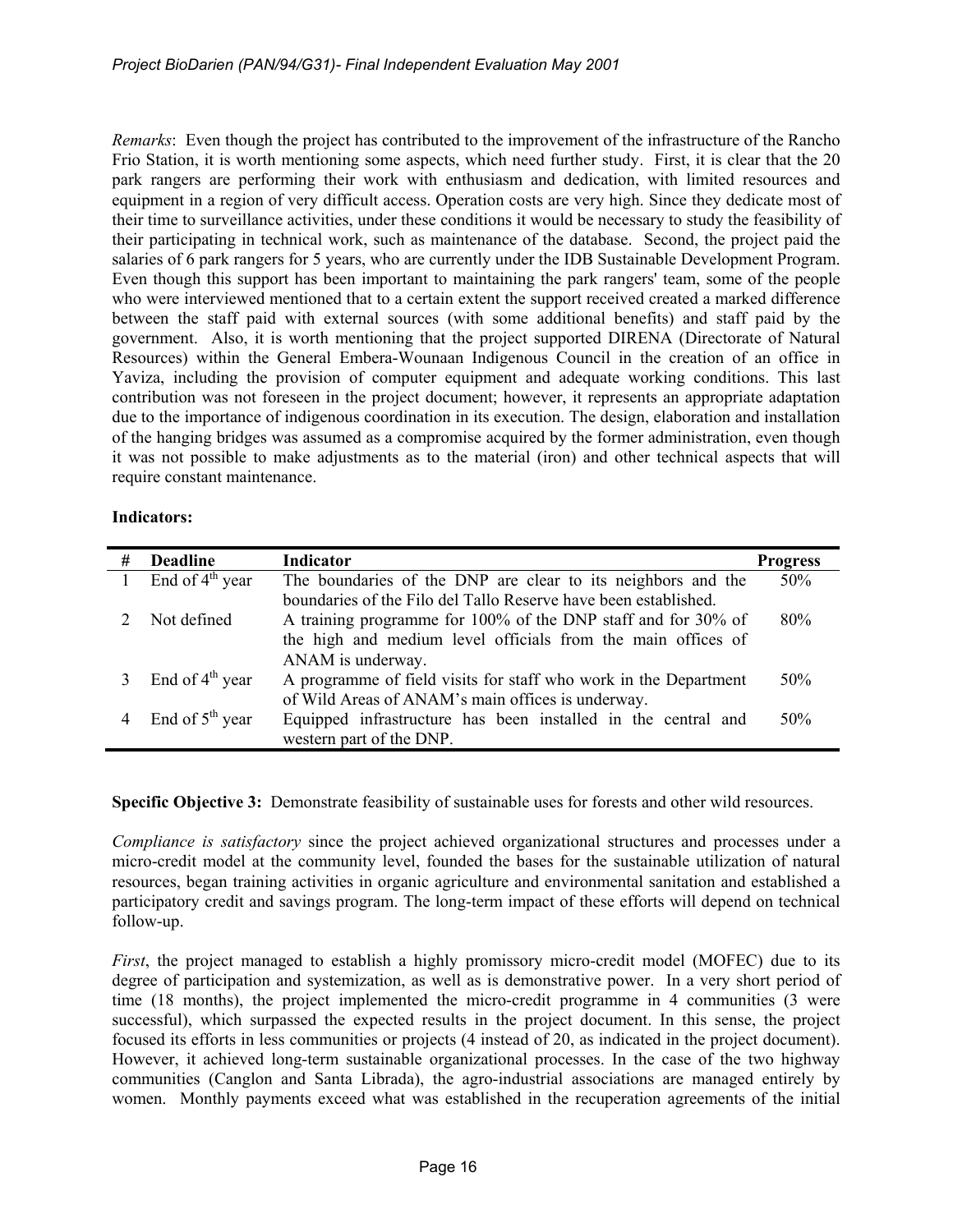*Remarks*: Even though the project has contributed to the improvement of the infrastructure of the Rancho Frio Station, it is worth mentioning some aspects, which need further study. First, it is clear that the 20 park rangers are performing their work with enthusiasm and dedication, with limited resources and equipment in a region of very difficult access. Operation costs are very high. Since they dedicate most of their time to surveillance activities, under these conditions it would be necessary to study the feasibility of their participating in technical work, such as maintenance of the database. Second, the project paid the salaries of 6 park rangers for 5 years, who are currently under the IDB Sustainable Development Program. Even though this support has been important to maintaining the park rangers' team, some of the people who were interviewed mentioned that to a certain extent the support received created a marked difference between the staff paid with external sources (with some additional benefits) and staff paid by the government. Also, it is worth mentioning that the project supported DIRENA (Directorate of Natural Resources) within the General Embera-Wounaan Indigenous Council in the creation of an office in Yaviza, including the provision of computer equipment and adequate working conditions. This last contribution was not foreseen in the project document; however, it represents an appropriate adaptation due to the importance of indigenous coordination in its execution. The design, elaboration and installation of the hanging bridges was assumed as a compromise acquired by the former administration, even though it was not possible to make adjustments as to the material (iron) and other technical aspects that will require constant maintenance.

**Indicators:**

| # | Deadline | Indicator | Progress |
|---|---|---|---|
| 1 | End of 4th year | The boundaries of the DNP are clear to its neighbors and the boundaries of the Filo del Tallo Reserve have been established. | 50% |
| 2 | Not defined | A training programme for 100% of the DNP staff and for 30% of the high and medium level officials from the main offices of ANAM is underway. | 80% |
| 3 | End of 4th year | A programme of field visits for staff who work in the Department of Wild Areas of ANAM's main offices is underway. | 50% |
| 4 | End of 5th year | Equipped infrastructure has been installed in the central and western part of the DNP. | 50% |

**Specific Objective 3:** Demonstrate feasibility of sustainable uses for forests and other wild resources.

*Compliance is satisfactory* since the project achieved organizational structures and processes under a micro-credit model at the community level, founded the bases for the sustainable utilization of natural resources, began training activities in organic agriculture and environmental sanitation and established a participatory credit and savings program. The long-term impact of these efforts will depend on technical follow-up.

*First*, the project managed to establish a highly promissory micro-credit model (MOFEC) due to its degree of participation and systemization, as well as is demonstrative power. In a very short period of time (18 months), the project implemented the micro-credit programme in 4 communities (3 were successful), which surpassed the expected results in the project document. In this sense, the project focused its efforts in less communities or projects (4 instead of 20, as indicated in the project document). However, it achieved long-term sustainable organizational processes. In the case of the two highway communities (Canglon and Santa Librada), the agro-industrial associations are managed entirely by women. Monthly payments exceed what was established in the recuperation agreements of the initial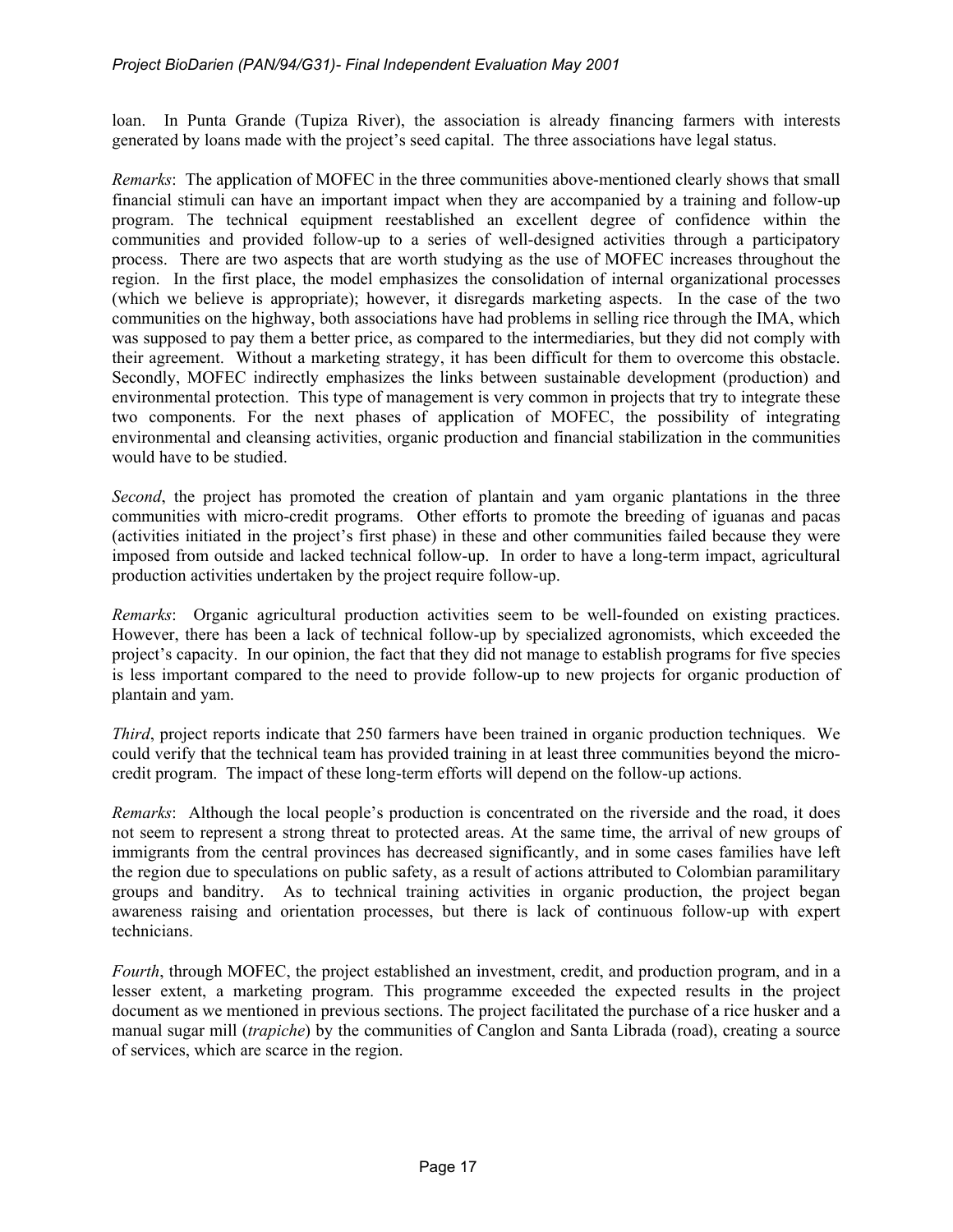loan. In Punta Grande (Tupiza River), the association is already financing farmers with interests generated by loans made with the project's seed capital. The three associations have legal status.

*Remarks*: The application of MOFEC in the three communities above-mentioned clearly shows that small financial stimuli can have an important impact when they are accompanied by a training and follow-up program. The technical equipment reestablished an excellent degree of confidence within the communities and provided follow-up to a series of well-designed activities through a participatory process. There are two aspects that are worth studying as the use of MOFEC increases throughout the region. In the first place, the model emphasizes the consolidation of internal organizational processes (which we believe is appropriate); however, it disregards marketing aspects. In the case of the two communities on the highway, both associations have had problems in selling rice through the IMA, which was supposed to pay them a better price, as compared to the intermediaries, but they did not comply with their agreement. Without a marketing strategy, it has been difficult for them to overcome this obstacle. Secondly, MOFEC indirectly emphasizes the links between sustainable development (production) and environmental protection. This type of management is very common in projects that try to integrate these two components. For the next phases of application of MOFEC, the possibility of integrating environmental and cleansing activities, organic production and financial stabilization in the communities would have to be studied.

*Second*, the project has promoted the creation of plantain and yam organic plantations in the three communities with micro-credit programs. Other efforts to promote the breeding of iguanas and pacas (activities initiated in the project's first phase) in these and other communities failed because they were imposed from outside and lacked technical follow-up. In order to have a long-term impact, agricultural production activities undertaken by the project require follow-up.

*Remarks*: Organic agricultural production activities seem to be well-founded on existing practices. However, there has been a lack of technical follow-up by specialized agronomists, which exceeded the project's capacity. In our opinion, the fact that they did not manage to establish programs for five species is less important compared to the need to provide follow-up to new projects for organic production of plantain and yam.

*Third*, project reports indicate that 250 farmers have been trained in organic production techniques. We could verify that the technical team has provided training in at least three communities beyond the micro-credit program. The impact of these long-term efforts will depend on the follow-up actions.

*Remarks*: Although the local people's production is concentrated on the riverside and the road, it does not seem to represent a strong threat to protected areas. At the same time, the arrival of new groups of immigrants from the central provinces has decreased significantly, and in some cases families have left the region due to speculations on public safety, as a result of actions attributed to Colombian paramilitary groups and banditry. As to technical training activities in organic production, the project began awareness raising and orientation processes, but there is lack of continuous follow-up with expert technicians.

*Fourth*, through MOFEC, the project established an investment, credit, and production program, and in a lesser extent, a marketing program. This programme exceeded the expected results in the project document as we mentioned in previous sections. The project facilitated the purchase of a rice husker and a manual sugar mill (*trapiche*) by the communities of Canglon and Santa Librada (road), creating a source of services, which are scarce in the region.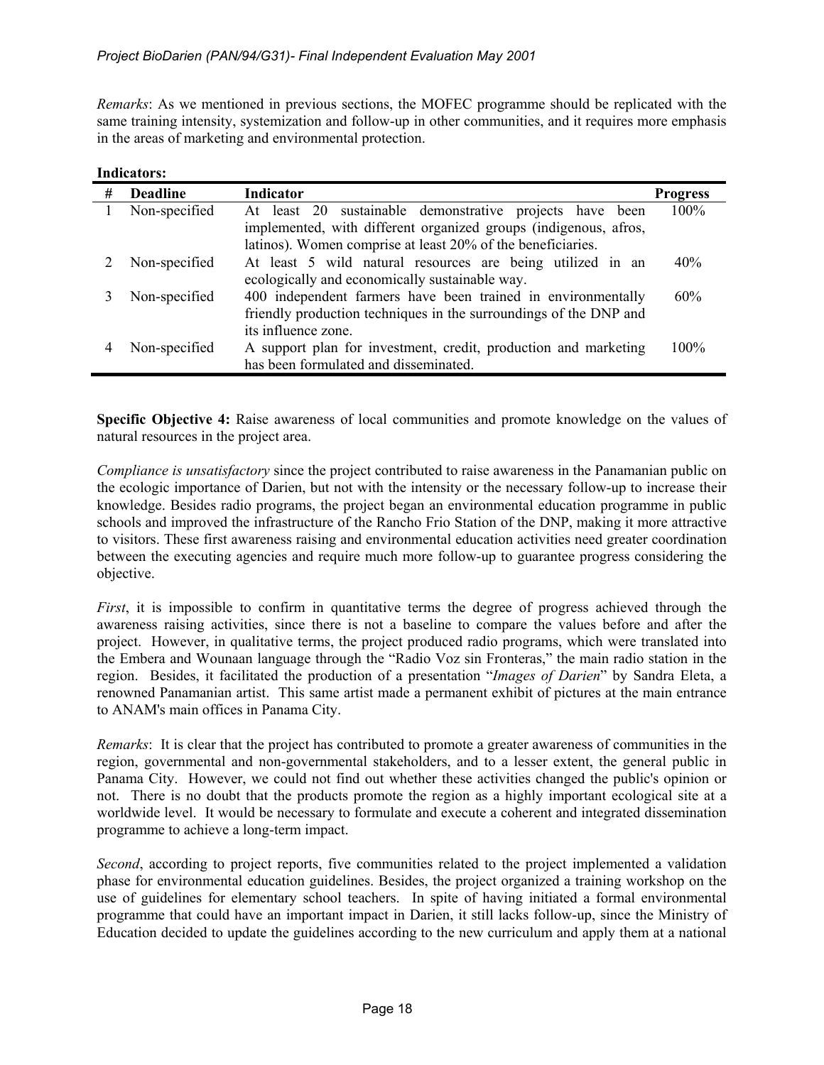*Remarks*: As we mentioned in previous sections, the MOFEC programme should be replicated with the same training intensity, systemization and follow-up in other communities, and it requires more emphasis in the areas of marketing and environmental protection.

**Indicators:**

| # | Deadline | Indicator | Progress |
|---|---|---|---|
| 1 | Non-specified | At least 20 sustainable demonstrative projects have been implemented, with different organized groups (indigenous, afros, latinos). Women comprise at least 20% of the beneficiaries. | 100% |
| 2 | Non-specified | At least 5 wild natural resources are being utilized in an ecologically and economically sustainable way. | 40% |
| 3 | Non-specified | 400 independent farmers have been trained in environmentally friendly production techniques in the surroundings of the DNP and its influence zone. | 60% |
| 4 | Non-specified | A support plan for investment, credit, production and marketing has been formulated and disseminated. | 100% |

**Specific Objective 4:** Raise awareness of local communities and promote knowledge on the values of natural resources in the project area.

*Compliance is unsatisfactory* since the project contributed to raise awareness in the Panamanian public on the ecologic importance of Darien, but not with the intensity or the necessary follow-up to increase their knowledge. Besides radio programs, the project began an environmental education programme in public schools and improved the infrastructure of the Rancho Frio Station of the DNP, making it more attractive to visitors. These first awareness raising and environmental education activities need greater coordination between the executing agencies and require much more follow-up to guarantee progress considering the objective.

*First*, it is impossible to confirm in quantitative terms the degree of progress achieved through the awareness raising activities, since there is not a baseline to compare the values before and after the project. However, in qualitative terms, the project produced radio programs, which were translated into the Embera and Wounaan language through the "Radio Voz sin Fronteras," the main radio station in the region. Besides, it facilitated the production of a presentation "*Images of Darien*" by Sandra Eleta, a renowned Panamanian artist. This same artist made a permanent exhibit of pictures at the main entrance to ANAM's main offices in Panama City.

*Remarks*: It is clear that the project has contributed to promote a greater awareness of communities in the region, governmental and non-governmental stakeholders, and to a lesser extent, the general public in Panama City. However, we could not find out whether these activities changed the public's opinion or not. There is no doubt that the products promote the region as a highly important ecological site at a worldwide level. It would be necessary to formulate and execute a coherent and integrated dissemination programme to achieve a long-term impact.

*Second*, according to project reports, five communities related to the project implemented a validation phase for environmental education guidelines. Besides, the project organized a training workshop on the use of guidelines for elementary school teachers. In spite of having initiated a formal environmental programme that could have an important impact in Darien, it still lacks follow-up, since the Ministry of Education decided to update the guidelines according to the new curriculum and apply them at a national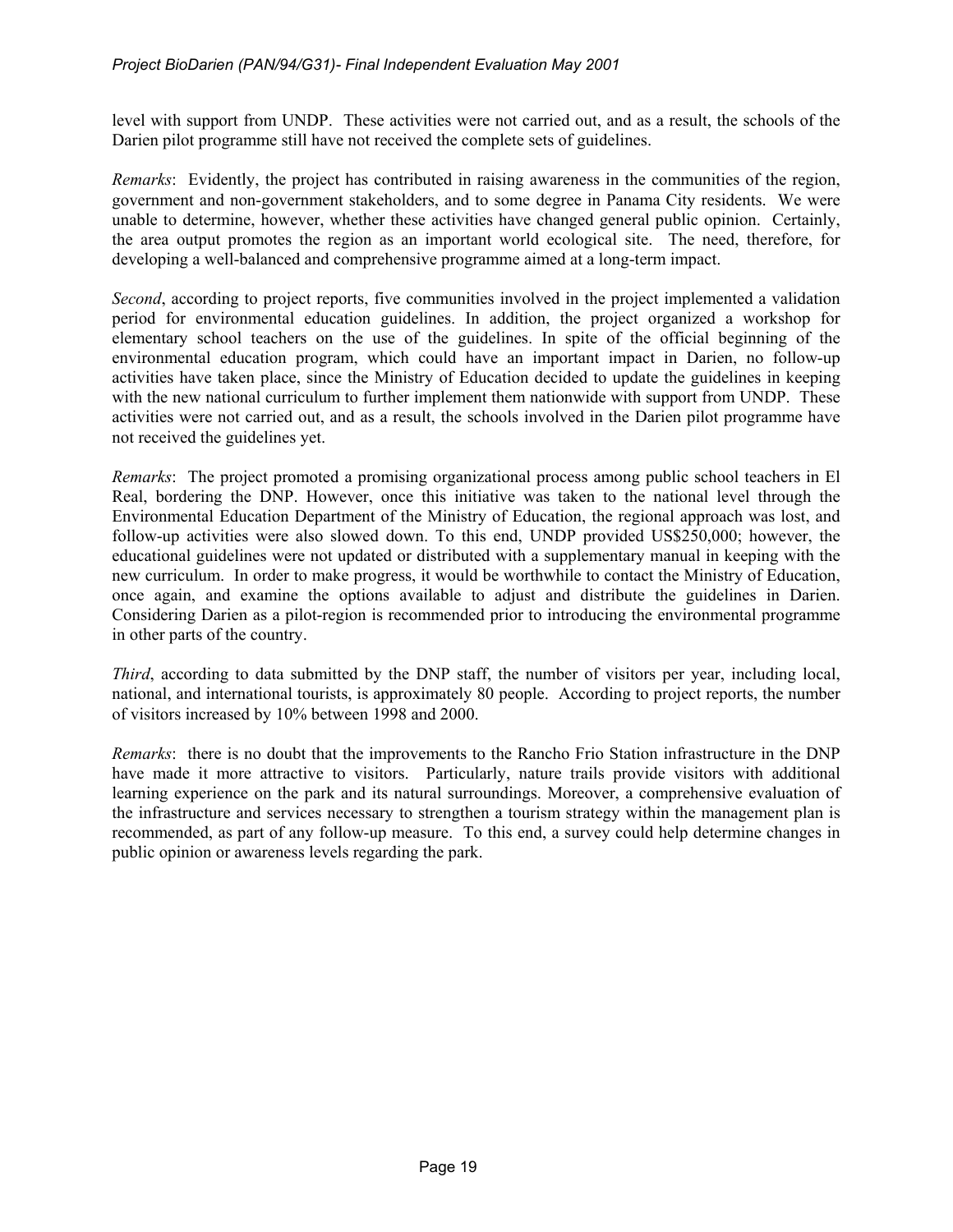level with support from UNDP. These activities were not carried out, and as a result, the schools of the Darien pilot programme still have not received the complete sets of guidelines.

*Remarks*: Evidently, the project has contributed in raising awareness in the communities of the region, government and non-government stakeholders, and to some degree in Panama City residents. We were unable to determine, however, whether these activities have changed general public opinion. Certainly, the area output promotes the region as an important world ecological site. The need, therefore, for developing a well-balanced and comprehensive programme aimed at a long-term impact.

*Second*, according to project reports, five communities involved in the project implemented a validation period for environmental education guidelines. In addition, the project organized a workshop for elementary school teachers on the use of the guidelines. In spite of the official beginning of the environmental education program, which could have an important impact in Darien, no follow-up activities have taken place, since the Ministry of Education decided to update the guidelines in keeping with the new national curriculum to further implement them nationwide with support from UNDP. These activities were not carried out, and as a result, the schools involved in the Darien pilot programme have not received the guidelines yet.

*Remarks*: The project promoted a promising organizational process among public school teachers in El Real, bordering the DNP. However, once this initiative was taken to the national level through the Environmental Education Department of the Ministry of Education, the regional approach was lost, and follow-up activities were also slowed down. To this end, UNDP provided US$250,000; however, the educational guidelines were not updated or distributed with a supplementary manual in keeping with the new curriculum. In order to make progress, it would be worthwhile to contact the Ministry of Education, once again, and examine the options available to adjust and distribute the guidelines in Darien. Considering Darien as a pilot-region is recommended prior to introducing the environmental programme in other parts of the country.

*Third*, according to data submitted by the DNP staff, the number of visitors per year, including local, national, and international tourists, is approximately 80 people. According to project reports, the number of visitors increased by 10% between 1998 and 2000.

*Remarks*: there is no doubt that the improvements to the Rancho Frio Station infrastructure in the DNP have made it more attractive to visitors. Particularly, nature trails provide visitors with additional learning experience on the park and its natural surroundings. Moreover, a comprehensive evaluation of the infrastructure and services necessary to strengthen a tourism strategy within the management plan is recommended, as part of any follow-up measure. To this end, a survey could help determine changes in public opinion or awareness levels regarding the park.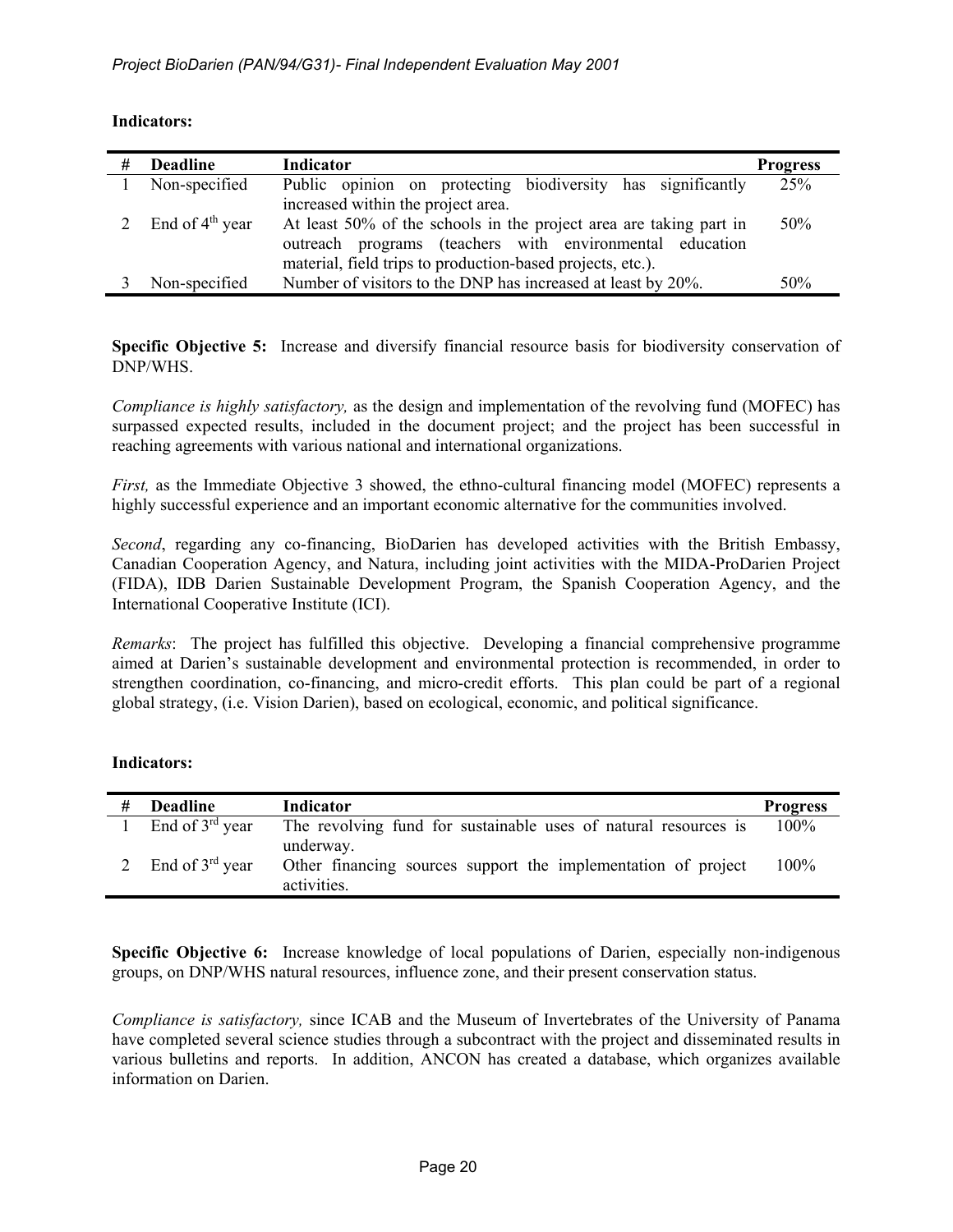**Indicators:**

| # | Deadline | Indicator | Progress |
|---|---|---|---|
| 1 | Non-specified | Public opinion on protecting biodiversity has significantly increased within the project area. | 25% |
| 2 | End of 4th year | At least 50% of the schools in the project area are taking part in outreach programs (teachers with environmental education material, field trips to production-based projects, etc.). | 50% |
| 3 | Non-specified | Number of visitors to the DNP has increased at least by 20%. | 50% |

**Specific Objective 5:** Increase and diversify financial resource basis for biodiversity conservation of DNP/WHS.

*Compliance is highly satisfactory,* as the design and implementation of the revolving fund (MOFEC) has surpassed expected results, included in the document project; and the project has been successful in reaching agreements with various national and international organizations.

*First,* as the Immediate Objective 3 showed, the ethno-cultural financing model (MOFEC) represents a highly successful experience and an important economic alternative for the communities involved.

*Second*, regarding any co-financing, BioDarien has developed activities with the British Embassy, Canadian Cooperation Agency, and Natura, including joint activities with the MIDA-ProDarien Project (FIDA), IDB Darien Sustainable Development Program, the Spanish Cooperation Agency, and the International Cooperative Institute (ICI).

*Remarks*: The project has fulfilled this objective. Developing a financial comprehensive programme aimed at Darien's sustainable development and environmental protection is recommended, in order to strengthen coordination, co-financing, and micro-credit efforts. This plan could be part of a regional global strategy, (i.e. Vision Darien), based on ecological, economic, and political significance.

**Indicators:**

| # | Deadline | Indicator | Progress |
|---|---|---|---|
| 1 | End of 3rd year | The revolving fund for sustainable uses of natural resources is underway. | 100% |
| 2 | End of 3rd year | Other financing sources support the implementation of project activities. | 100% |

**Specific Objective 6:** Increase knowledge of local populations of Darien, especially non-indigenous groups, on DNP/WHS natural resources, influence zone, and their present conservation status.

*Compliance is satisfactory,* since ICAB and the Museum of Invertebrates of the University of Panama have completed several science studies through a subcontract with the project and disseminated results in various bulletins and reports. In addition, ANCON has created a database, which organizes available information on Darien.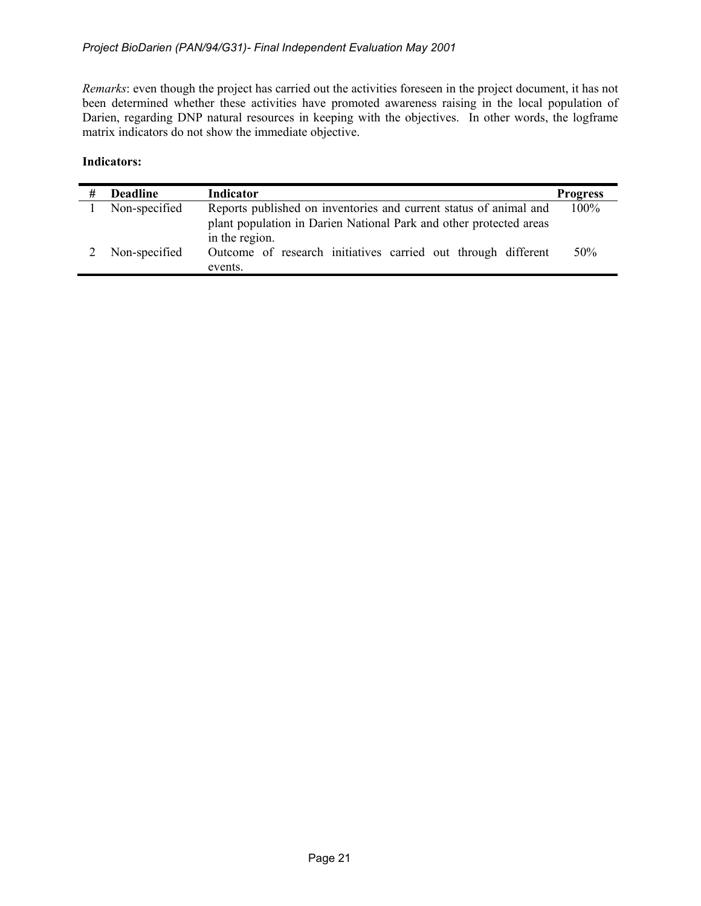*Remarks*: even though the project has carried out the activities foreseen in the project document, it has not been determined whether these activities have promoted awareness raising in the local population of Darien, regarding DNP natural resources in keeping with the objectives. In other words, the logframe matrix indicators do not show the immediate objective.

**Indicators:**

| # | Deadline | Indicator | Progress |
|---|---|---|---|
| 1 | Non-specified | Reports published on inventories and current status of animal and plant population in Darien National Park and other protected areas in the region. | 100% |
| 2 | Non-specified | Outcome of research initiatives carried out through different events. | 50% |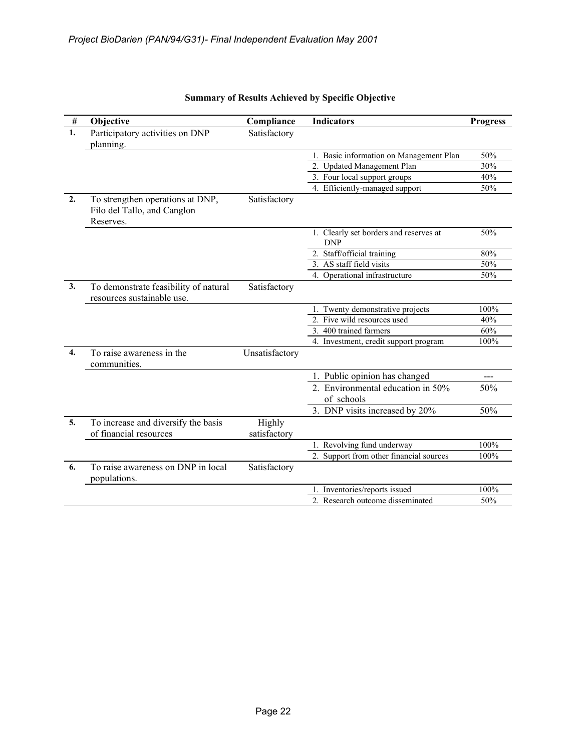**Summary of Results Achieved by Specific Objective**

| # | Objective | Compliance | Indicators | Progress |
|---|---|---|---|---|
| **1.** | Participatory activities on DNP planning. | Satisfactory | | |
| | | | 1. Basic information on Management Plan | 50% |
| | | | 2. Updated Management Plan | 30% |
| | | | 3. Four local support groups | 40% |
| | | | 4. Efficiently-managed support | 50% |
| **2.** | To strengthen operations at DNP, Filo del Tallo, and Canglon Reserves. | Satisfactory | | |
| | | | 1. Clearly set borders and reserves at DNP | 50% |
| | | | 2. Staff/official training | 80% |
| | | | 3. AS staff field visits | 50% |
| | | | 4. Operational infrastructure | 50% |
| **3.** | To demonstrate feasibility of natural resources sustainable use. | Satisfactory | | |
| | | | 1. Twenty demonstrative projects | 100% |
| | | | 2. Five wild resources used | 40% |
| | | | 3. 400 trained farmers | 60% |
| | | | 4. Investment, credit support program | 100% |
| **4.** | To raise awareness in the communities. | Unsatisfactory | | |
| | | | 1. Public opinion has changed | --- |
| | | | 2. Environmental education in 50% of schools | 50% |
| | | | 3. DNP visits increased by 20% | 50% |
| **5.** | To increase and diversify the basis of financial resources | Highly satisfactory | | |
| | | | 1. Revolving fund underway | 100% |
| | | | 2. Support from other financial sources | 100% |
| **6.** | To raise awareness on DNP in local populations. | Satisfactory | | |
| | | | 1. Inventories/reports issued | 100% |
| | | | 2. Research outcome disseminated | 50% |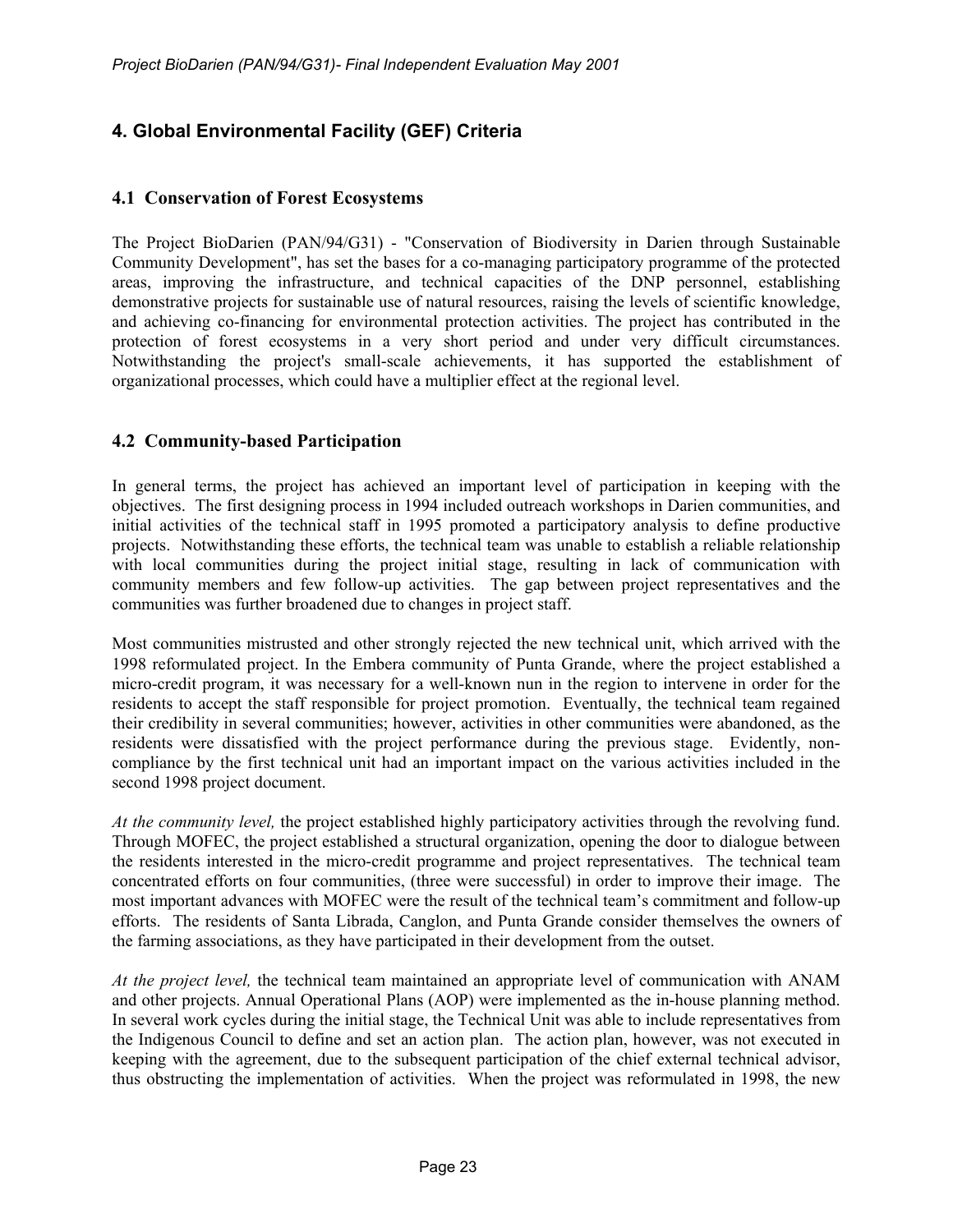## 4. Global Environmental Facility (GEF) Criteria

### 4.1 Conservation of Forest Ecosystems

The Project BioDarien (PAN/94/G31) - "Conservation of Biodiversity in Darien through Sustainable Community Development", has set the bases for a co-managing participatory programme of the protected areas, improving the infrastructure, and technical capacities of the DNP personnel, establishing demonstrative projects for sustainable use of natural resources, raising the levels of scientific knowledge, and achieving co-financing for environmental protection activities. The project has contributed in the protection of forest ecosystems in a very short period and under very difficult circumstances. Notwithstanding the project's small-scale achievements, it has supported the establishment of organizational processes, which could have a multiplier effect at the regional level.

### 4.2 Community-based Participation

In general terms, the project has achieved an important level of participation in keeping with the objectives. The first designing process in 1994 included outreach workshops in Darien communities, and initial activities of the technical staff in 1995 promoted a participatory analysis to define productive projects. Notwithstanding these efforts, the technical team was unable to establish a reliable relationship with local communities during the project initial stage, resulting in lack of communication with community members and few follow-up activities. The gap between project representatives and the communities was further broadened due to changes in project staff.

Most communities mistrusted and other strongly rejected the new technical unit, which arrived with the 1998 reformulated project. In the Embera community of Punta Grande, where the project established a micro-credit program, it was necessary for a well-known nun in the region to intervene in order for the residents to accept the staff responsible for project promotion. Eventually, the technical team regained their credibility in several communities; however, activities in other communities were abandoned, as the residents were dissatisfied with the project performance during the previous stage. Evidently, non-compliance by the first technical unit had an important impact on the various activities included in the second 1998 project document.

*At the community level,* the project established highly participatory activities through the revolving fund. Through MOFEC, the project established a structural organization, opening the door to dialogue between the residents interested in the micro-credit programme and project representatives. The technical team concentrated efforts on four communities, (three were successful) in order to improve their image. The most important advances with MOFEC were the result of the technical team's commitment and follow-up efforts. The residents of Santa Librada, Canglon, and Punta Grande consider themselves the owners of the farming associations, as they have participated in their development from the outset.

*At the project level,* the technical team maintained an appropriate level of communication with ANAM and other projects. Annual Operational Plans (AOP) were implemented as the in-house planning method. In several work cycles during the initial stage, the Technical Unit was able to include representatives from the Indigenous Council to define and set an action plan. The action plan, however, was not executed in keeping with the agreement, due to the subsequent participation of the chief external technical advisor, thus obstructing the implementation of activities. When the project was reformulated in 1998, the new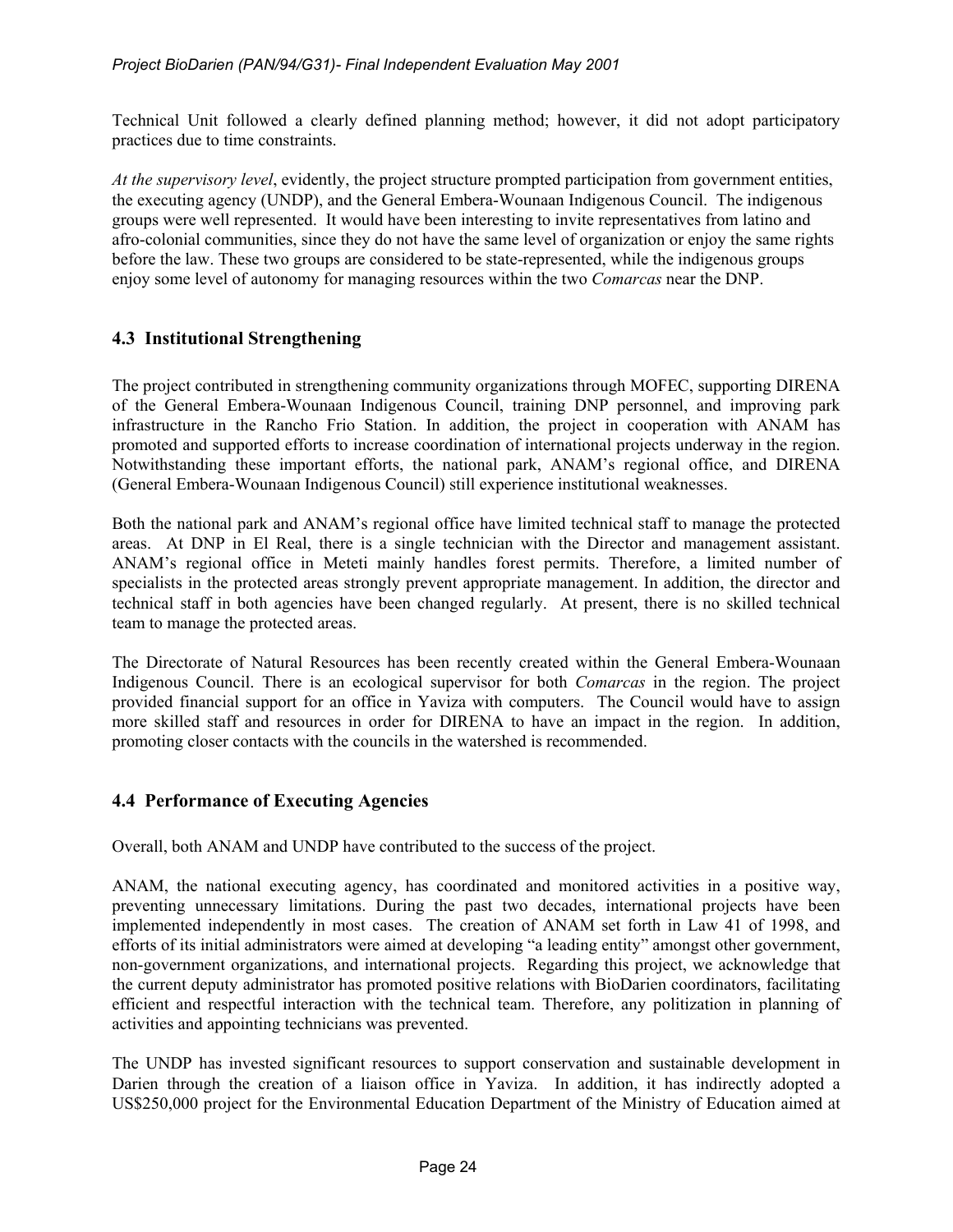Technical Unit followed a clearly defined planning method; however, it did not adopt participatory practices due to time constraints.

*At the supervisory level*, evidently, the project structure prompted participation from government entities, the executing agency (UNDP), and the General Embera-Wounaan Indigenous Council. The indigenous groups were well represented. It would have been interesting to invite representatives from latino and afro-colonial communities, since they do not have the same level of organization or enjoy the same rights before the law. These two groups are considered to be state-represented, while the indigenous groups enjoy some level of autonomy for managing resources within the two *Comarcas* near the DNP.

## 4.3 Institutional Strengthening

The project contributed in strengthening community organizations through MOFEC, supporting DIRENA of the General Embera-Wounaan Indigenous Council, training DNP personnel, and improving park infrastructure in the Rancho Frio Station. In addition, the project in cooperation with ANAM has promoted and supported efforts to increase coordination of international projects underway in the region. Notwithstanding these important efforts, the national park, ANAM's regional office, and DIRENA (General Embera-Wounaan Indigenous Council) still experience institutional weaknesses.

Both the national park and ANAM's regional office have limited technical staff to manage the protected areas. At DNP in El Real, there is a single technician with the Director and management assistant. ANAM's regional office in Meteti mainly handles forest permits. Therefore, a limited number of specialists in the protected areas strongly prevent appropriate management. In addition, the director and technical staff in both agencies have been changed regularly. At present, there is no skilled technical team to manage the protected areas.

The Directorate of Natural Resources has been recently created within the General Embera-Wounaan Indigenous Council. There is an ecological supervisor for both *Comarcas* in the region. The project provided financial support for an office in Yaviza with computers. The Council would have to assign more skilled staff and resources in order for DIRENA to have an impact in the region. In addition, promoting closer contacts with the councils in the watershed is recommended.

## 4.4 Performance of Executing Agencies

Overall, both ANAM and UNDP have contributed to the success of the project.

ANAM, the national executing agency, has coordinated and monitored activities in a positive way, preventing unnecessary limitations. During the past two decades, international projects have been implemented independently in most cases. The creation of ANAM set forth in Law 41 of 1998, and efforts of its initial administrators were aimed at developing "a leading entity" amongst other government, non-government organizations, and international projects. Regarding this project, we acknowledge that the current deputy administrator has promoted positive relations with BioDarien coordinators, facilitating efficient and respectful interaction with the technical team. Therefore, any politization in planning of activities and appointing technicians was prevented.

The UNDP has invested significant resources to support conservation and sustainable development in Darien through the creation of a liaison office in Yaviza. In addition, it has indirectly adopted a US$250,000 project for the Environmental Education Department of the Ministry of Education aimed at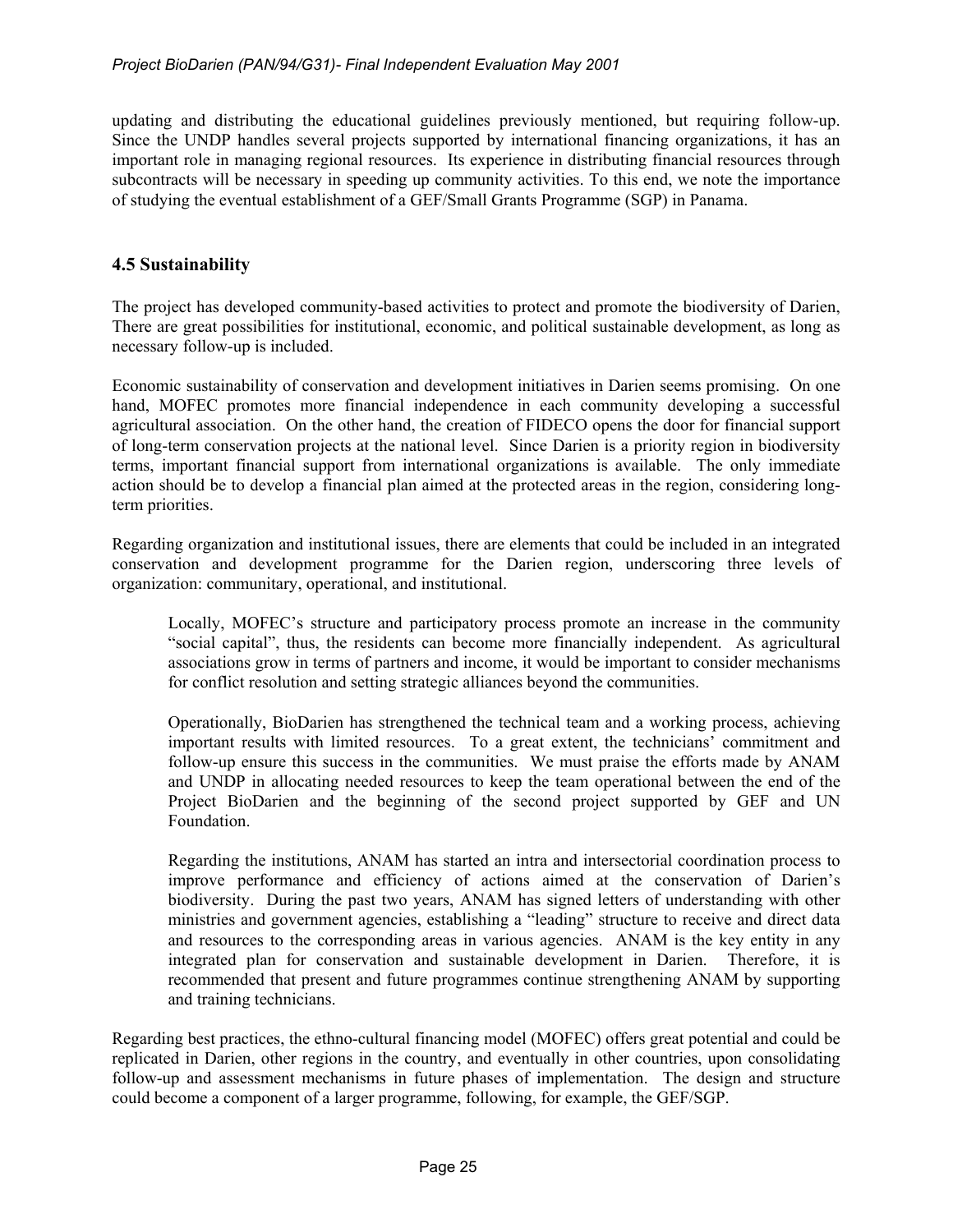updating and distributing the educational guidelines previously mentioned, but requiring follow-up. Since the UNDP handles several projects supported by international financing organizations, it has an important role in managing regional resources. Its experience in distributing financial resources through subcontracts will be necessary in speeding up community activities. To this end, we note the importance of studying the eventual establishment of a GEF/Small Grants Programme (SGP) in Panama.

## 4.5 Sustainability

The project has developed community-based activities to protect and promote the biodiversity of Darien, There are great possibilities for institutional, economic, and political sustainable development, as long as necessary follow-up is included.

Economic sustainability of conservation and development initiatives in Darien seems promising. On one hand, MOFEC promotes more financial independence in each community developing a successful agricultural association. On the other hand, the creation of FIDECO opens the door for financial support of long-term conservation projects at the national level. Since Darien is a priority region in biodiversity terms, important financial support from international organizations is available. The only immediate action should be to develop a financial plan aimed at the protected areas in the region, considering long-term priorities.

Regarding organization and institutional issues, there are elements that could be included in an integrated conservation and development programme for the Darien region, underscoring three levels of organization: communitary, operational, and institutional.

> Locally, MOFEC's structure and participatory process promote an increase in the community "social capital", thus, the residents can become more financially independent. As agricultural associations grow in terms of partners and income, it would be important to consider mechanisms for conflict resolution and setting strategic alliances beyond the communities.
>
> Operationally, BioDarien has strengthened the technical team and a working process, achieving important results with limited resources. To a great extent, the technicians' commitment and follow-up ensure this success in the communities. We must praise the efforts made by ANAM and UNDP in allocating needed resources to keep the team operational between the end of the Project BioDarien and the beginning of the second project supported by GEF and UN Foundation.
>
> Regarding the institutions, ANAM has started an intra and intersectorial coordination process to improve performance and efficiency of actions aimed at the conservation of Darien's biodiversity. During the past two years, ANAM has signed letters of understanding with other ministries and government agencies, establishing a "leading" structure to receive and direct data and resources to the corresponding areas in various agencies. ANAM is the key entity in any integrated plan for conservation and sustainable development in Darien. Therefore, it is recommended that present and future programmes continue strengthening ANAM by supporting and training technicians.

Regarding best practices, the ethno-cultural financing model (MOFEC) offers great potential and could be replicated in Darien, other regions in the country, and eventually in other countries, upon consolidating follow-up and assessment mechanisms in future phases of implementation. The design and structure could become a component of a larger programme, following, for example, the GEF/SGP.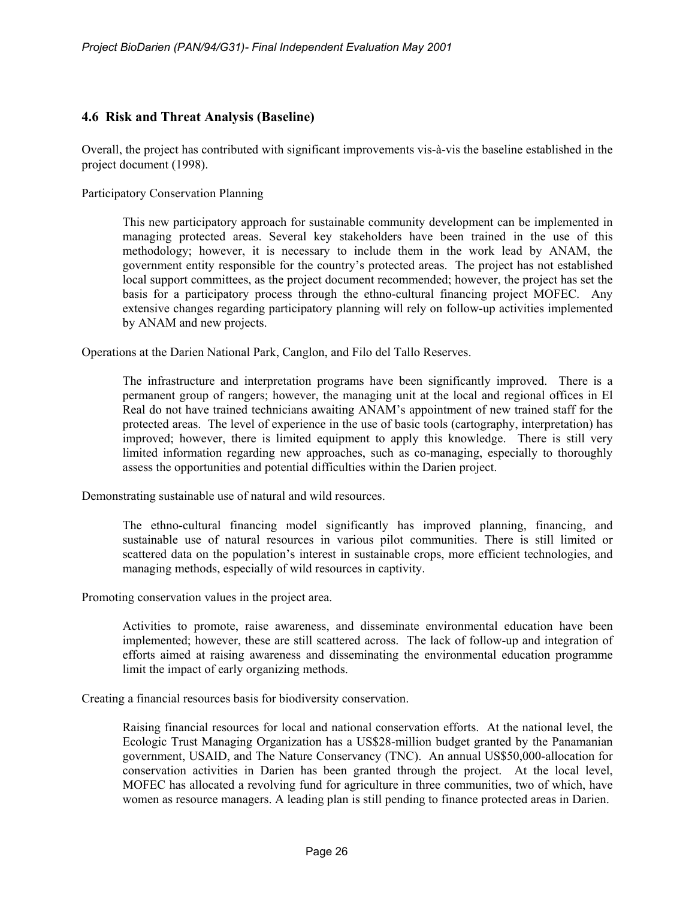## 4.6 Risk and Threat Analysis (Baseline)

Overall, the project has contributed with significant improvements vis-à-vis the baseline established in the project document (1998).

Participatory Conservation Planning

> This new participatory approach for sustainable community development can be implemented in managing protected areas. Several key stakeholders have been trained in the use of this methodology; however, it is necessary to include them in the work lead by ANAM, the government entity responsible for the country's protected areas. The project has not established local support committees, as the project document recommended; however, the project has set the basis for a participatory process through the ethno-cultural financing project MOFEC. Any extensive changes regarding participatory planning will rely on follow-up activities implemented by ANAM and new projects.

Operations at the Darien National Park, Canglon, and Filo del Tallo Reserves.

> The infrastructure and interpretation programs have been significantly improved. There is a permanent group of rangers; however, the managing unit at the local and regional offices in El Real do not have trained technicians awaiting ANAM's appointment of new trained staff for the protected areas. The level of experience in the use of basic tools (cartography, interpretation) has improved; however, there is limited equipment to apply this knowledge. There is still very limited information regarding new approaches, such as co-managing, especially to thoroughly assess the opportunities and potential difficulties within the Darien project.

Demonstrating sustainable use of natural and wild resources.

> The ethno-cultural financing model significantly has improved planning, financing, and sustainable use of natural resources in various pilot communities. There is still limited or scattered data on the population's interest in sustainable crops, more efficient technologies, and managing methods, especially of wild resources in captivity.

Promoting conservation values in the project area.

> Activities to promote, raise awareness, and disseminate environmental education have been implemented; however, these are still scattered across. The lack of follow-up and integration of efforts aimed at raising awareness and disseminating the environmental education programme limit the impact of early organizing methods.

Creating a financial resources basis for biodiversity conservation.

> Raising financial resources for local and national conservation efforts. At the national level, the Ecologic Trust Managing Organization has a US$28-million budget granted by the Panamanian government, USAID, and The Nature Conservancy (TNC). An annual US$50,000-allocation for conservation activities in Darien has been granted through the project. At the local level, MOFEC has allocated a revolving fund for agriculture in three communities, two of which, have women as resource managers. A leading plan is still pending to finance protected areas in Darien.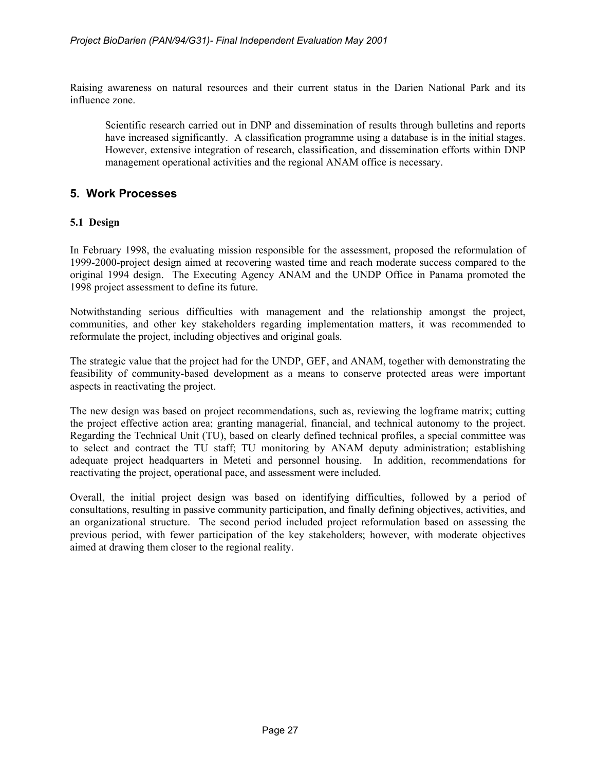Raising awareness on natural resources and their current status in the Darien National Park and its influence zone.

> Scientific research carried out in DNP and dissemination of results through bulletins and reports have increased significantly. A classification programme using a database is in the initial stages. However, extensive integration of research, classification, and dissemination efforts within DNP management operational activities and the regional ANAM office is necessary.

## 5. Work Processes

### 5.1 Design

In February 1998, the evaluating mission responsible for the assessment, proposed the reformulation of 1999-2000-project design aimed at recovering wasted time and reach moderate success compared to the original 1994 design. The Executing Agency ANAM and the UNDP Office in Panama promoted the 1998 project assessment to define its future.

Notwithstanding serious difficulties with management and the relationship amongst the project, communities, and other key stakeholders regarding implementation matters, it was recommended to reformulate the project, including objectives and original goals.

The strategic value that the project had for the UNDP, GEF, and ANAM, together with demonstrating the feasibility of community-based development as a means to conserve protected areas were important aspects in reactivating the project.

The new design was based on project recommendations, such as, reviewing the logframe matrix; cutting the project effective action area; granting managerial, financial, and technical autonomy to the project. Regarding the Technical Unit (TU), based on clearly defined technical profiles, a special committee was to select and contract the TU staff; TU monitoring by ANAM deputy administration; establishing adequate project headquarters in Meteti and personnel housing. In addition, recommendations for reactivating the project, operational pace, and assessment were included.

Overall, the initial project design was based on identifying difficulties, followed by a period of consultations, resulting in passive community participation, and finally defining objectives, activities, and an organizational structure. The second period included project reformulation based on assessing the previous period, with fewer participation of the key stakeholders; however, with moderate objectives aimed at drawing them closer to the regional reality.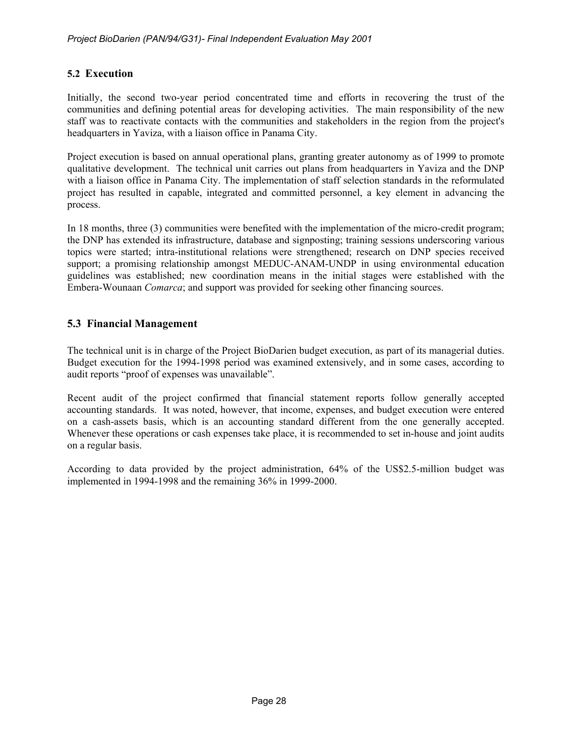## 5.2 Execution

Initially, the second two-year period concentrated time and efforts in recovering the trust of the communities and defining potential areas for developing activities. The main responsibility of the new staff was to reactivate contacts with the communities and stakeholders in the region from the project's headquarters in Yaviza, with a liaison office in Panama City.

Project execution is based on annual operational plans, granting greater autonomy as of 1999 to promote qualitative development. The technical unit carries out plans from headquarters in Yaviza and the DNP with a liaison office in Panama City. The implementation of staff selection standards in the reformulated project has resulted in capable, integrated and committed personnel, a key element in advancing the process.

In 18 months, three (3) communities were benefited with the implementation of the micro-credit program; the DNP has extended its infrastructure, database and signposting; training sessions underscoring various topics were started; intra-institutional relations were strengthened; research on DNP species received support; a promising relationship amongst MEDUC-ANAM-UNDP in using environmental education guidelines was established; new coordination means in the initial stages were established with the Embera-Wounaan *Comarca*; and support was provided for seeking other financing sources.

## 5.3 Financial Management

The technical unit is in charge of the Project BioDarien budget execution, as part of its managerial duties. Budget execution for the 1994-1998 period was examined extensively, and in some cases, according to audit reports "proof of expenses was unavailable".

Recent audit of the project confirmed that financial statement reports follow generally accepted accounting standards. It was noted, however, that income, expenses, and budget execution were entered on a cash-assets basis, which is an accounting standard different from the one generally accepted. Whenever these operations or cash expenses take place, it is recommended to set in-house and joint audits on a regular basis.

According to data provided by the project administration, 64% of the US$2.5-million budget was implemented in 1994-1998 and the remaining 36% in 1999-2000.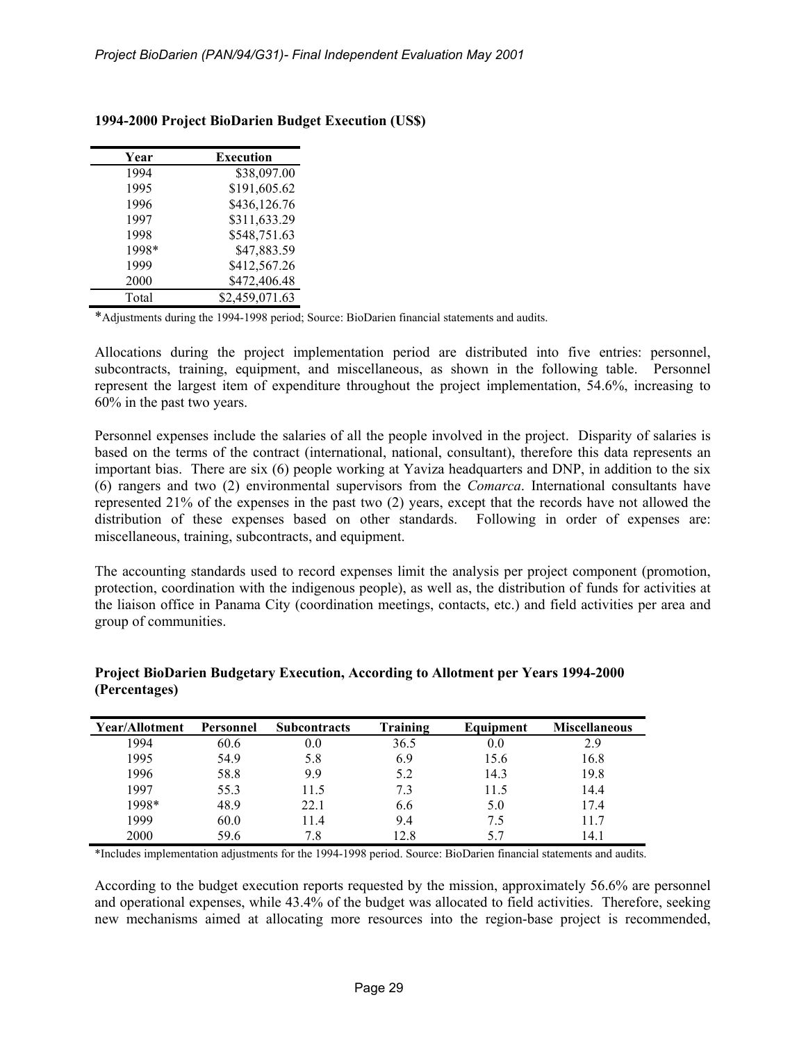**1994-2000 Project BioDarien Budget Execution (US$)**

| Year | Execution |
|---|---|
| 1994 | $38,097.00 |
| 1995 | $191,605.62 |
| 1996 | $436,126.76 |
| 1997 | $311,633.29 |
| 1998 | $548,751.63 |
| 1998* | $47,883.59 |
| 1999 | $412,567.26 |
| 2000 | $472,406.48 |
| Total | $2,459,071.63 |

*Adjustments during the 1994-1998 period; Source: BioDarien financial statements and audits.

Allocations during the project implementation period are distributed into five entries: personnel, subcontracts, training, equipment, and miscellaneous, as shown in the following table. Personnel represent the largest item of expenditure throughout the project implementation, 54.6%, increasing to 60% in the past two years.

Personnel expenses include the salaries of all the people involved in the project. Disparity of salaries is based on the terms of the contract (international, national, consultant), therefore this data represents an important bias. There are six (6) people working at Yaviza headquarters and DNP, in addition to the six (6) rangers and two (2) environmental supervisors from the *Comarca*. International consultants have represented 21% of the expenses in the past two (2) years, except that the records have not allowed the distribution of these expenses based on other standards. Following in order of expenses are: miscellaneous, training, subcontracts, and equipment.

The accounting standards used to record expenses limit the analysis per project component (promotion, protection, coordination with the indigenous people), as well as, the distribution of funds for activities at the liaison office in Panama City (coordination meetings, contacts, etc.) and field activities per area and group of communities.

**Project BioDarien Budgetary Execution, According to Allotment per Years 1994-2000 (Percentages)**

| Year/Allotment | Personnel | Subcontracts | Training | Equipment | Miscellaneous |
|---|---|---|---|---|---|
| 1994 | 60.6 | 0.0 | 36.5 | 0.0 | 2.9 |
| 1995 | 54.9 | 5.8 | 6.9 | 15.6 | 16.8 |
| 1996 | 58.8 | 9.9 | 5.2 | 14.3 | 19.8 |
| 1997 | 55.3 | 11.5 | 7.3 | 11.5 | 14.4 |
| 1998* | 48.9 | 22.1 | 6.6 | 5.0 | 17.4 |
| 1999 | 60.0 | 11.4 | 9.4 | 7.5 | 11.7 |
| 2000 | 59.6 | 7.8 | 12.8 | 5.7 | 14.1 |

*Includes implementation adjustments for the 1994-1998 period. Source: BioDarien financial statements and audits.

According to the budget execution reports requested by the mission, approximately 56.6% are personnel and operational expenses, while 43.4% of the budget was allocated to field activities. Therefore, seeking new mechanisms aimed at allocating more resources into the region-base project is recommended,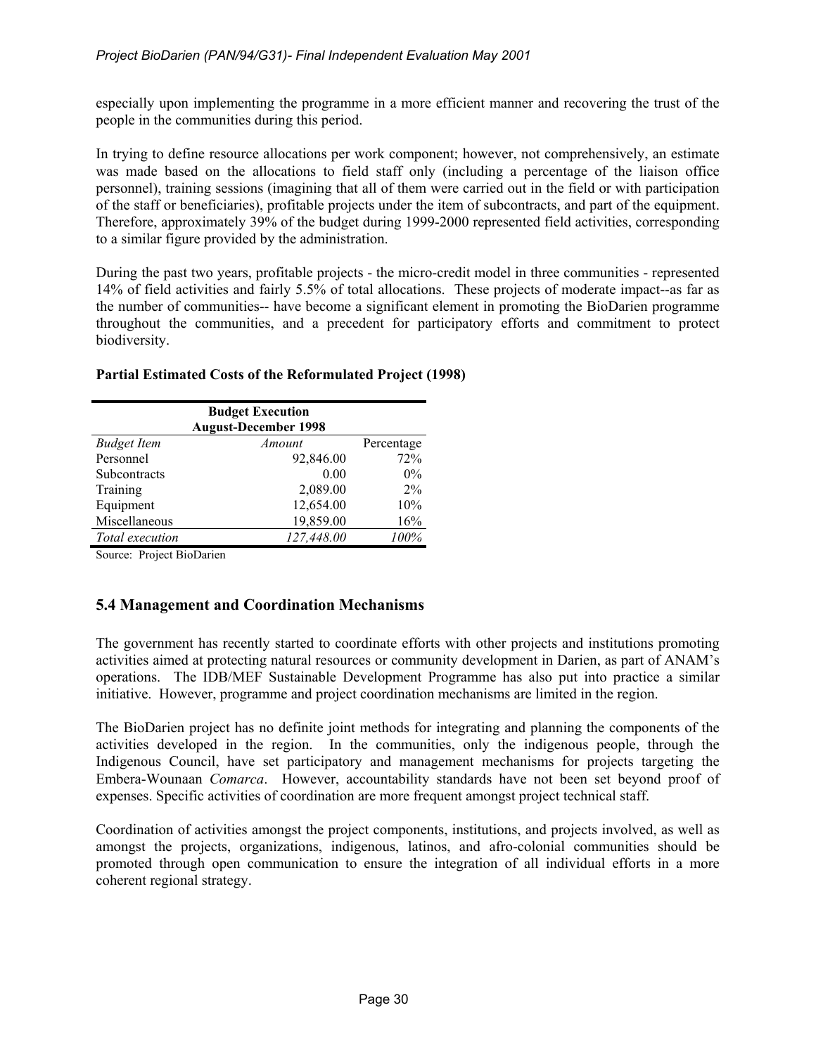especially upon implementing the programme in a more efficient manner and recovering the trust of the people in the communities during this period.

In trying to define resource allocations per work component; however, not comprehensively, an estimate was made based on the allocations to field staff only (including a percentage of the liaison office personnel), training sessions (imagining that all of them were carried out in the field or with participation of the staff or beneficiaries), profitable projects under the item of subcontracts, and part of the equipment. Therefore, approximately 39% of the budget during 1999-2000 represented field activities, corresponding to a similar figure provided by the administration.

During the past two years, profitable projects - the micro-credit model in three communities - represented 14% of field activities and fairly 5.5% of total allocations. These projects of moderate impact--as far as the number of communities-- have become a significant element in promoting the BioDarien programme throughout the communities, and a precedent for participatory efforts and commitment to protect biodiversity.

**Partial Estimated Costs of the Reformulated Project (1998)**

| **Budget Execution August-December 1998** | | |
|---|---|---|
| *Budget Item* | *Amount* | Percentage |
| Personnel | 92,846.00 | 72% |
| Subcontracts | 0.00 | 0% |
| Training | 2,089.00 | 2% |
| Equipment | 12,654.00 | 10% |
| Miscellaneous | 19,859.00 | 16% |
| *Total execution* | *127,448.00* | *100%* |

Source: Project BioDarien

## 5.4 Management and Coordination Mechanisms

The government has recently started to coordinate efforts with other projects and institutions promoting activities aimed at protecting natural resources or community development in Darien, as part of ANAM's operations. The IDB/MEF Sustainable Development Programme has also put into practice a similar initiative. However, programme and project coordination mechanisms are limited in the region.

The BioDarien project has no definite joint methods for integrating and planning the components of the activities developed in the region. In the communities, only the indigenous people, through the Indigenous Council, have set participatory and management mechanisms for projects targeting the Embera-Wounaan *Comarca*. However, accountability standards have not been set beyond proof of expenses. Specific activities of coordination are more frequent amongst project technical staff.

Coordination of activities amongst the project components, institutions, and projects involved, as well as amongst the projects, organizations, indigenous, latinos, and afro-colonial communities should be promoted through open communication to ensure the integration of all individual efforts in a more coherent regional strategy.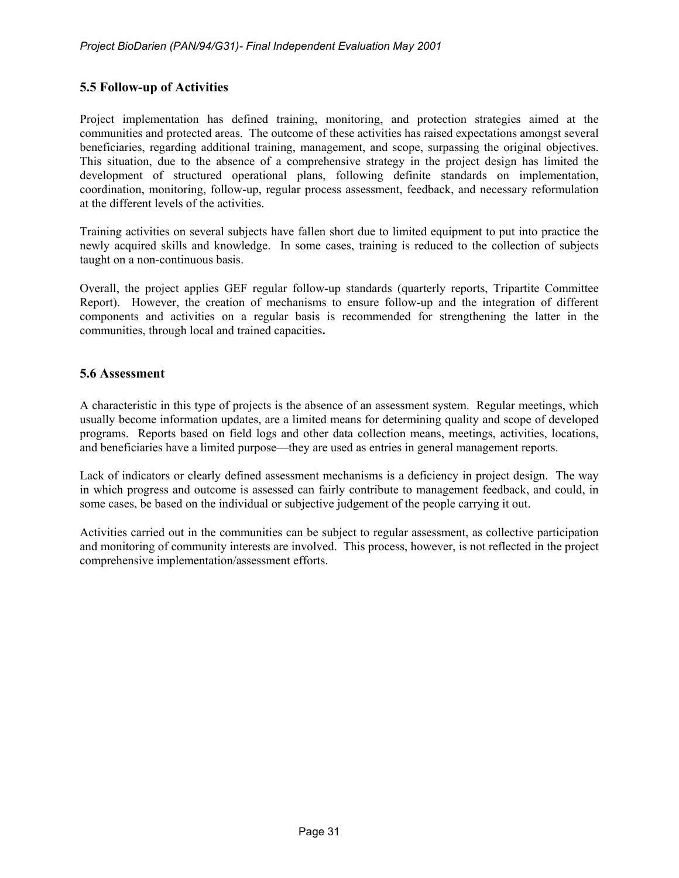## 5.5 Follow-up of Activities

Project implementation has defined training, monitoring, and protection strategies aimed at the communities and protected areas. The outcome of these activities has raised expectations amongst several beneficiaries, regarding additional training, management, and scope, surpassing the original objectives. This situation, due to the absence of a comprehensive strategy in the project design has limited the development of structured operational plans, following definite standards on implementation, coordination, monitoring, follow-up, regular process assessment, feedback, and necessary reformulation at the different levels of the activities.

Training activities on several subjects have fallen short due to limited equipment to put into practice the newly acquired skills and knowledge. In some cases, training is reduced to the collection of subjects taught on a non-continuous basis.

Overall, the project applies GEF regular follow-up standards (quarterly reports, Tripartite Committee Report). However, the creation of mechanisms to ensure follow-up and the integration of different components and activities on a regular basis is recommended for strengthening the latter in the communities, through local and trained capacities**.**

## 5.6 Assessment

A characteristic in this type of projects is the absence of an assessment system. Regular meetings, which usually become information updates, are a limited means for determining quality and scope of developed programs. Reports based on field logs and other data collection means, meetings, activities, locations, and beneficiaries have a limited purpose—they are used as entries in general management reports.

Lack of indicators or clearly defined assessment mechanisms is a deficiency in project design. The way in which progress and outcome is assessed can fairly contribute to management feedback, and could, in some cases, be based on the individual or subjective judgement of the people carrying it out.

Activities carried out in the communities can be subject to regular assessment, as collective participation and monitoring of community interests are involved. This process, however, is not reflected in the project comprehensive implementation/assessment efforts.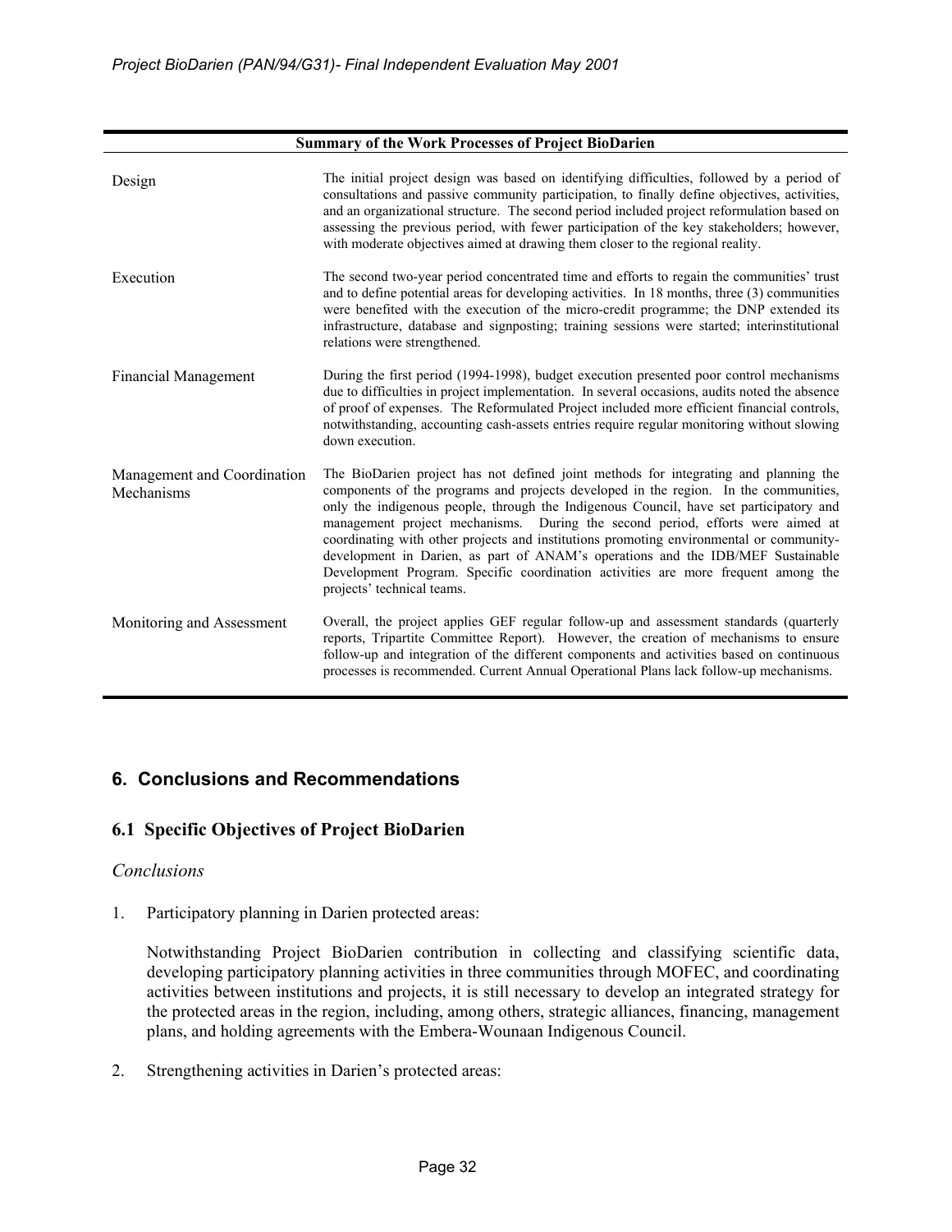| Summary of the Work Processes of Project BioDarien | |
|---|---|
| Design | The initial project design was based on identifying difficulties, followed by a period of consultations and passive community participation, to finally define objectives, activities, and an organizational structure. The second period included project reformulation based on assessing the previous period, with fewer participation of the key stakeholders; however, with moderate objectives aimed at drawing them closer to the regional reality. |
| Execution | The second two-year period concentrated time and efforts to regain the communities' trust and to define potential areas for developing activities. In 18 months, three (3) communities were benefited with the execution of the micro-credit programme; the DNP extended its infrastructure, database and signposting; training sessions were started; interinstitutional relations were strengthened. |
| Financial Management | During the first period (1994-1998), budget execution presented poor control mechanisms due to difficulties in project implementation. In several occasions, audits noted the absence of proof of expenses. The Reformulated Project included more efficient financial controls, notwithstanding, accounting cash-assets entries require regular monitoring without slowing down execution. |
| Management and Coordination Mechanisms | The BioDarien project has not defined joint methods for integrating and planning the components of the programs and projects developed in the region. In the communities, only the indigenous people, through the Indigenous Council, have set participatory and management project mechanisms. During the second period, efforts were aimed at coordinating with other projects and institutions promoting environmental or community-development in Darien, as part of ANAM's operations and the IDB/MEF Sustainable Development Program. Specific coordination activities are more frequent among the projects' technical teams. |
| Monitoring and Assessment | Overall, the project applies GEF regular follow-up and assessment standards (quarterly reports, Tripartite Committee Report). However, the creation of mechanisms to ensure follow-up and integration of the different components and activities based on continuous processes is recommended. Current Annual Operational Plans lack follow-up mechanisms. |

## 6. Conclusions and Recommendations

### 6.1 Specific Objectives of Project BioDarien

*Conclusions*

1. Participatory planning in Darien protected areas:

   Notwithstanding Project BioDarien contribution in collecting and classifying scientific data, developing participatory planning activities in three communities through MOFEC, and coordinating activities between institutions and projects, it is still necessary to develop an integrated strategy for the protected areas in the region, including, among others, strategic alliances, financing, management plans, and holding agreements with the Embera-Wounaan Indigenous Council.

2. Strengthening activities in Darien's protected areas: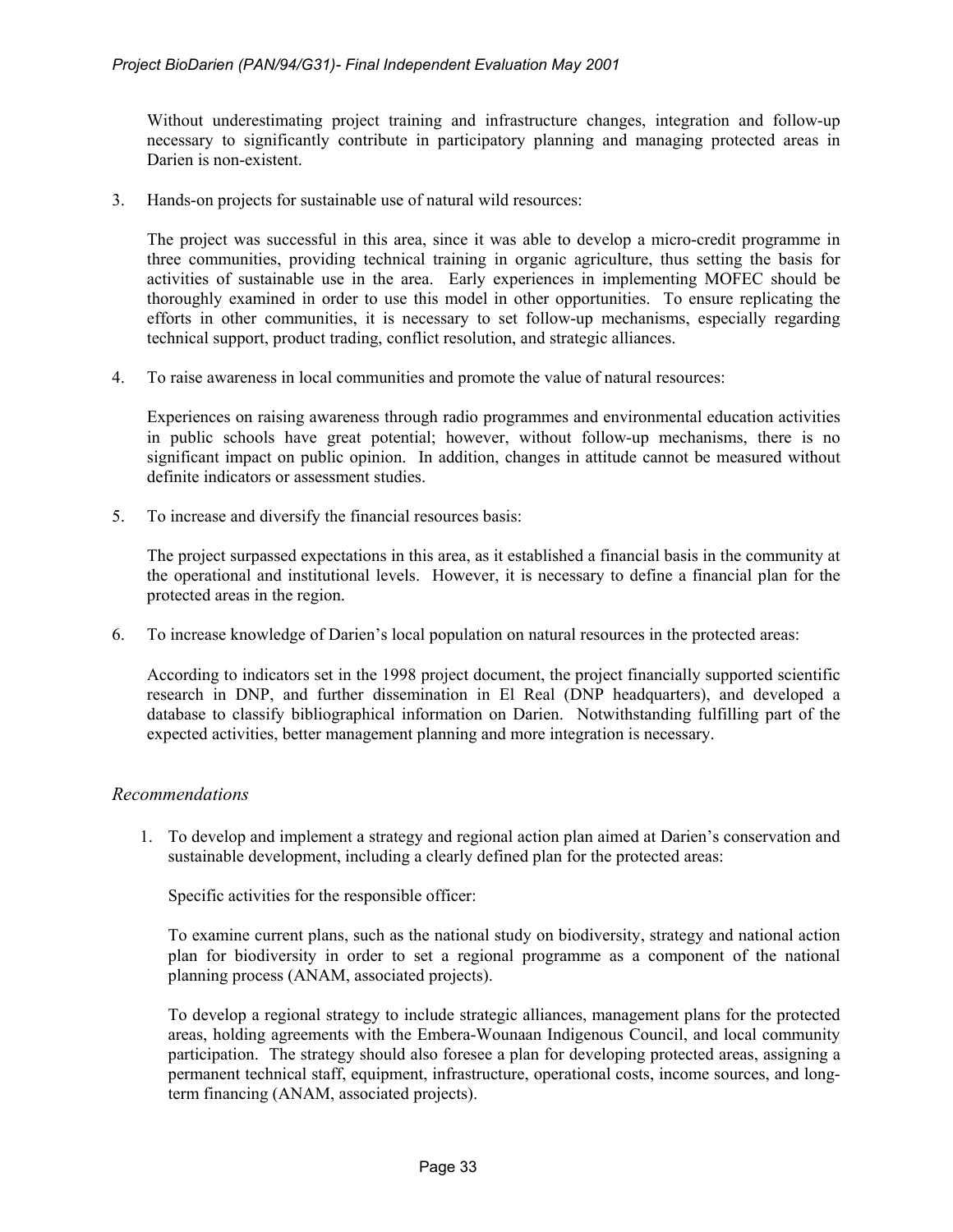Without underestimating project training and infrastructure changes, integration and follow-up necessary to significantly contribute in participatory planning and managing protected areas in Darien is non-existent.

3. Hands-on projects for sustainable use of natural wild resources:

   The project was successful in this area, since it was able to develop a micro-credit programme in three communities, providing technical training in organic agriculture, thus setting the basis for activities of sustainable use in the area. Early experiences in implementing MOFEC should be thoroughly examined in order to use this model in other opportunities. To ensure replicating the efforts in other communities, it is necessary to set follow-up mechanisms, especially regarding technical support, product trading, conflict resolution, and strategic alliances.

4. To raise awareness in local communities and promote the value of natural resources:

   Experiences on raising awareness through radio programmes and environmental education activities in public schools have great potential; however, without follow-up mechanisms, there is no significant impact on public opinion. In addition, changes in attitude cannot be measured without definite indicators or assessment studies.

5. To increase and diversify the financial resources basis:

   The project surpassed expectations in this area, as it established a financial basis in the community at the operational and institutional levels. However, it is necessary to define a financial plan for the protected areas in the region.

6. To increase knowledge of Darien's local population on natural resources in the protected areas:

   According to indicators set in the 1998 project document, the project financially supported scientific research in DNP, and further dissemination in El Real (DNP headquarters), and developed a database to classify bibliographical information on Darien. Notwithstanding fulfilling part of the expected activities, better management planning and more integration is necessary.

### *Recommendations*

1. To develop and implement a strategy and regional action plan aimed at Darien's conservation and sustainable development, including a clearly defined plan for the protected areas:

   Specific activities for the responsible officer:

   To examine current plans, such as the national study on biodiversity, strategy and national action plan for biodiversity in order to set a regional programme as a component of the national planning process (ANAM, associated projects).

   To develop a regional strategy to include strategic alliances, management plans for the protected areas, holding agreements with the Embera-Wounaan Indigenous Council, and local community participation. The strategy should also foresee a plan for developing protected areas, assigning a permanent technical staff, equipment, infrastructure, operational costs, income sources, and long-term financing (ANAM, associated projects).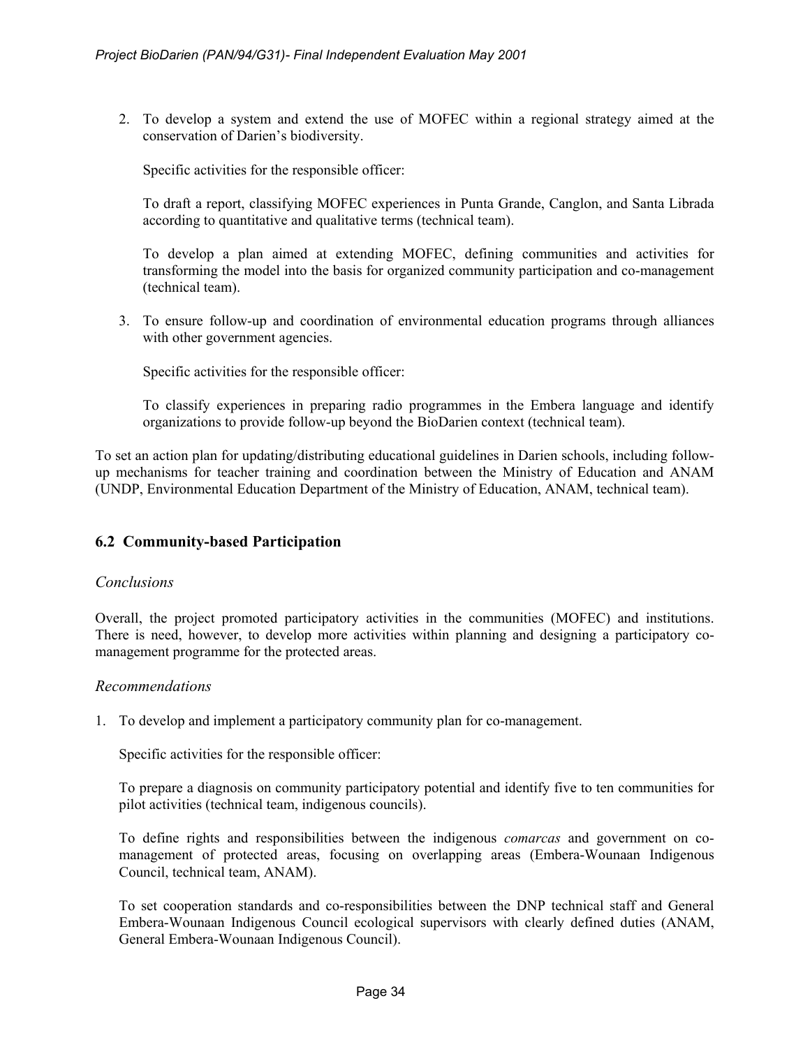2. To develop a system and extend the use of MOFEC within a regional strategy aimed at the conservation of Darien's biodiversity.

   Specific activities for the responsible officer:

   To draft a report, classifying MOFEC experiences in Punta Grande, Canglon, and Santa Librada according to quantitative and qualitative terms (technical team).

   To develop a plan aimed at extending MOFEC, defining communities and activities for transforming the model into the basis for organized community participation and co-management (technical team).

3. To ensure follow-up and coordination of environmental education programs through alliances with other government agencies.

   Specific activities for the responsible officer:

   To classify experiences in preparing radio programmes in the Embera language and identify organizations to provide follow-up beyond the BioDarien context (technical team).

To set an action plan for updating/distributing educational guidelines in Darien schools, including follow-up mechanisms for teacher training and coordination between the Ministry of Education and ANAM (UNDP, Environmental Education Department of the Ministry of Education, ANAM, technical team).

## 6.2 Community-based Participation

### *Conclusions*

Overall, the project promoted participatory activities in the communities (MOFEC) and institutions. There is need, however, to develop more activities within planning and designing a participatory co-management programme for the protected areas.

### *Recommendations*

1. To develop and implement a participatory community plan for co-management.

   Specific activities for the responsible officer:

   To prepare a diagnosis on community participatory potential and identify five to ten communities for pilot activities (technical team, indigenous councils).

   To define rights and responsibilities between the indigenous *comarcas* and government on co-management of protected areas, focusing on overlapping areas (Embera-Wounaan Indigenous Council, technical team, ANAM).

   To set cooperation standards and co-responsibilities between the DNP technical staff and General Embera-Wounaan Indigenous Council ecological supervisors with clearly defined duties (ANAM, General Embera-Wounaan Indigenous Council).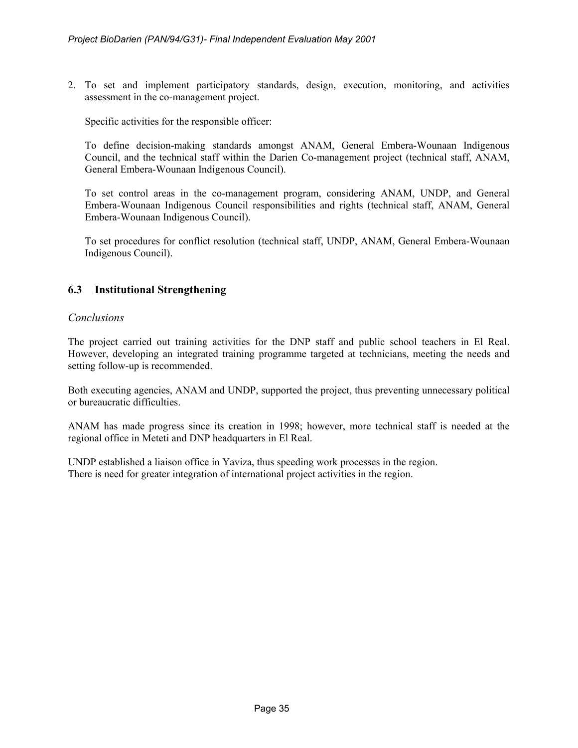2. To set and implement participatory standards, design, execution, monitoring, and activities assessment in the co-management project.

   Specific activities for the responsible officer:

   To define decision-making standards amongst ANAM, General Embera-Wounaan Indigenous Council, and the technical staff within the Darien Co-management project (technical staff, ANAM, General Embera-Wounaan Indigenous Council).

   To set control areas in the co-management program, considering ANAM, UNDP, and General Embera-Wounaan Indigenous Council responsibilities and rights (technical staff, ANAM, General Embera-Wounaan Indigenous Council).

   To set procedures for conflict resolution (technical staff, UNDP, ANAM, General Embera-Wounaan Indigenous Council).

### 6.3 Institutional Strengthening

*Conclusions*

The project carried out training activities for the DNP staff and public school teachers in El Real. However, developing an integrated training programme targeted at technicians, meeting the needs and setting follow-up is recommended.

Both executing agencies, ANAM and UNDP, supported the project, thus preventing unnecessary political or bureaucratic difficulties.

ANAM has made progress since its creation in 1998; however, more technical staff is needed at the regional office in Meteti and DNP headquarters in El Real.

UNDP established a liaison office in Yaviza, thus speeding work processes in the region.
There is need for greater integration of international project activities in the region.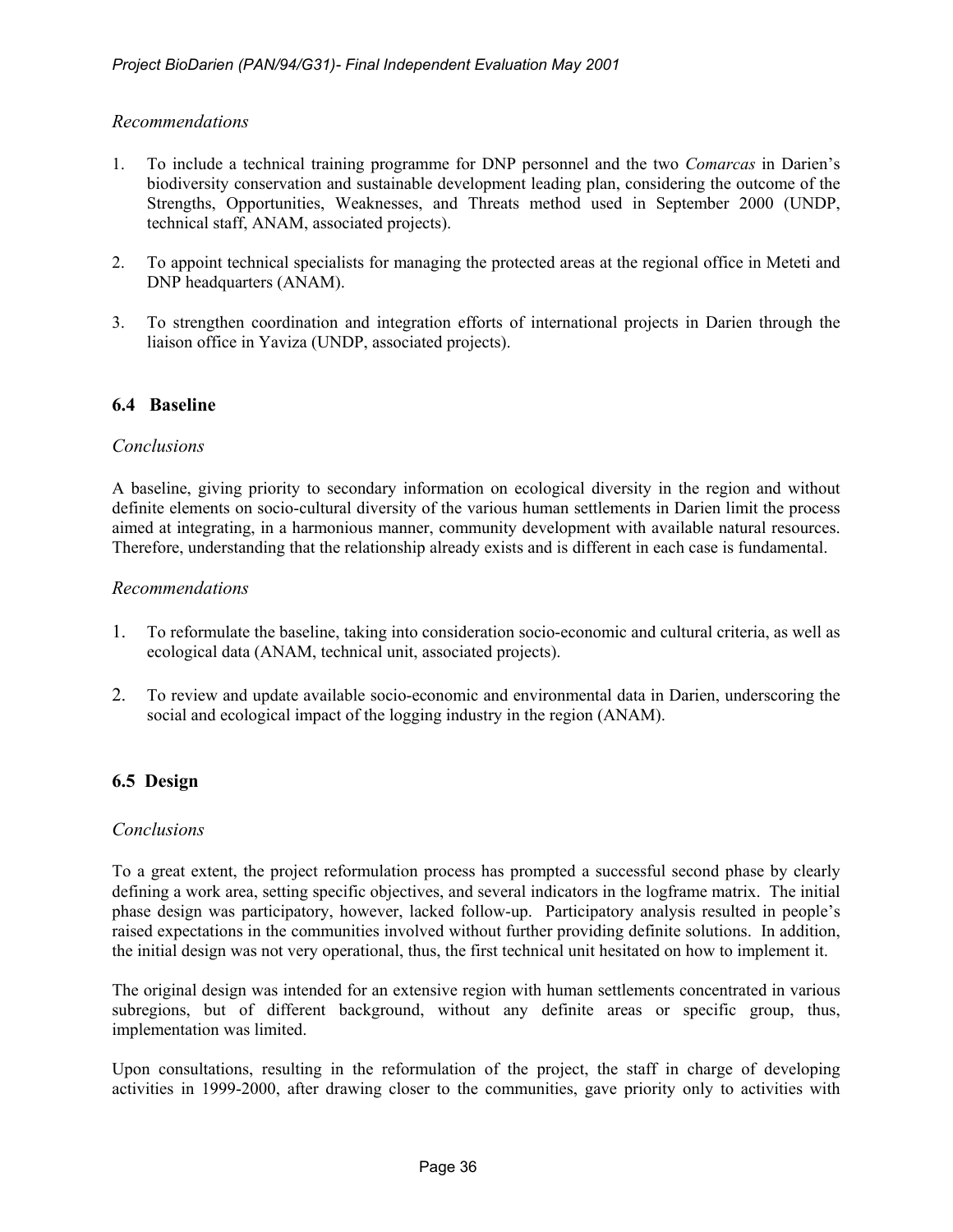*Recommendations*

1. To include a technical training programme for DNP personnel and the two *Comarcas* in Darien's biodiversity conservation and sustainable development leading plan, considering the outcome of the Strengths, Opportunities, Weaknesses, and Threats method used in September 2000 (UNDP, technical staff, ANAM, associated projects).

2. To appoint technical specialists for managing the protected areas at the regional office in Meteti and DNP headquarters (ANAM).

3. To strengthen coordination and integration efforts of international projects in Darien through the liaison office in Yaviza (UNDP, associated projects).

### 6.4 Baseline

*Conclusions*

A baseline, giving priority to secondary information on ecological diversity in the region and without definite elements on socio-cultural diversity of the various human settlements in Darien limit the process aimed at integrating, in a harmonious manner, community development with available natural resources. Therefore, understanding that the relationship already exists and is different in each case is fundamental.

*Recommendations*

1. To reformulate the baseline, taking into consideration socio-economic and cultural criteria, as well as ecological data (ANAM, technical unit, associated projects).

2. To review and update available socio-economic and environmental data in Darien, underscoring the social and ecological impact of the logging industry in the region (ANAM).

### 6.5 Design

*Conclusions*

To a great extent, the project reformulation process has prompted a successful second phase by clearly defining a work area, setting specific objectives, and several indicators in the logframe matrix. The initial phase design was participatory, however, lacked follow-up. Participatory analysis resulted in people's raised expectations in the communities involved without further providing definite solutions. In addition, the initial design was not very operational, thus, the first technical unit hesitated on how to implement it.

The original design was intended for an extensive region with human settlements concentrated in various subregions, but of different background, without any definite areas or specific group, thus, implementation was limited.

Upon consultations, resulting in the reformulation of the project, the staff in charge of developing activities in 1999-2000, after drawing closer to the communities, gave priority only to activities with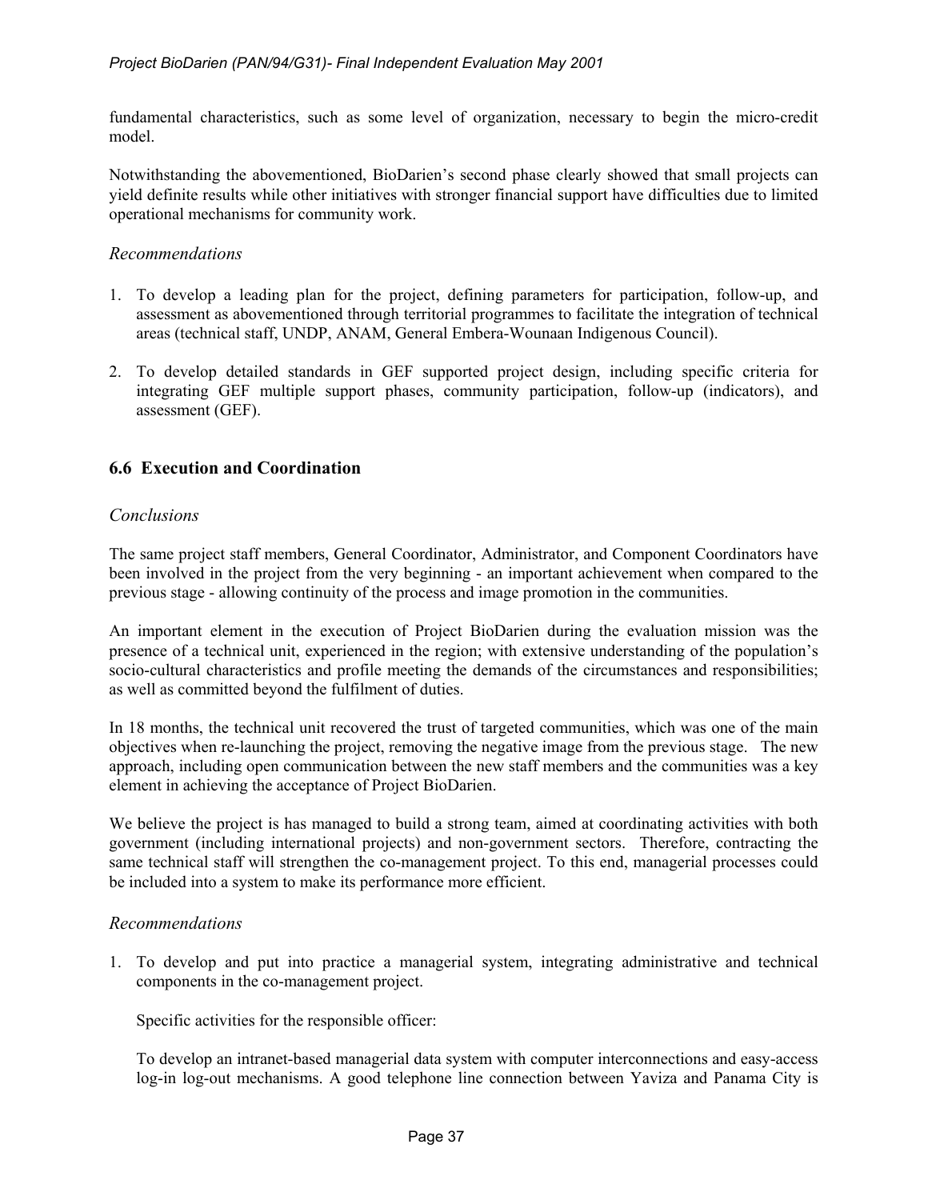fundamental characteristics, such as some level of organization, necessary to begin the micro-credit model.

Notwithstanding the abovementioned, BioDarien's second phase clearly showed that small projects can yield definite results while other initiatives with stronger financial support have difficulties due to limited operational mechanisms for community work.

*Recommendations*

1. To develop a leading plan for the project, defining parameters for participation, follow-up, and assessment as abovementioned through territorial programmes to facilitate the integration of technical areas (technical staff, UNDP, ANAM, General Embera-Wounaan Indigenous Council).

2. To develop detailed standards in GEF supported project design, including specific criteria for integrating GEF multiple support phases, community participation, follow-up (indicators), and assessment (GEF).

## 6.6 Execution and Coordination

*Conclusions*

The same project staff members, General Coordinator, Administrator, and Component Coordinators have been involved in the project from the very beginning - an important achievement when compared to the previous stage - allowing continuity of the process and image promotion in the communities.

An important element in the execution of Project BioDarien during the evaluation mission was the presence of a technical unit, experienced in the region; with extensive understanding of the population's socio-cultural characteristics and profile meeting the demands of the circumstances and responsibilities; as well as committed beyond the fulfilment of duties.

In 18 months, the technical unit recovered the trust of targeted communities, which was one of the main objectives when re-launching the project, removing the negative image from the previous stage. The new approach, including open communication between the new staff members and the communities was a key element in achieving the acceptance of Project BioDarien.

We believe the project is has managed to build a strong team, aimed at coordinating activities with both government (including international projects) and non-government sectors. Therefore, contracting the same technical staff will strengthen the co-management project. To this end, managerial processes could be included into a system to make its performance more efficient.

*Recommendations*

1. To develop and put into practice a managerial system, integrating administrative and technical components in the co-management project.

   Specific activities for the responsible officer:

   To develop an intranet-based managerial data system with computer interconnections and easy-access log-in log-out mechanisms. A good telephone line connection between Yaviza and Panama City is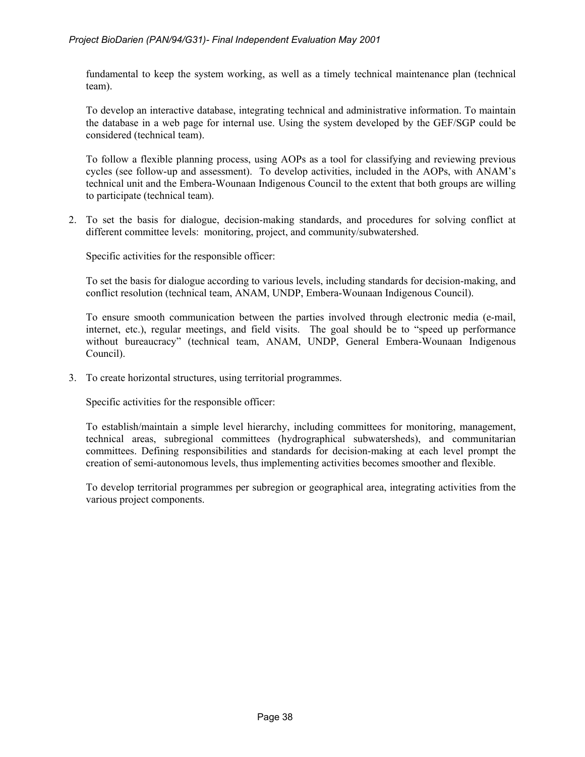fundamental to keep the system working, as well as a timely technical maintenance plan (technical team).

To develop an interactive database, integrating technical and administrative information. To maintain the database in a web page for internal use. Using the system developed by the GEF/SGP could be considered (technical team).

To follow a flexible planning process, using AOPs as a tool for classifying and reviewing previous cycles (see follow-up and assessment). To develop activities, included in the AOPs, with ANAM's technical unit and the Embera-Wounaan Indigenous Council to the extent that both groups are willing to participate (technical team).

2. To set the basis for dialogue, decision-making standards, and procedures for solving conflict at different committee levels: monitoring, project, and community/subwatershed.

   Specific activities for the responsible officer:

   To set the basis for dialogue according to various levels, including standards for decision-making, and conflict resolution (technical team, ANAM, UNDP, Embera-Wounaan Indigenous Council).

   To ensure smooth communication between the parties involved through electronic media (e-mail, internet, etc.), regular meetings, and field visits. The goal should be to "speed up performance without bureaucracy" (technical team, ANAM, UNDP, General Embera-Wounaan Indigenous Council).

3. To create horizontal structures, using territorial programmes.

   Specific activities for the responsible officer:

   To establish/maintain a simple level hierarchy, including committees for monitoring, management, technical areas, subregional committees (hydrographical subwatersheds), and communitarian committees. Defining responsibilities and standards for decision-making at each level prompt the creation of semi-autonomous levels, thus implementing activities becomes smoother and flexible.

   To develop territorial programmes per subregion or geographical area, integrating activities from the various project components.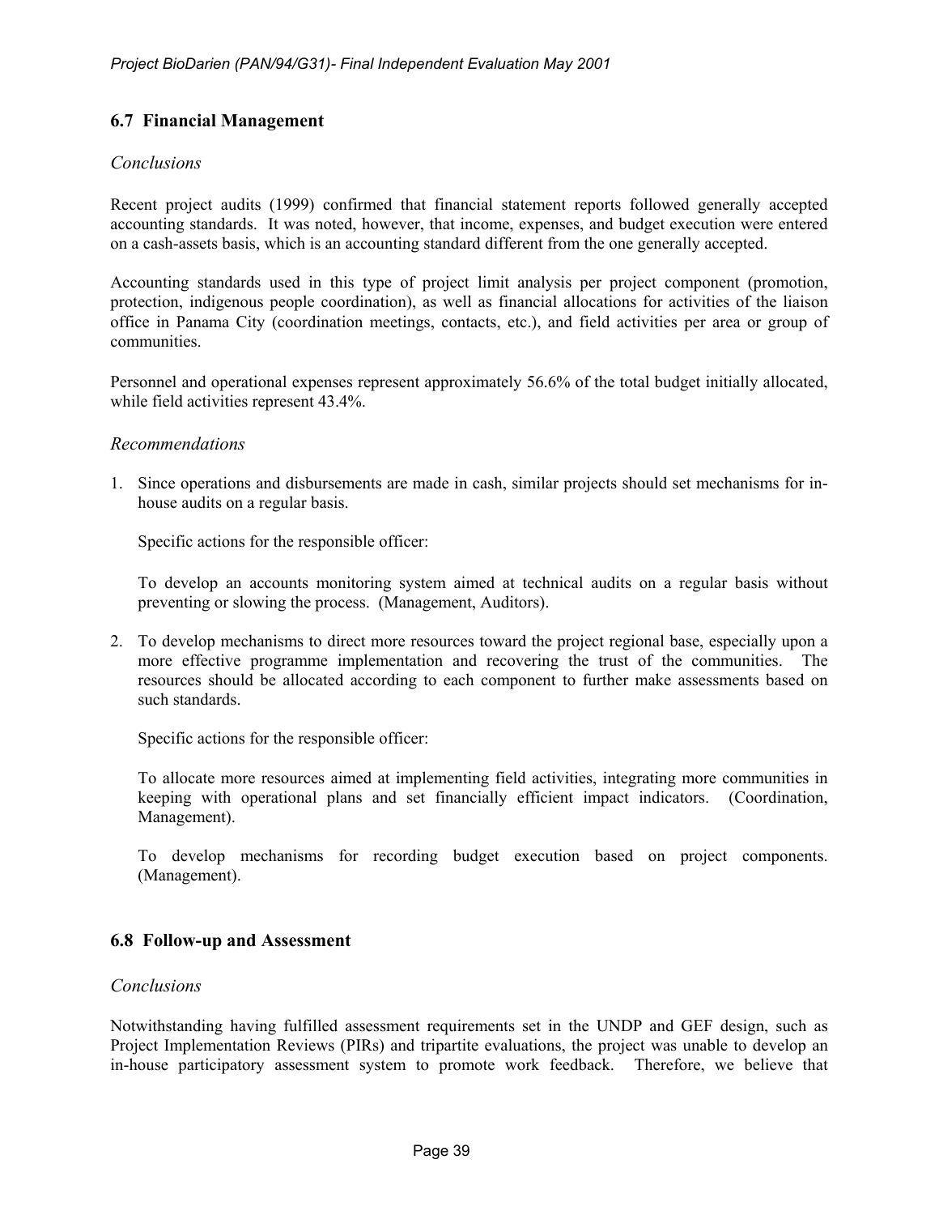## 6.7 Financial Management

*Conclusions*

Recent project audits (1999) confirmed that financial statement reports followed generally accepted accounting standards. It was noted, however, that income, expenses, and budget execution were entered on a cash-assets basis, which is an accounting standard different from the one generally accepted.

Accounting standards used in this type of project limit analysis per project component (promotion, protection, indigenous people coordination), as well as financial allocations for activities of the liaison office in Panama City (coordination meetings, contacts, etc.), and field activities per area or group of communities.

Personnel and operational expenses represent approximately 56.6% of the total budget initially allocated, while field activities represent 43.4%.

*Recommendations*

1. Since operations and disbursements are made in cash, similar projects should set mechanisms for in-house audits on a regular basis.

   Specific actions for the responsible officer:

   To develop an accounts monitoring system aimed at technical audits on a regular basis without preventing or slowing the process. (Management, Auditors).

2. To develop mechanisms to direct more resources toward the project regional base, especially upon a more effective programme implementation and recovering the trust of the communities. The resources should be allocated according to each component to further make assessments based on such standards.

   Specific actions for the responsible officer:

   To allocate more resources aimed at implementing field activities, integrating more communities in keeping with operational plans and set financially efficient impact indicators. (Coordination, Management).

   To develop mechanisms for recording budget execution based on project components. (Management).

## 6.8 Follow-up and Assessment

*Conclusions*

Notwithstanding having fulfilled assessment requirements set in the UNDP and GEF design, such as Project Implementation Reviews (PIRs) and tripartite evaluations, the project was unable to develop an in-house participatory assessment system to promote work feedback. Therefore, we believe that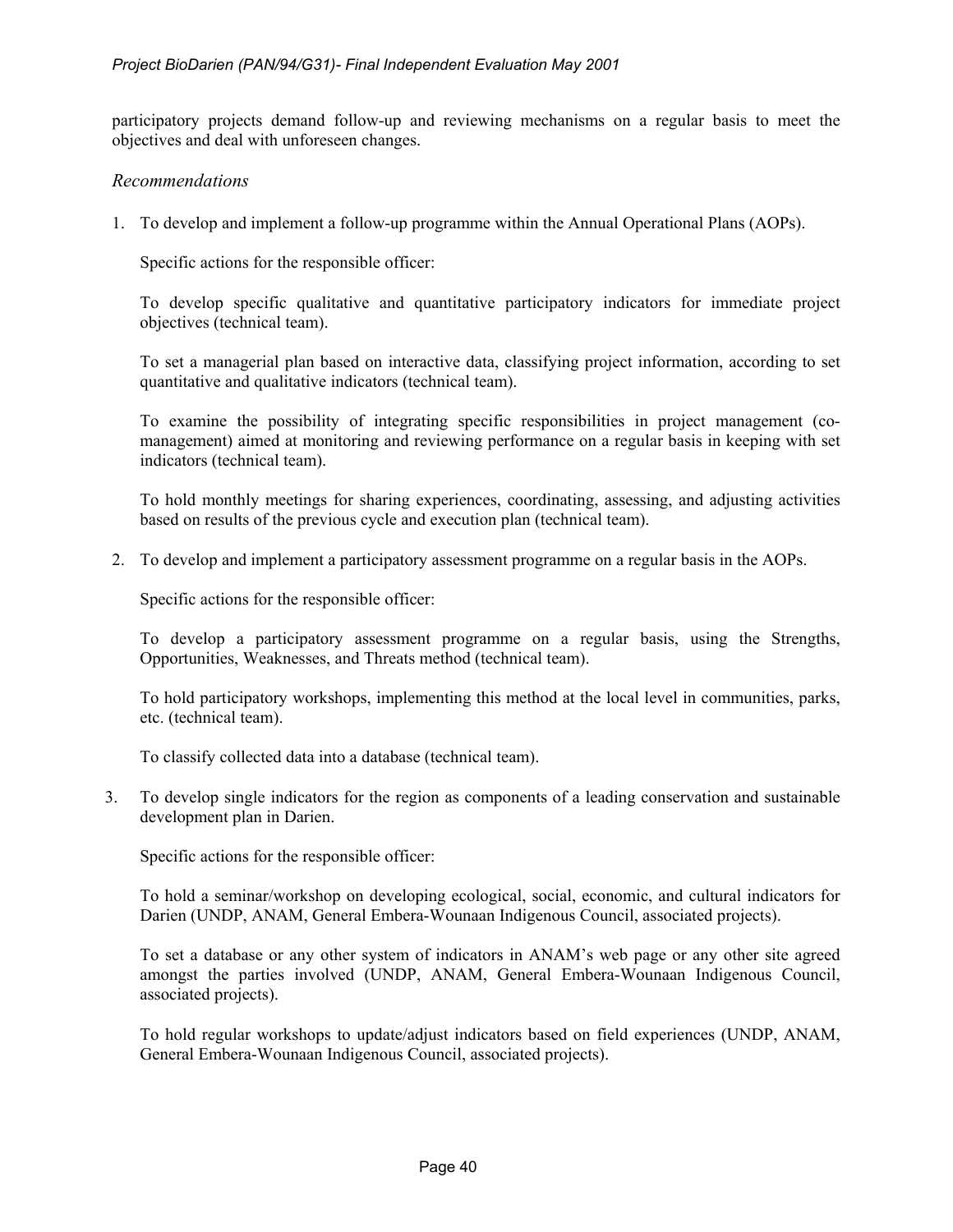participatory projects demand follow-up and reviewing mechanisms on a regular basis to meet the objectives and deal with unforeseen changes.

### *Recommendations*

1. To develop and implement a follow-up programme within the Annual Operational Plans (AOPs).

   Specific actions for the responsible officer:

   To develop specific qualitative and quantitative participatory indicators for immediate project objectives (technical team).

   To set a managerial plan based on interactive data, classifying project information, according to set quantitative and qualitative indicators (technical team).

   To examine the possibility of integrating specific responsibilities in project management (co-management) aimed at monitoring and reviewing performance on a regular basis in keeping with set indicators (technical team).

   To hold monthly meetings for sharing experiences, coordinating, assessing, and adjusting activities based on results of the previous cycle and execution plan (technical team).

2. To develop and implement a participatory assessment programme on a regular basis in the AOPs.

   Specific actions for the responsible officer:

   To develop a participatory assessment programme on a regular basis, using the Strengths, Opportunities, Weaknesses, and Threats method (technical team).

   To hold participatory workshops, implementing this method at the local level in communities, parks, etc. (technical team).

   To classify collected data into a database (technical team).

3. To develop single indicators for the region as components of a leading conservation and sustainable development plan in Darien.

   Specific actions for the responsible officer:

   To hold a seminar/workshop on developing ecological, social, economic, and cultural indicators for Darien (UNDP, ANAM, General Embera-Wounaan Indigenous Council, associated projects).

   To set a database or any other system of indicators in ANAM's web page or any other site agreed amongst the parties involved (UNDP, ANAM, General Embera-Wounaan Indigenous Council, associated projects).

   To hold regular workshops to update/adjust indicators based on field experiences (UNDP, ANAM, General Embera-Wounaan Indigenous Council, associated projects).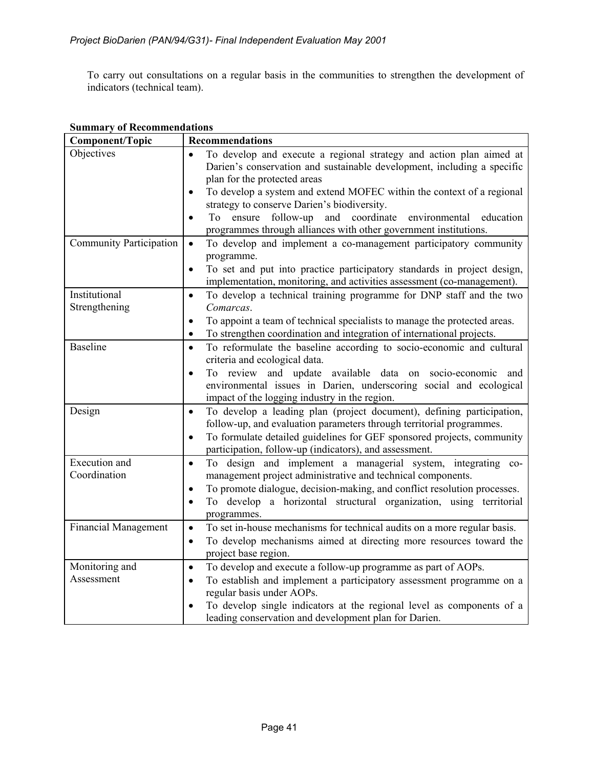To carry out consultations on a regular basis in the communities to strengthen the development of indicators (technical team).

**Summary of Recommendations**

| Component/Topic | Recommendations |
|---|---|
| Objectives | • To develop and execute a regional strategy and action plan aimed at Darien's conservation and sustainable development, including a specific plan for the protected areas<br>• To develop a system and extend MOFEC within the context of a regional strategy to conserve Darien's biodiversity.<br>• To ensure follow-up and coordinate environmental education programmes through alliances with other government institutions. |
| Community Participation | • To develop and implement a co-management participatory community programme.<br>• To set and put into practice participatory standards in project design, implementation, monitoring, and activities assessment (co-management). |
| Institutional Strengthening | • To develop a technical training programme for DNP staff and the two *Comarcas*.<br>• To appoint a team of technical specialists to manage the protected areas.<br>• To strengthen coordination and integration of international projects. |
| Baseline | • To reformulate the baseline according to socio-economic and cultural criteria and ecological data.<br>• To review and update available data on socio-economic and environmental issues in Darien, underscoring social and ecological impact of the logging industry in the region. |
| Design | • To develop a leading plan (project document), defining participation, follow-up, and evaluation parameters through territorial programmes.<br>• To formulate detailed guidelines for GEF sponsored projects, community participation, follow-up (indicators), and assessment. |
| Execution and Coordination | • To design and implement a managerial system, integrating co-management project administrative and technical components.<br>• To promote dialogue, decision-making, and conflict resolution processes.<br>• To develop a horizontal structural organization, using territorial programmes. |
| Financial Management | • To set in-house mechanisms for technical audits on a more regular basis.<br>• To develop mechanisms aimed at directing more resources toward the project base region. |
| Monitoring and Assessment | • To develop and execute a follow-up programme as part of AOPs.<br>• To establish and implement a participatory assessment programme on a regular basis under AOPs.<br>• To develop single indicators at the regional level as components of a leading conservation and development plan for Darien. |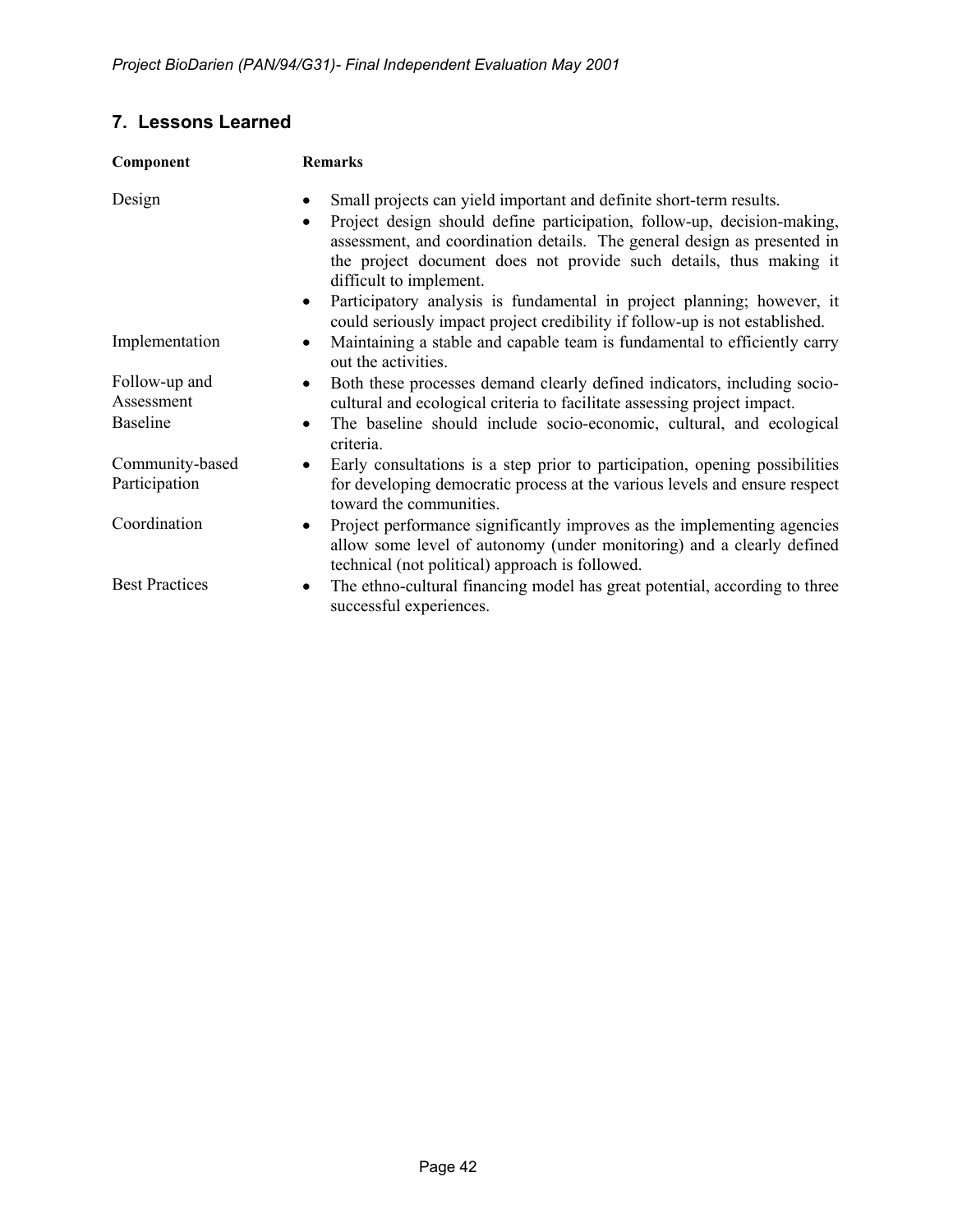## 7. Lessons Learned

| Component | Remarks |
| --- | --- |
| Design | • Small projects can yield important and definite short-term results.<br>• Project design should define participation, follow-up, decision-making, assessment, and coordination details. The general design as presented in the project document does not provide such details, thus making it difficult to implement.<br>• Participatory analysis is fundamental in project planning; however, it could seriously impact project credibility if follow-up is not established. |
| Implementation | • Maintaining a stable and capable team is fundamental to efficiently carry out the activities. |
| Follow-up and Assessment | • Both these processes demand clearly defined indicators, including socio-cultural and ecological criteria to facilitate assessing project impact. |
| Baseline | • The baseline should include socio-economic, cultural, and ecological criteria. |
| Community-based Participation | • Early consultations is a step prior to participation, opening possibilities for developing democratic process at the various levels and ensure respect toward the communities. |
| Coordination | • Project performance significantly improves as the implementing agencies allow some level of autonomy (under monitoring) and a clearly defined technical (not political) approach is followed. |
| Best Practices | • The ethno-cultural financing model has great potential, according to three successful experiences. |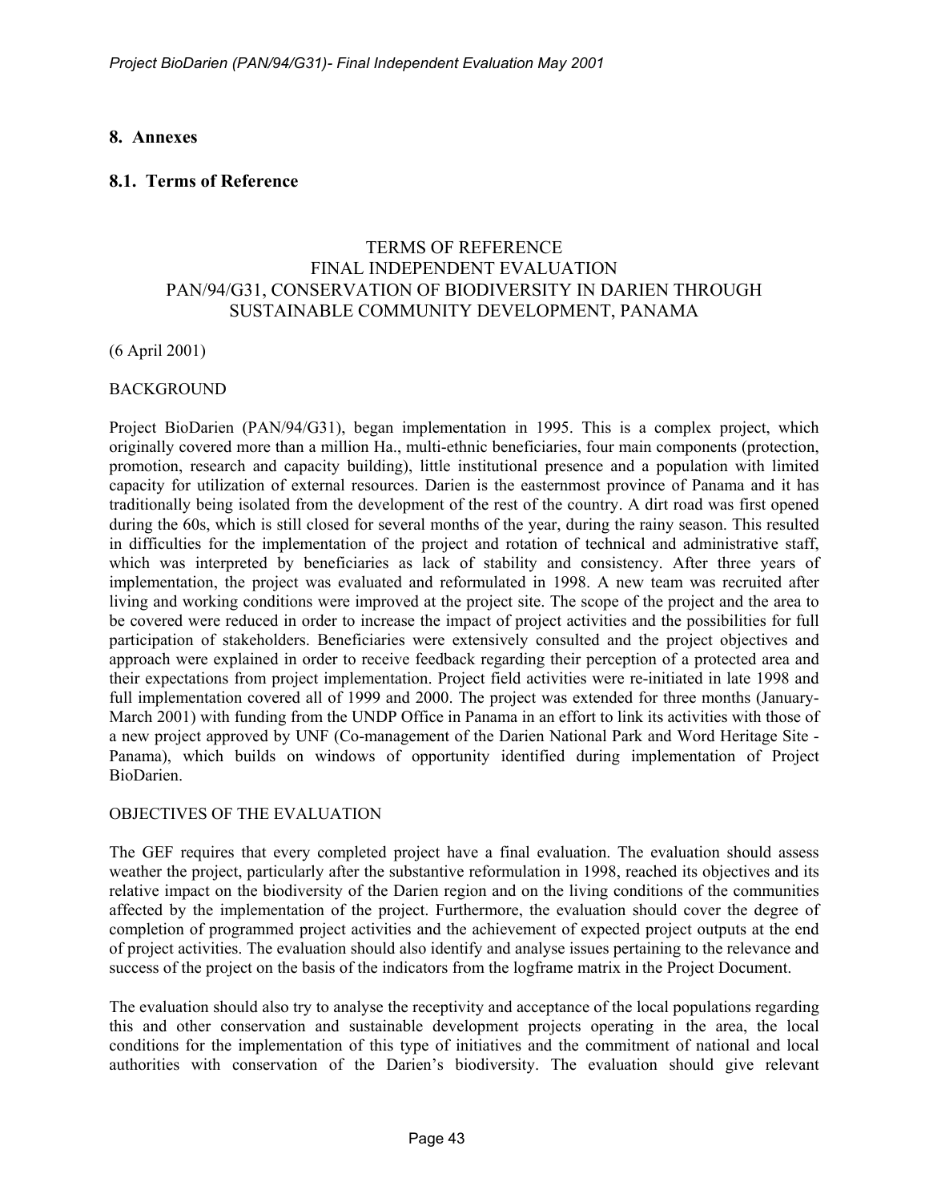## 8. Annexes

### 8.1. Terms of Reference

TERMS OF REFERENCE
FINAL INDEPENDENT EVALUATION
PAN/94/G31, CONSERVATION OF BIODIVERSITY IN DARIEN THROUGH SUSTAINABLE COMMUNITY DEVELOPMENT, PANAMA

(6 April 2001)

BACKGROUND

Project BioDarien (PAN/94/G31), began implementation in 1995. This is a complex project, which originally covered more than a million Ha., multi-ethnic beneficiaries, four main components (protection, promotion, research and capacity building), little institutional presence and a population with limited capacity for utilization of external resources. Darien is the easternmost province of Panama and it has traditionally being isolated from the development of the rest of the country. A dirt road was first opened during the 60s, which is still closed for several months of the year, during the rainy season. This resulted in difficulties for the implementation of the project and rotation of technical and administrative staff, which was interpreted by beneficiaries as lack of stability and consistency. After three years of implementation, the project was evaluated and reformulated in 1998. A new team was recruited after living and working conditions were improved at the project site. The scope of the project and the area to be covered were reduced in order to increase the impact of project activities and the possibilities for full participation of stakeholders. Beneficiaries were extensively consulted and the project objectives and approach were explained in order to receive feedback regarding their perception of a protected area and their expectations from project implementation. Project field activities were re-initiated in late 1998 and full implementation covered all of 1999 and 2000. The project was extended for three months (January-March 2001) with funding from the UNDP Office in Panama in an effort to link its activities with those of a new project approved by UNF (Co-management of the Darien National Park and Word Heritage Site - Panama), which builds on windows of opportunity identified during implementation of Project BioDarien.

OBJECTIVES OF THE EVALUATION

The GEF requires that every completed project have a final evaluation. The evaluation should assess weather the project, particularly after the substantive reformulation in 1998, reached its objectives and its relative impact on the biodiversity of the Darien region and on the living conditions of the communities affected by the implementation of the project. Furthermore, the evaluation should cover the degree of completion of programmed project activities and the achievement of expected project outputs at the end of project activities. The evaluation should also identify and analyse issues pertaining to the relevance and success of the project on the basis of the indicators from the logframe matrix in the Project Document.

The evaluation should also try to analyse the receptivity and acceptance of the local populations regarding this and other conservation and sustainable development projects operating in the area, the local conditions for the implementation of this type of initiatives and the commitment of national and local authorities with conservation of the Darien's biodiversity. The evaluation should give relevant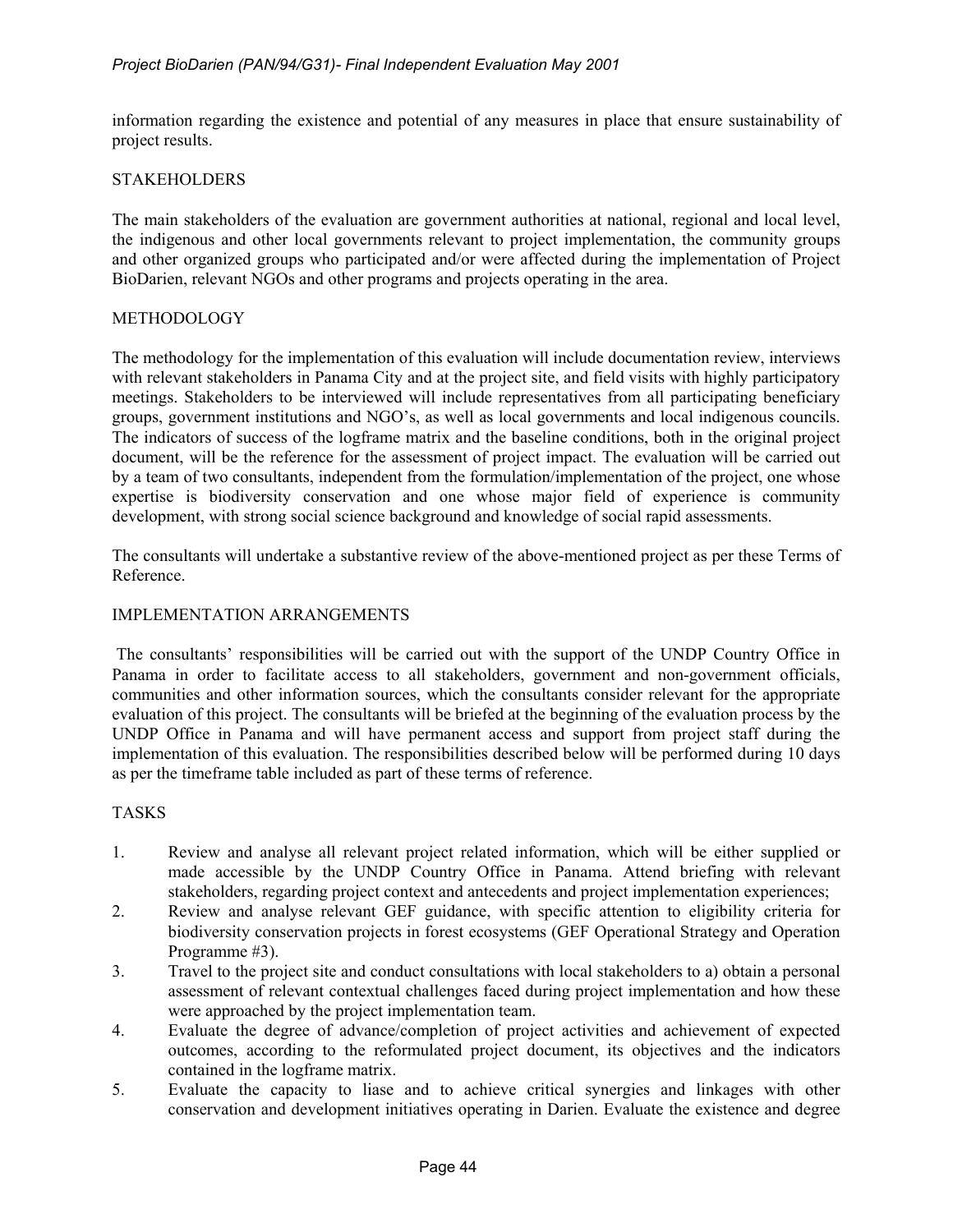information regarding the existence and potential of any measures in place that ensure sustainability of project results.

## STAKEHOLDERS

The main stakeholders of the evaluation are government authorities at national, regional and local level, the indigenous and other local governments relevant to project implementation, the community groups and other organized groups who participated and/or were affected during the implementation of Project BioDarien, relevant NGOs and other programs and projects operating in the area.

## METHODOLOGY

The methodology for the implementation of this evaluation will include documentation review, interviews with relevant stakeholders in Panama City and at the project site, and field visits with highly participatory meetings. Stakeholders to be interviewed will include representatives from all participating beneficiary groups, government institutions and NGO's, as well as local governments and local indigenous councils. The indicators of success of the logframe matrix and the baseline conditions, both in the original project document, will be the reference for the assessment of project impact. The evaluation will be carried out by a team of two consultants, independent from the formulation/implementation of the project, one whose expertise is biodiversity conservation and one whose major field of experience is community development, with strong social science background and knowledge of social rapid assessments.

The consultants will undertake a substantive review of the above-mentioned project as per these Terms of Reference.

## IMPLEMENTATION ARRANGEMENTS

The consultants' responsibilities will be carried out with the support of the UNDP Country Office in Panama in order to facilitate access to all stakeholders, government and non-government officials, communities and other information sources, which the consultants consider relevant for the appropriate evaluation of this project. The consultants will be briefed at the beginning of the evaluation process by the UNDP Office in Panama and will have permanent access and support from project staff during the implementation of this evaluation. The responsibilities described below will be performed during 10 days as per the timeframe table included as part of these terms of reference.

## TASKS

1. Review and analyse all relevant project related information, which will be either supplied or made accessible by the UNDP Country Office in Panama. Attend briefing with relevant stakeholders, regarding project context and antecedents and project implementation experiences;
2. Review and analyse relevant GEF guidance, with specific attention to eligibility criteria for biodiversity conservation projects in forest ecosystems (GEF Operational Strategy and Operation Programme #3).
3. Travel to the project site and conduct consultations with local stakeholders to a) obtain a personal assessment of relevant contextual challenges faced during project implementation and how these were approached by the project implementation team.
4. Evaluate the degree of advance/completion of project activities and achievement of expected outcomes, according to the reformulated project document, its objectives and the indicators contained in the logframe matrix.
5. Evaluate the capacity to liase and to achieve critical synergies and linkages with other conservation and development initiatives operating in Darien. Evaluate the existence and degree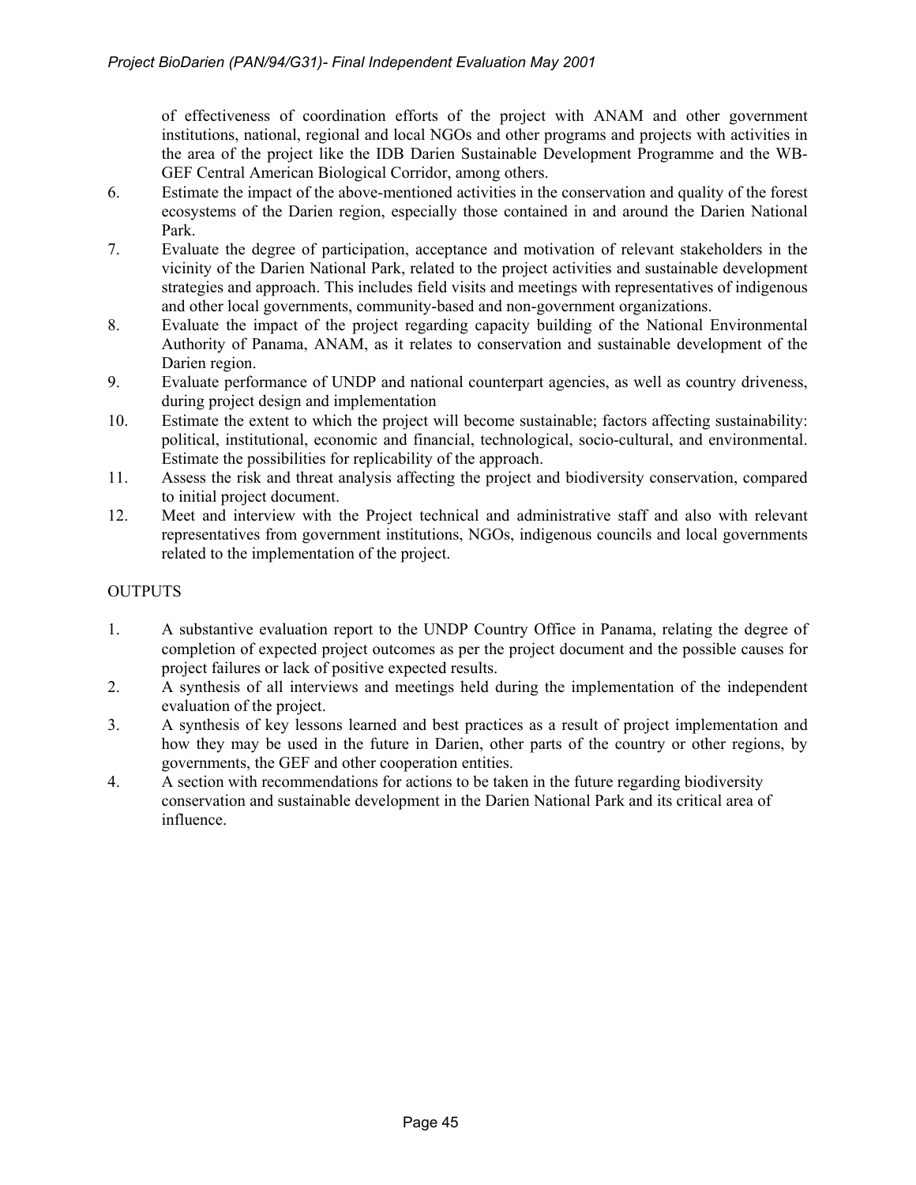of effectiveness of coordination efforts of the project with ANAM and other government institutions, national, regional and local NGOs and other programs and projects with activities in the area of the project like the IDB Darien Sustainable Development Programme and the WB-GEF Central American Biological Corridor, among others.

6. Estimate the impact of the above-mentioned activities in the conservation and quality of the forest ecosystems of the Darien region, especially those contained in and around the Darien National Park.
7. Evaluate the degree of participation, acceptance and motivation of relevant stakeholders in the vicinity of the Darien National Park, related to the project activities and sustainable development strategies and approach. This includes field visits and meetings with representatives of indigenous and other local governments, community-based and non-government organizations.
8. Evaluate the impact of the project regarding capacity building of the National Environmental Authority of Panama, ANAM, as it relates to conservation and sustainable development of the Darien region.
9. Evaluate performance of UNDP and national counterpart agencies, as well as country driveness, during project design and implementation
10. Estimate the extent to which the project will become sustainable; factors affecting sustainability: political, institutional, economic and financial, technological, socio-cultural, and environmental. Estimate the possibilities for replicability of the approach.
11. Assess the risk and threat analysis affecting the project and biodiversity conservation, compared to initial project document.
12. Meet and interview with the Project technical and administrative staff and also with relevant representatives from government institutions, NGOs, indigenous councils and local governments related to the implementation of the project.

OUTPUTS

1. A substantive evaluation report to the UNDP Country Office in Panama, relating the degree of completion of expected project outcomes as per the project document and the possible causes for project failures or lack of positive expected results.
2. A synthesis of all interviews and meetings held during the implementation of the independent evaluation of the project.
3. A synthesis of key lessons learned and best practices as a result of project implementation and how they may be used in the future in Darien, other parts of the country or other regions, by governments, the GEF and other cooperation entities.
4. A section with recommendations for actions to be taken in the future regarding biodiversity conservation and sustainable development in the Darien National Park and its critical area of influence.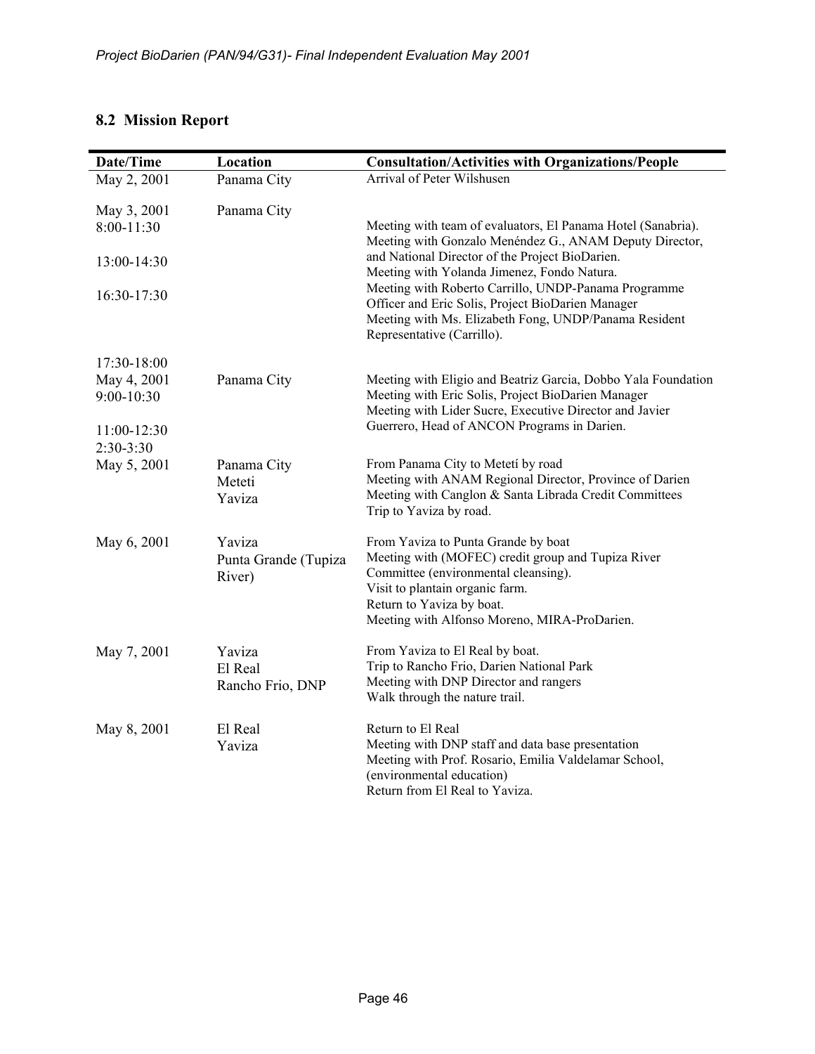## 8.2 Mission Report

| Date/Time | Location | Consultation/Activities with Organizations/People |
|---|---|---|
| May 2, 2001 | Panama City | Arrival of Peter Wilshusen |
| May 3, 2001 | Panama City | |
| 8:00-11:30 | | Meeting with team of evaluators, El Panama Hotel (Sanabria). |
| 13:00-14:30 | | Meeting with Gonzalo Menéndez G., ANAM Deputy Director, and National Director of the Project BioDarien. |
| 16:30-17:30 | | Meeting with Yolanda Jimenez, Fondo Natura. |
| | | Meeting with Roberto Carrillo, UNDP-Panama Programme Officer and Eric Solis, Project BioDarien Manager |
| 17:30-18:00 | | Meeting with Ms. Elizabeth Fong, UNDP/Panama Resident Representative (Carrillo). |
| May 4, 2001 | Panama City | |
| 9:00-10:30 | | Meeting with Eligio and Beatriz Garcia, Dobbo Yala Foundation |
| 11:00-12:30 | | Meeting with Eric Solis, Project BioDarien Manager |
| 2:30-3:30 | | Meeting with Lider Sucre, Executive Director and Javier Guerrero, Head of ANCON Programs in Darien. |
| May 5, 2001 | Panama City<br>Meteti<br>Yaviza | From Panama City to Metetí by road<br>Meeting with ANAM Regional Director, Province of Darien<br>Meeting with Canglon & Santa Librada Credit Committees<br>Trip to Yaviza by road. |
| May 6, 2001 | Yaviza<br>Punta Grande (Tupiza River) | From Yaviza to Punta Grande by boat<br>Meeting with (MOFEC) credit group and Tupiza River Committee (environmental cleansing).<br>Visit to plantain organic farm.<br>Return to Yaviza by boat.<br>Meeting with Alfonso Moreno, MIRA-ProDarien. |
| May 7, 2001 | Yaviza<br>El Real<br>Rancho Frio, DNP | From Yaviza to El Real by boat.<br>Trip to Rancho Frio, Darien National Park<br>Meeting with DNP Director and rangers<br>Walk through the nature trail. |
| May 8, 2001 | El Real<br>Yaviza | Return to El Real<br>Meeting with DNP staff and data base presentation<br>Meeting with Prof. Rosario, Emilia Valdelamar School, (environmental education)<br>Return from El Real to Yaviza. |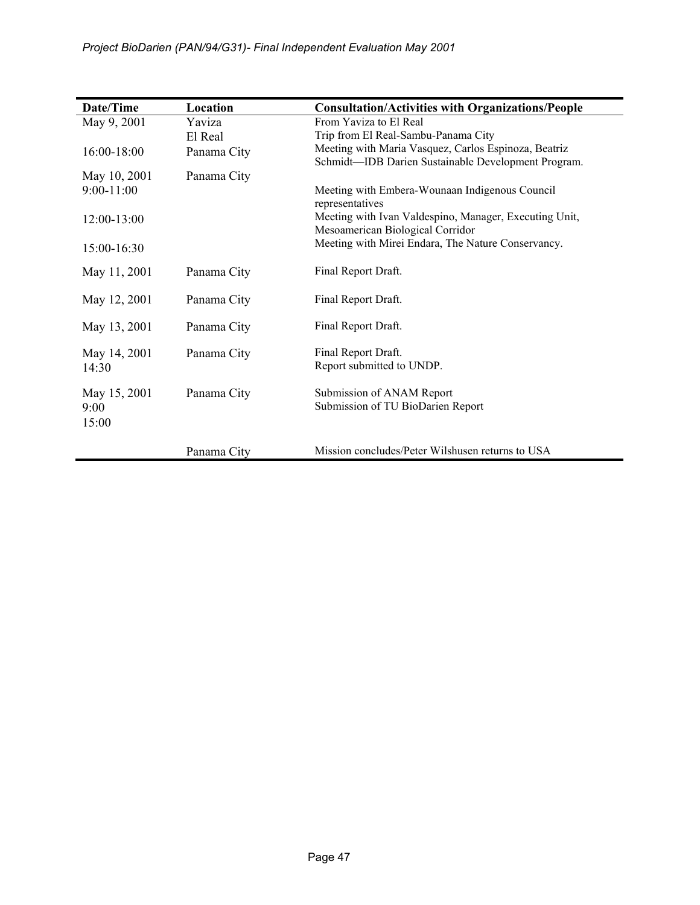| Date/Time | Location | Consultation/Activities with Organizations/People |
|---|---|---|
| May 9, 2001 | Yaviza | From Yaviza to El Real |
| | El Real | Trip from El Real-Sambu-Panama City |
| 16:00-18:00 | Panama City | Meeting with Maria Vasquez, Carlos Espinoza, Beatriz Schmidt—IDB Darien Sustainable Development Program. |
| May 10, 2001 | Panama City | |
| 9:00-11:00 | | Meeting with Embera-Wounaan Indigenous Council representatives |
| 12:00-13:00 | | Meeting with Ivan Valdespino, Manager, Executing Unit, Mesoamerican Biological Corridor |
| 15:00-16:30 | | Meeting with Mirei Endara, The Nature Conservancy. |
| May 11, 2001 | Panama City | Final Report Draft. |
| May 12, 2001 | Panama City | Final Report Draft. |
| May 13, 2001 | Panama City | Final Report Draft. |
| May 14, 2001 | Panama City | Final Report Draft. |
| 14:30 | | Report submitted to UNDP. |
| May 15, 2001 | Panama City | Submission of ANAM Report |
| 9:00 | | Submission of TU BioDarien Report |
| 15:00 | | |
| | Panama City | Mission concludes/Peter Wilshusen returns to USA |